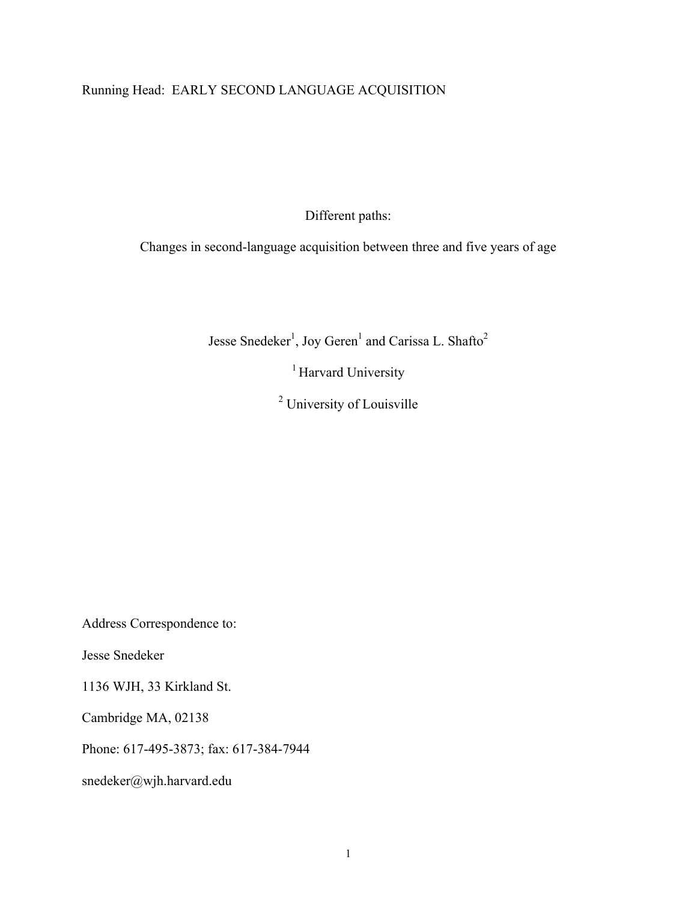Running Head: EARLY SECOND LANGUAGE ACQUISITION

# Different paths:

## Changes in second-language acquisition between three and five years of age

Jesse Snedeker[1], Joy Geren[1] and Carissa L. Shafto[2]

[1] Harvard University

[2] University of Louisville

Address Correspondence to:

Jesse Snedeker

1136 WJH, 33 Kirkland St.

Cambridge MA, 02138

Phone: 617-495-3873; fax: 617-384-7944

snedeker@wjh.harvard.edu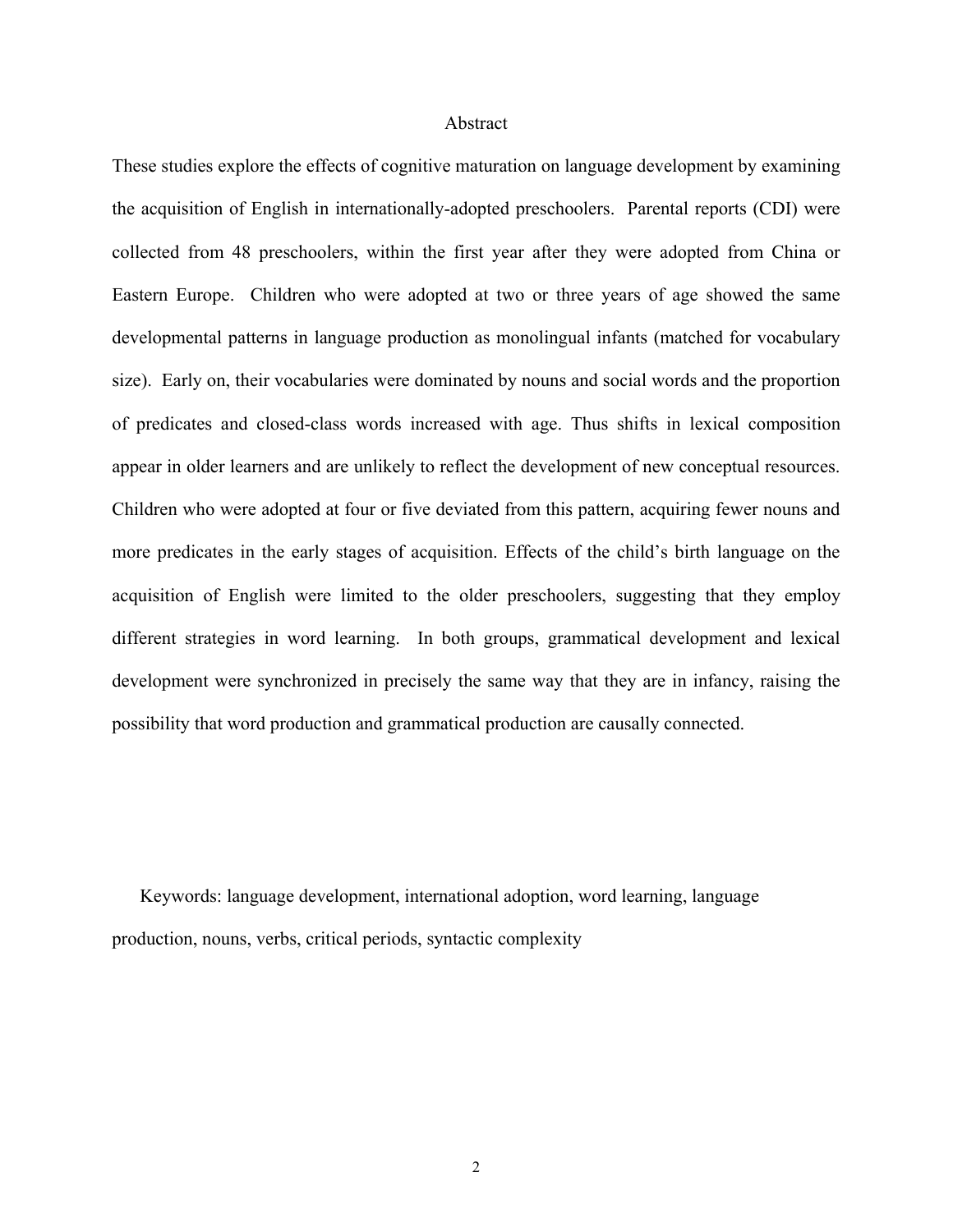# Abstract

These studies explore the effects of cognitive maturation on language development by examining the acquisition of English in internationally-adopted preschoolers. Parental reports (CDI) were collected from 48 preschoolers, within the first year after they were adopted from China or Eastern Europe. Children who were adopted at two or three years of age showed the same developmental patterns in language production as monolingual infants (matched for vocabulary size). Early on, their vocabularies were dominated by nouns and social words and the proportion of predicates and closed-class words increased with age. Thus shifts in lexical composition appear in older learners and are unlikely to reflect the development of new conceptual resources. Children who were adopted at four or five deviated from this pattern, acquiring fewer nouns and more predicates in the early stages of acquisition. Effects of the child's birth language on the acquisition of English were limited to the older preschoolers, suggesting that they employ different strategies in word learning. In both groups, grammatical development and lexical development were synchronized in precisely the same way that they are in infancy, raising the possibility that word production and grammatical production are causally connected.

Keywords: language development, international adoption, word learning, language production, nouns, verbs, critical periods, syntactic complexity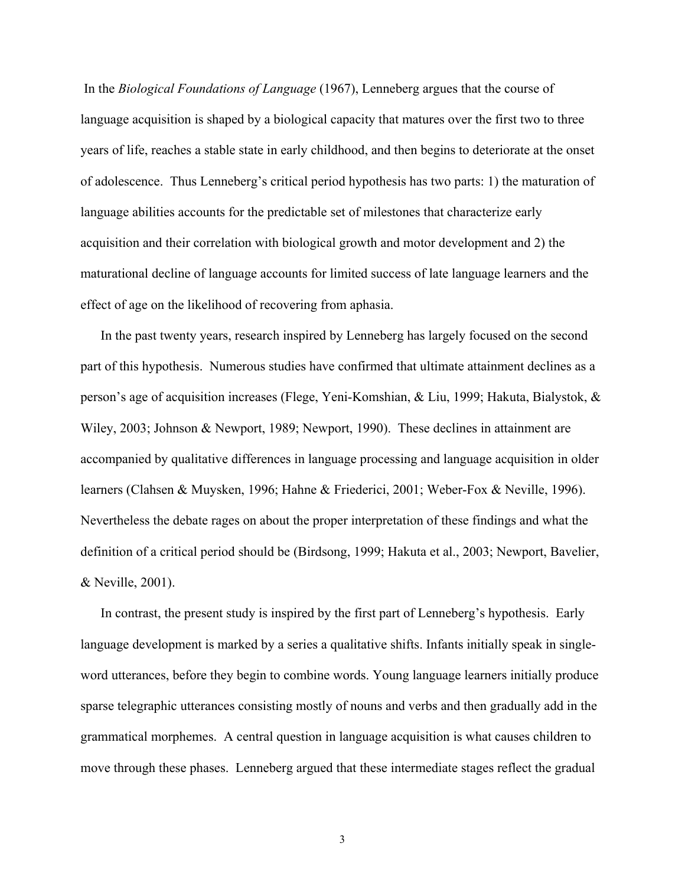In the *Biological Foundations of Language* (1967), Lenneberg argues that the course of language acquisition is shaped by a biological capacity that matures over the first two to three years of life, reaches a stable state in early childhood, and then begins to deteriorate at the onset of adolescence. Thus Lenneberg's critical period hypothesis has two parts: 1) the maturation of language abilities accounts for the predictable set of milestones that characterize early acquisition and their correlation with biological growth and motor development and 2) the maturational decline of language accounts for limited success of late language learners and the effect of age on the likelihood of recovering from aphasia.

In the past twenty years, research inspired by Lenneberg has largely focused on the second part of this hypothesis. Numerous studies have confirmed that ultimate attainment declines as a person's age of acquisition increases (Flege, Yeni-Komshian, & Liu, 1999; Hakuta, Bialystok, & Wiley, 2003; Johnson & Newport, 1989; Newport, 1990). These declines in attainment are accompanied by qualitative differences in language processing and language acquisition in older learners (Clahsen & Muysken, 1996; Hahne & Friederici, 2001; Weber-Fox & Neville, 1996). Nevertheless the debate rages on about the proper interpretation of these findings and what the definition of a critical period should be (Birdsong, 1999; Hakuta et al., 2003; Newport, Bavelier, & Neville, 2001).

In contrast, the present study is inspired by the first part of Lenneberg's hypothesis. Early language development is marked by a series a qualitative shifts. Infants initially speak in single-word utterances, before they begin to combine words. Young language learners initially produce sparse telegraphic utterances consisting mostly of nouns and verbs and then gradually add in the grammatical morphemes. A central question in language acquisition is what causes children to move through these phases. Lenneberg argued that these intermediate stages reflect the gradual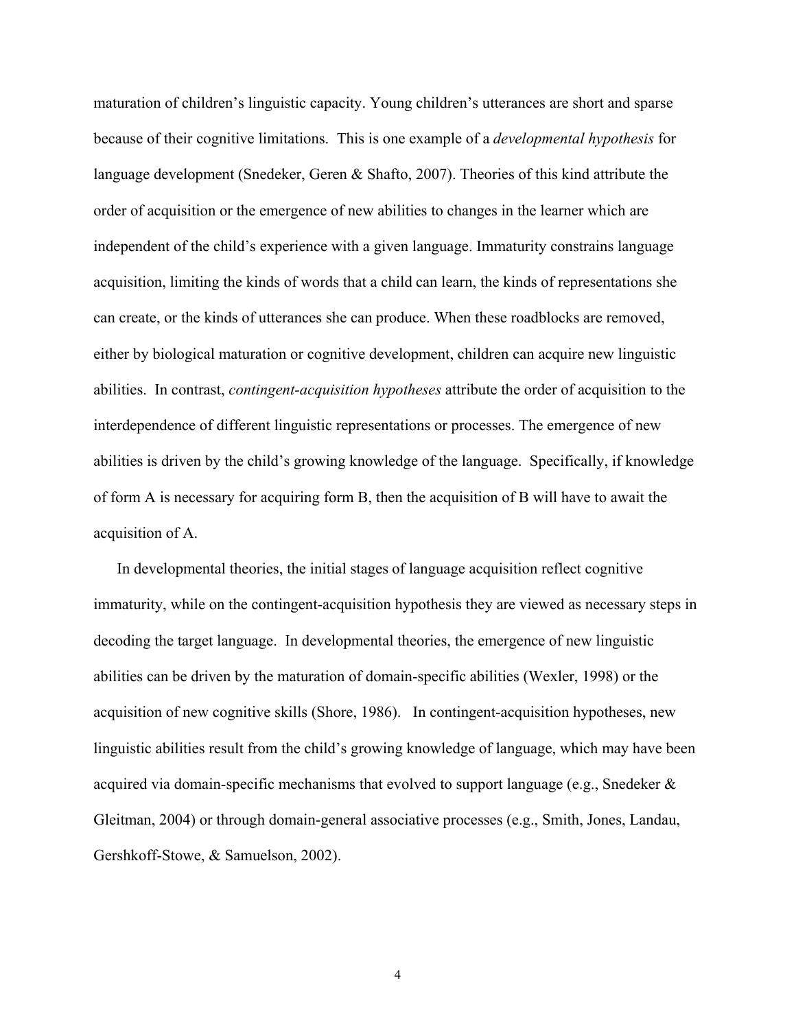maturation of children's linguistic capacity. Young children's utterances are short and sparse because of their cognitive limitations. This is one example of a *developmental hypothesis* for language development (Snedeker, Geren & Shafto, 2007). Theories of this kind attribute the order of acquisition or the emergence of new abilities to changes in the learner which are independent of the child's experience with a given language. Immaturity constrains language acquisition, limiting the kinds of words that a child can learn, the kinds of representations she can create, or the kinds of utterances she can produce. When these roadblocks are removed, either by biological maturation or cognitive development, children can acquire new linguistic abilities. In contrast, *contingent-acquisition hypotheses* attribute the order of acquisition to the interdependence of different linguistic representations or processes. The emergence of new abilities is driven by the child's growing knowledge of the language. Specifically, if knowledge of form A is necessary for acquiring form B, then the acquisition of B will have to await the acquisition of A.

In developmental theories, the initial stages of language acquisition reflect cognitive immaturity, while on the contingent-acquisition hypothesis they are viewed as necessary steps in decoding the target language. In developmental theories, the emergence of new linguistic abilities can be driven by the maturation of domain-specific abilities (Wexler, 1998) or the acquisition of new cognitive skills (Shore, 1986). In contingent-acquisition hypotheses, new linguistic abilities result from the child's growing knowledge of language, which may have been acquired via domain-specific mechanisms that evolved to support language (e.g., Snedeker & Gleitman, 2004) or through domain-general associative processes (e.g., Smith, Jones, Landau, Gershkoff-Stowe, & Samuelson, 2002).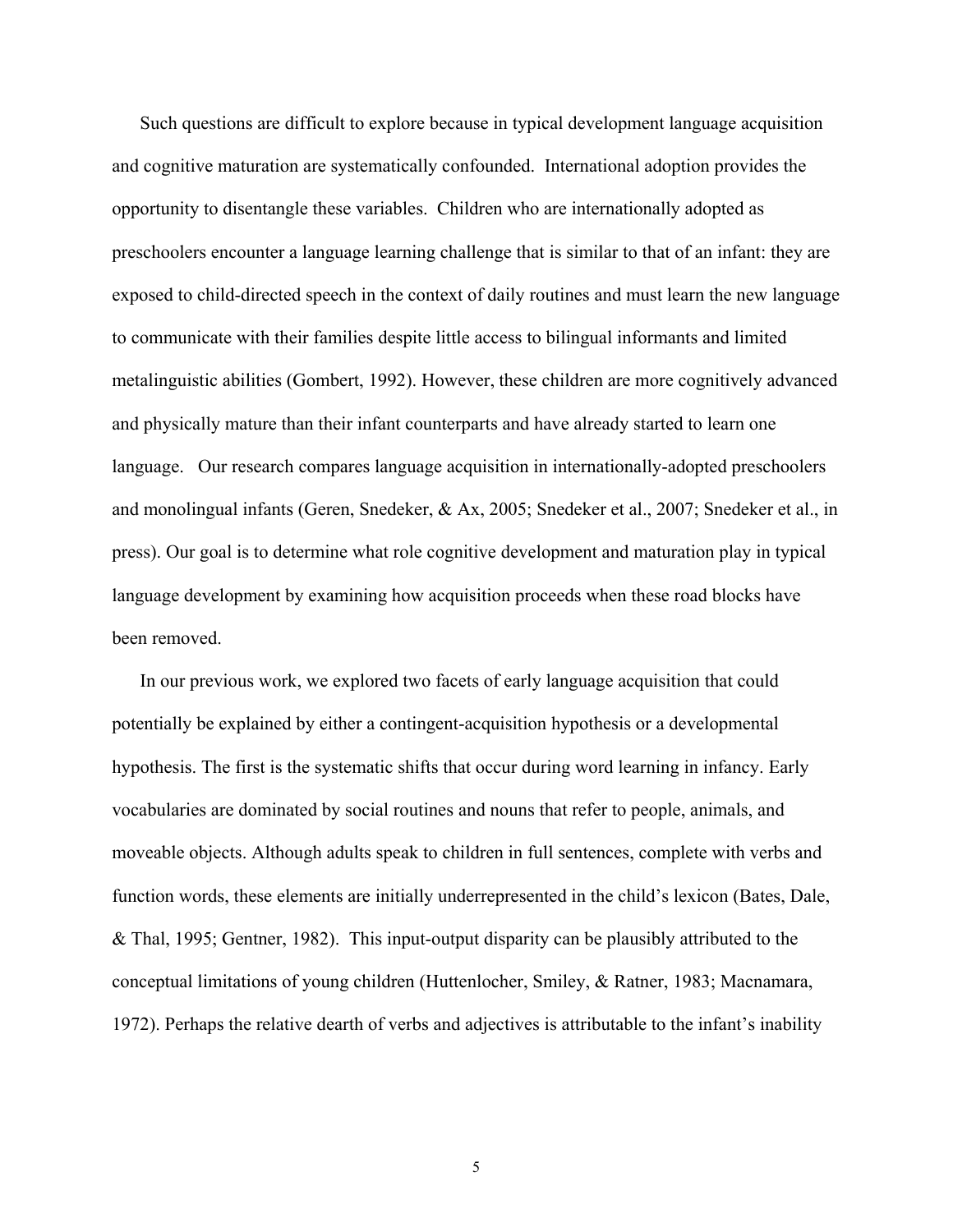Such questions are difficult to explore because in typical development language acquisition and cognitive maturation are systematically confounded. International adoption provides the opportunity to disentangle these variables. Children who are internationally adopted as preschoolers encounter a language learning challenge that is similar to that of an infant: they are exposed to child-directed speech in the context of daily routines and must learn the new language to communicate with their families despite little access to bilingual informants and limited metalinguistic abilities (Gombert, 1992). However, these children are more cognitively advanced and physically mature than their infant counterparts and have already started to learn one language. Our research compares language acquisition in internationally-adopted preschoolers and monolingual infants (Geren, Snedeker, & Ax, 2005; Snedeker et al., 2007; Snedeker et al., in press). Our goal is to determine what role cognitive development and maturation play in typical language development by examining how acquisition proceeds when these road blocks have been removed.

In our previous work, we explored two facets of early language acquisition that could potentially be explained by either a contingent-acquisition hypothesis or a developmental hypothesis. The first is the systematic shifts that occur during word learning in infancy. Early vocabularies are dominated by social routines and nouns that refer to people, animals, and moveable objects. Although adults speak to children in full sentences, complete with verbs and function words, these elements are initially underrepresented in the child's lexicon (Bates, Dale, & Thal, 1995; Gentner, 1982). This input-output disparity can be plausibly attributed to the conceptual limitations of young children (Huttenlocher, Smiley, & Ratner, 1983; Macnamara, 1972). Perhaps the relative dearth of verbs and adjectives is attributable to the infant's inability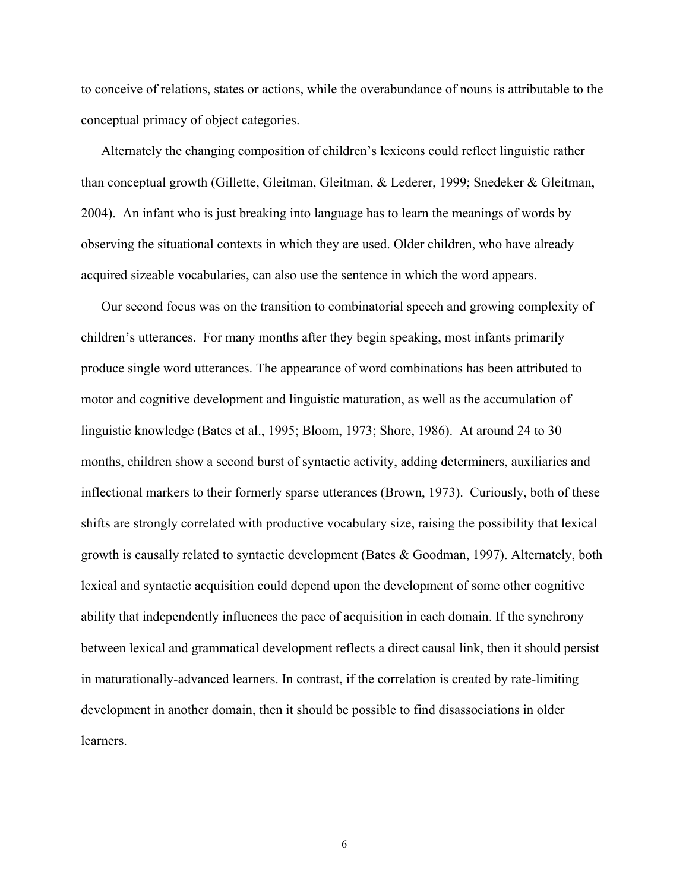to conceive of relations, states or actions, while the overabundance of nouns is attributable to the conceptual primacy of object categories.

Alternately the changing composition of children's lexicons could reflect linguistic rather than conceptual growth (Gillette, Gleitman, Gleitman, & Lederer, 1999; Snedeker & Gleitman, 2004). An infant who is just breaking into language has to learn the meanings of words by observing the situational contexts in which they are used. Older children, who have already acquired sizeable vocabularies, can also use the sentence in which the word appears.

Our second focus was on the transition to combinatorial speech and growing complexity of children's utterances. For many months after they begin speaking, most infants primarily produce single word utterances. The appearance of word combinations has been attributed to motor and cognitive development and linguistic maturation, as well as the accumulation of linguistic knowledge (Bates et al., 1995; Bloom, 1973; Shore, 1986). At around 24 to 30 months, children show a second burst of syntactic activity, adding determiners, auxiliaries and inflectional markers to their formerly sparse utterances (Brown, 1973). Curiously, both of these shifts are strongly correlated with productive vocabulary size, raising the possibility that lexical growth is causally related to syntactic development (Bates & Goodman, 1997). Alternately, both lexical and syntactic acquisition could depend upon the development of some other cognitive ability that independently influences the pace of acquisition in each domain. If the synchrony between lexical and grammatical development reflects a direct causal link, then it should persist in maturationally-advanced learners. In contrast, if the correlation is created by rate-limiting development in another domain, then it should be possible to find disassociations in older learners.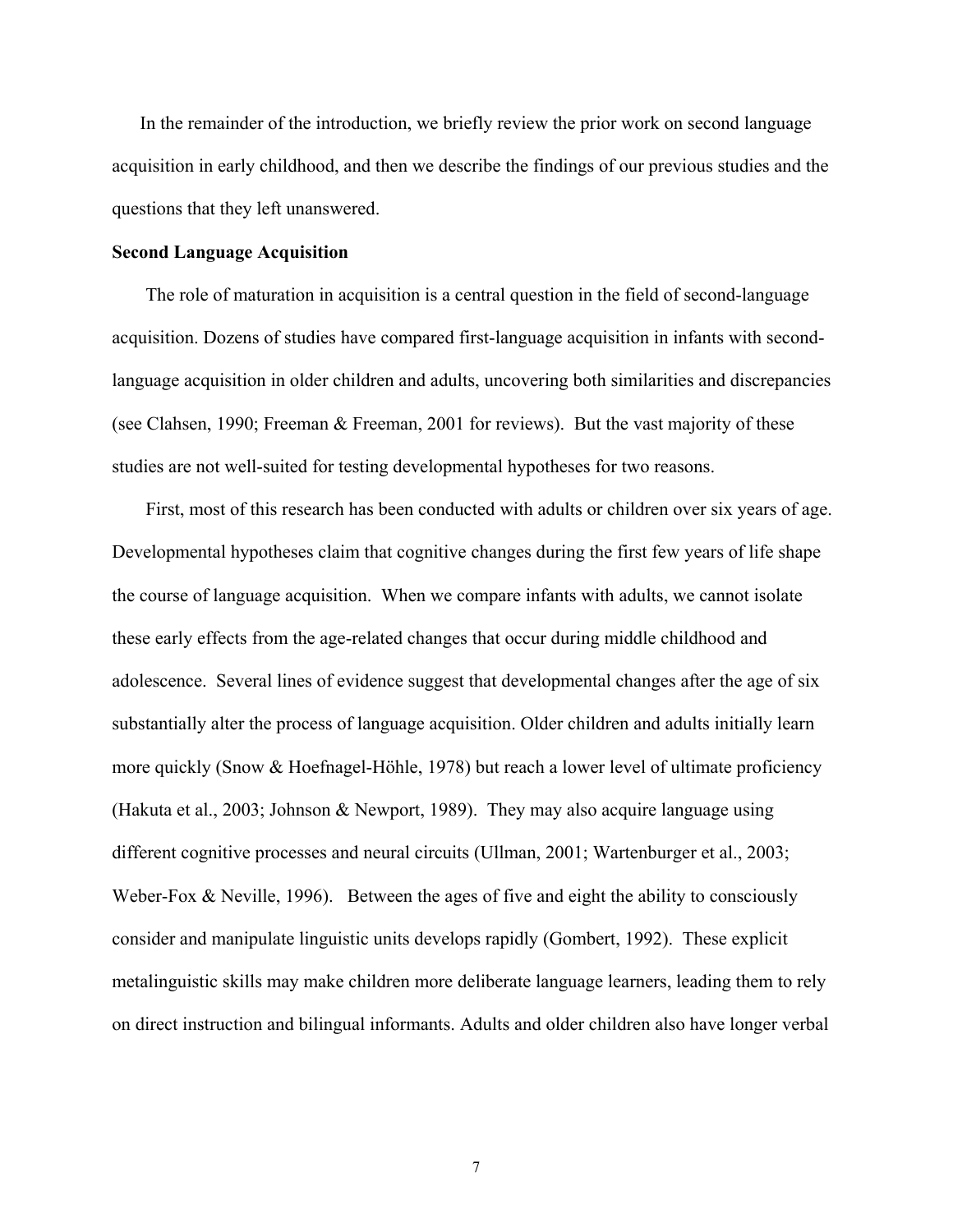In the remainder of the introduction, we briefly review the prior work on second language acquisition in early childhood, and then we describe the findings of our previous studies and the questions that they left unanswered.

**Second Language Acquisition**

The role of maturation in acquisition is a central question in the field of second-language acquisition. Dozens of studies have compared first-language acquisition in infants with second-language acquisition in older children and adults, uncovering both similarities and discrepancies (see Clahsen, 1990; Freeman & Freeman, 2001 for reviews). But the vast majority of these studies are not well-suited for testing developmental hypotheses for two reasons.

First, most of this research has been conducted with adults or children over six years of age. Developmental hypotheses claim that cognitive changes during the first few years of life shape the course of language acquisition. When we compare infants with adults, we cannot isolate these early effects from the age-related changes that occur during middle childhood and adolescence. Several lines of evidence suggest that developmental changes after the age of six substantially alter the process of language acquisition. Older children and adults initially learn more quickly (Snow & Hoefnagel-Höhle, 1978) but reach a lower level of ultimate proficiency (Hakuta et al., 2003; Johnson & Newport, 1989). They may also acquire language using different cognitive processes and neural circuits (Ullman, 2001; Wartenburger et al., 2003; Weber-Fox & Neville, 1996). Between the ages of five and eight the ability to consciously consider and manipulate linguistic units develops rapidly (Gombert, 1992). These explicit metalinguistic skills may make children more deliberate language learners, leading them to rely on direct instruction and bilingual informants. Adults and older children also have longer verbal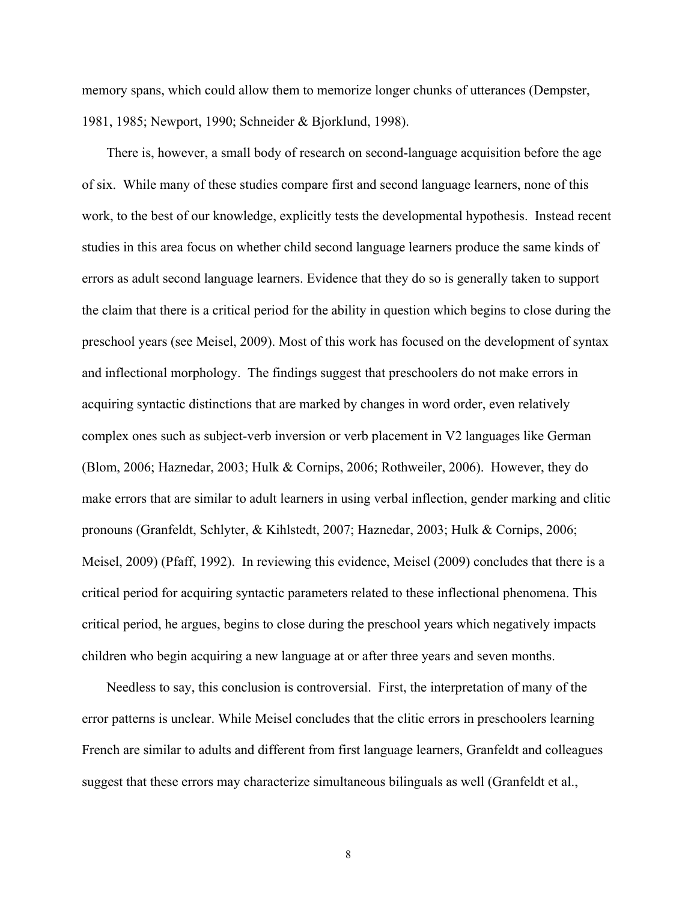memory spans, which could allow them to memorize longer chunks of utterances (Dempster, 1981, 1985; Newport, 1990; Schneider & Bjorklund, 1998).

There is, however, a small body of research on second-language acquisition before the age of six. While many of these studies compare first and second language learners, none of this work, to the best of our knowledge, explicitly tests the developmental hypothesis. Instead recent studies in this area focus on whether child second language learners produce the same kinds of errors as adult second language learners. Evidence that they do so is generally taken to support the claim that there is a critical period for the ability in question which begins to close during the preschool years (see Meisel, 2009). Most of this work has focused on the development of syntax and inflectional morphology. The findings suggest that preschoolers do not make errors in acquiring syntactic distinctions that are marked by changes in word order, even relatively complex ones such as subject-verb inversion or verb placement in V2 languages like German (Blom, 2006; Haznedar, 2003; Hulk & Cornips, 2006; Rothweiler, 2006). However, they do make errors that are similar to adult learners in using verbal inflection, gender marking and clitic pronouns (Granfeldt, Schlyter, & Kihlstedt, 2007; Haznedar, 2003; Hulk & Cornips, 2006; Meisel, 2009) (Pfaff, 1992). In reviewing this evidence, Meisel (2009) concludes that there is a critical period for acquiring syntactic parameters related to these inflectional phenomena. This critical period, he argues, begins to close during the preschool years which negatively impacts children who begin acquiring a new language at or after three years and seven months.

Needless to say, this conclusion is controversial. First, the interpretation of many of the error patterns is unclear. While Meisel concludes that the clitic errors in preschoolers learning French are similar to adults and different from first language learners, Granfeldt and colleagues suggest that these errors may characterize simultaneous bilinguals as well (Granfeldt et al.,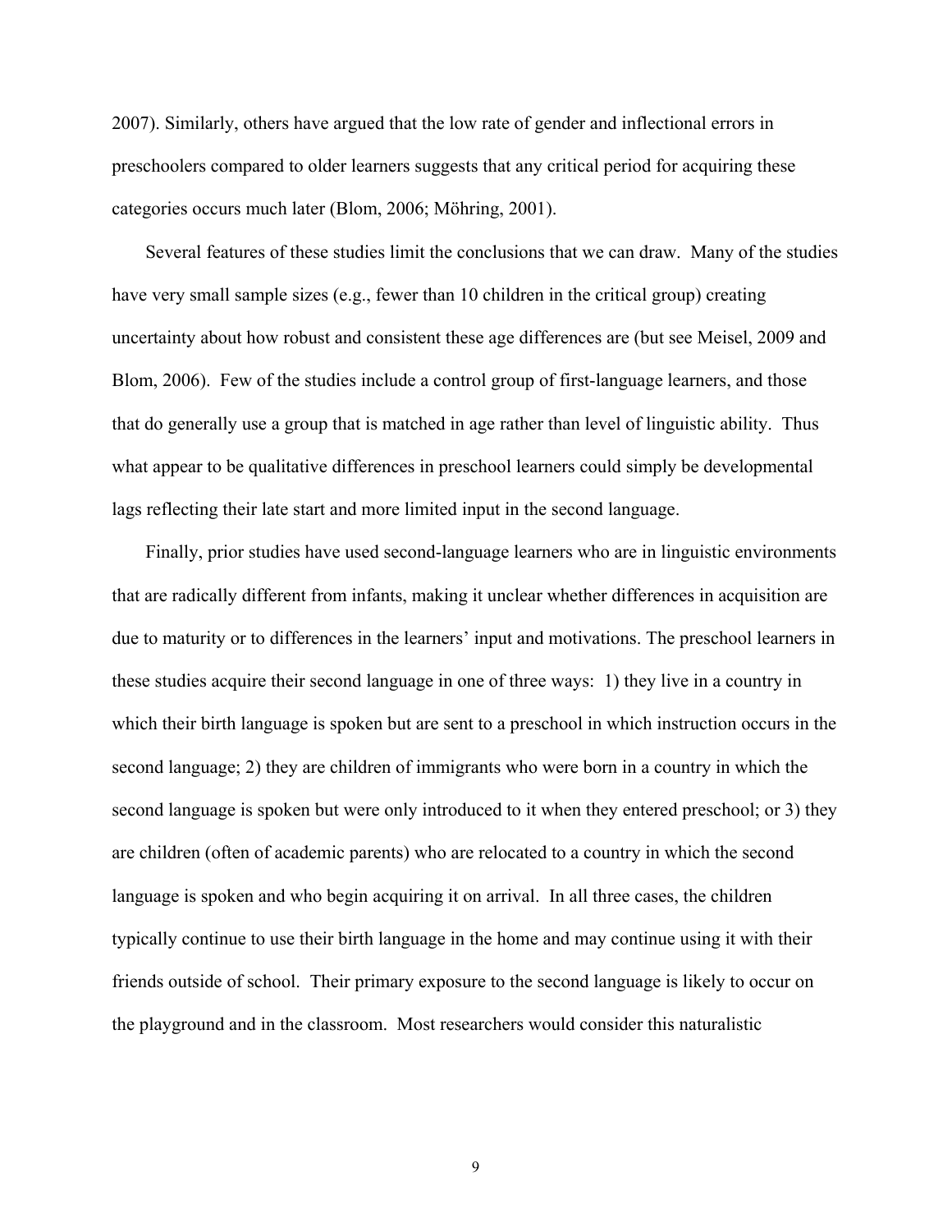2007). Similarly, others have argued that the low rate of gender and inflectional errors in preschoolers compared to older learners suggests that any critical period for acquiring these categories occurs much later (Blom, 2006; Möhring, 2001).

Several features of these studies limit the conclusions that we can draw. Many of the studies have very small sample sizes (e.g., fewer than 10 children in the critical group) creating uncertainty about how robust and consistent these age differences are (but see Meisel, 2009 and Blom, 2006). Few of the studies include a control group of first-language learners, and those that do generally use a group that is matched in age rather than level of linguistic ability. Thus what appear to be qualitative differences in preschool learners could simply be developmental lags reflecting their late start and more limited input in the second language.

Finally, prior studies have used second-language learners who are in linguistic environments that are radically different from infants, making it unclear whether differences in acquisition are due to maturity or to differences in the learners' input and motivations. The preschool learners in these studies acquire their second language in one of three ways: 1) they live in a country in which their birth language is spoken but are sent to a preschool in which instruction occurs in the second language; 2) they are children of immigrants who were born in a country in which the second language is spoken but were only introduced to it when they entered preschool; or 3) they are children (often of academic parents) who are relocated to a country in which the second language is spoken and who begin acquiring it on arrival. In all three cases, the children typically continue to use their birth language in the home and may continue using it with their friends outside of school. Their primary exposure to the second language is likely to occur on the playground and in the classroom. Most researchers would consider this naturalistic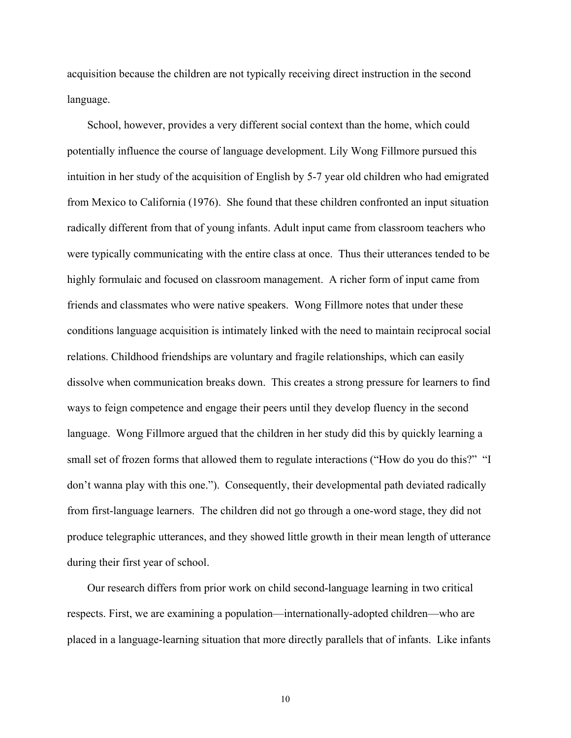acquisition because the children are not typically receiving direct instruction in the second language.

School, however, provides a very different social context than the home, which could potentially influence the course of language development. Lily Wong Fillmore pursued this intuition in her study of the acquisition of English by 5-7 year old children who had emigrated from Mexico to California (1976). She found that these children confronted an input situation radically different from that of young infants. Adult input came from classroom teachers who were typically communicating with the entire class at once. Thus their utterances tended to be highly formulaic and focused on classroom management. A richer form of input came from friends and classmates who were native speakers. Wong Fillmore notes that under these conditions language acquisition is intimately linked with the need to maintain reciprocal social relations. Childhood friendships are voluntary and fragile relationships, which can easily dissolve when communication breaks down. This creates a strong pressure for learners to find ways to feign competence and engage their peers until they develop fluency in the second language. Wong Fillmore argued that the children in her study did this by quickly learning a small set of frozen forms that allowed them to regulate interactions ("How do you do this?" "I don't wanna play with this one."). Consequently, their developmental path deviated radically from first-language learners. The children did not go through a one-word stage, they did not produce telegraphic utterances, and they showed little growth in their mean length of utterance during their first year of school.

Our research differs from prior work on child second-language learning in two critical respects. First, we are examining a population—internationally-adopted children—who are placed in a language-learning situation that more directly parallels that of infants. Like infants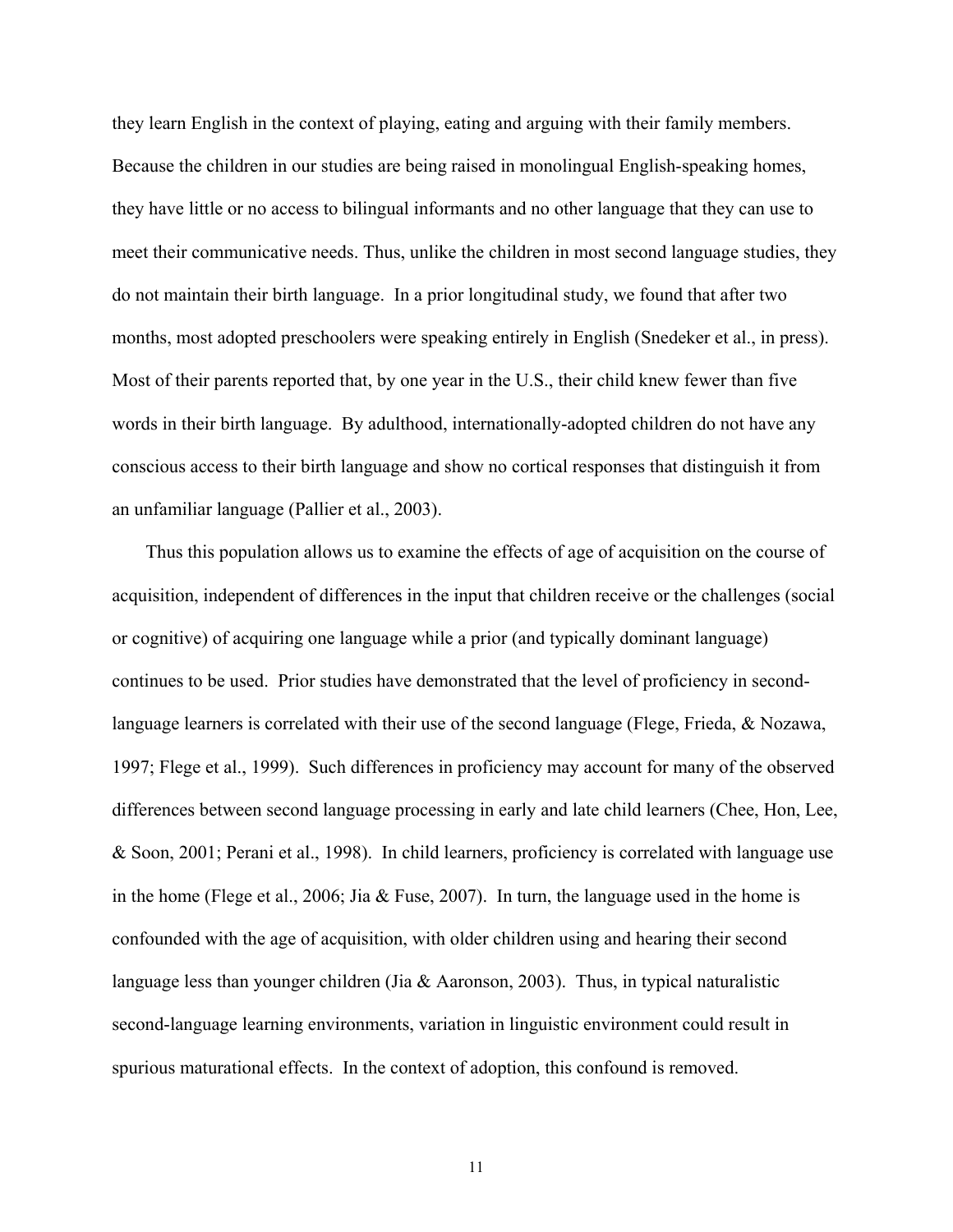they learn English in the context of playing, eating and arguing with their family members. Because the children in our studies are being raised in monolingual English-speaking homes, they have little or no access to bilingual informants and no other language that they can use to meet their communicative needs. Thus, unlike the children in most second language studies, they do not maintain their birth language. In a prior longitudinal study, we found that after two months, most adopted preschoolers were speaking entirely in English (Snedeker et al., in press). Most of their parents reported that, by one year in the U.S., their child knew fewer than five words in their birth language. By adulthood, internationally-adopted children do not have any conscious access to their birth language and show no cortical responses that distinguish it from an unfamiliar language (Pallier et al., 2003).

Thus this population allows us to examine the effects of age of acquisition on the course of acquisition, independent of differences in the input that children receive or the challenges (social or cognitive) of acquiring one language while a prior (and typically dominant language) continues to be used. Prior studies have demonstrated that the level of proficiency in second-language learners is correlated with their use of the second language (Flege, Frieda, & Nozawa, 1997; Flege et al., 1999). Such differences in proficiency may account for many of the observed differences between second language processing in early and late child learners (Chee, Hon, Lee, & Soon, 2001; Perani et al., 1998). In child learners, proficiency is correlated with language use in the home (Flege et al., 2006; Jia & Fuse, 2007). In turn, the language used in the home is confounded with the age of acquisition, with older children using and hearing their second language less than younger children (Jia & Aaronson, 2003). Thus, in typical naturalistic second-language learning environments, variation in linguistic environment could result in spurious maturational effects. In the context of adoption, this confound is removed.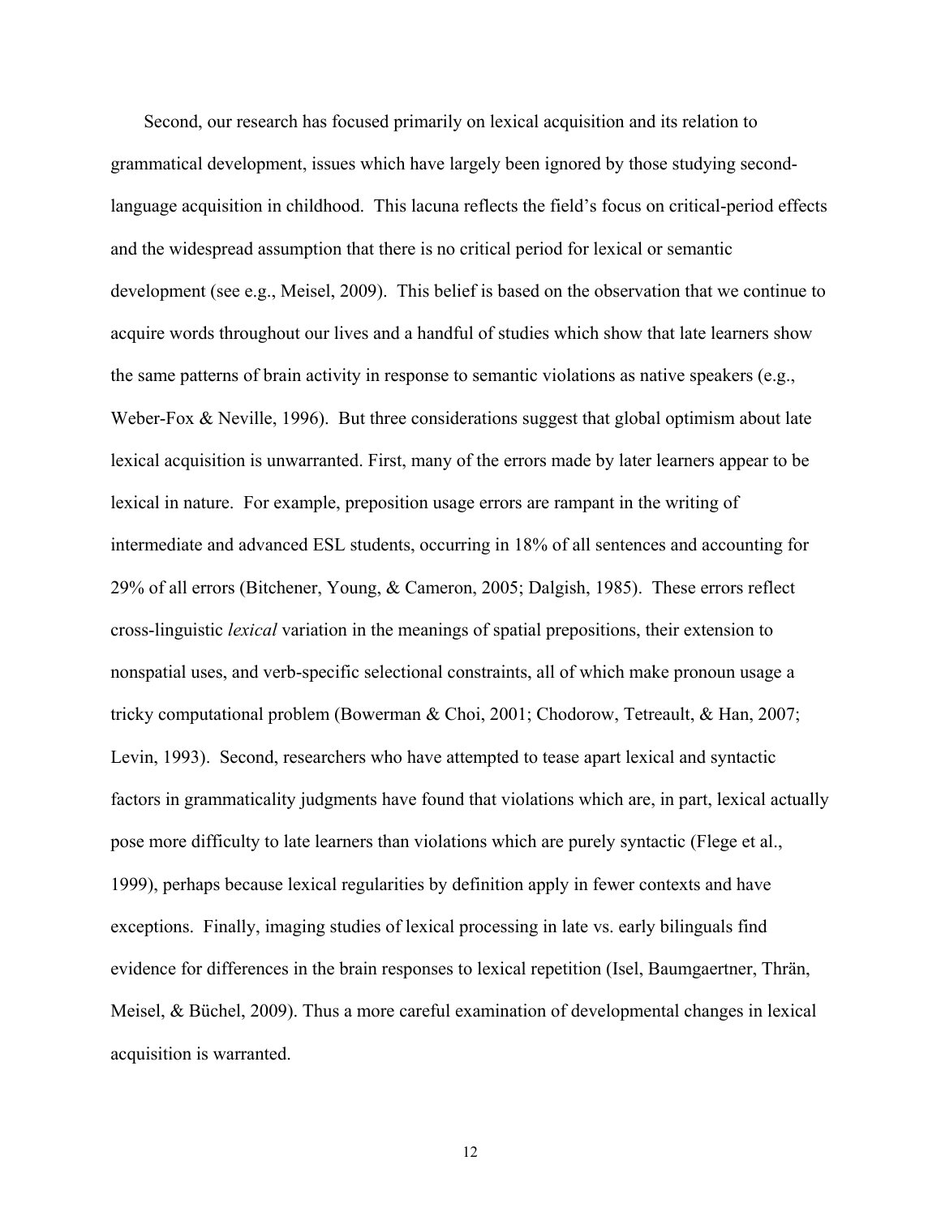Second, our research has focused primarily on lexical acquisition and its relation to grammatical development, issues which have largely been ignored by those studying second-language acquisition in childhood. This lacuna reflects the field's focus on critical-period effects and the widespread assumption that there is no critical period for lexical or semantic development (see e.g., Meisel, 2009). This belief is based on the observation that we continue to acquire words throughout our lives and a handful of studies which show that late learners show the same patterns of brain activity in response to semantic violations as native speakers (e.g., Weber-Fox & Neville, 1996). But three considerations suggest that global optimism about late lexical acquisition is unwarranted. First, many of the errors made by later learners appear to be lexical in nature. For example, preposition usage errors are rampant in the writing of intermediate and advanced ESL students, occurring in 18% of all sentences and accounting for 29% of all errors (Bitchener, Young, & Cameron, 2005; Dalgish, 1985). These errors reflect cross-linguistic *lexical* variation in the meanings of spatial prepositions, their extension to nonspatial uses, and verb-specific selectional constraints, all of which make pronoun usage a tricky computational problem (Bowerman & Choi, 2001; Chodorow, Tetreault, & Han, 2007; Levin, 1993). Second, researchers who have attempted to tease apart lexical and syntactic factors in grammaticality judgments have found that violations which are, in part, lexical actually pose more difficulty to late learners than violations which are purely syntactic (Flege et al., 1999), perhaps because lexical regularities by definition apply in fewer contexts and have exceptions. Finally, imaging studies of lexical processing in late vs. early bilinguals find evidence for differences in the brain responses to lexical repetition (Isel, Baumgaertner, Thrän, Meisel, & Büchel, 2009). Thus a more careful examination of developmental changes in lexical acquisition is warranted.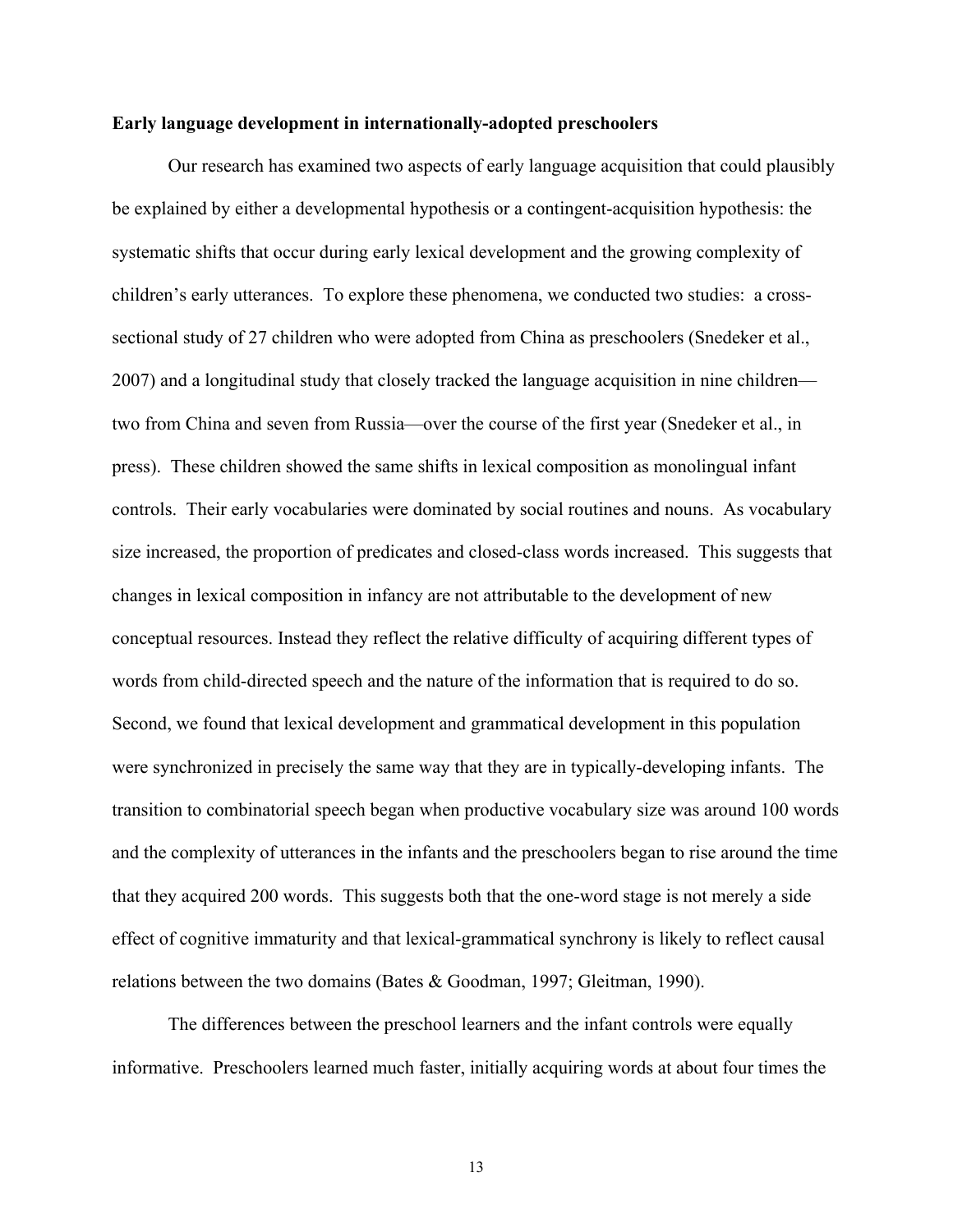**Early language development in internationally-adopted preschoolers**

Our research has examined two aspects of early language acquisition that could plausibly be explained by either a developmental hypothesis or a contingent-acquisition hypothesis: the systematic shifts that occur during early lexical development and the growing complexity of children's early utterances. To explore these phenomena, we conducted two studies: a cross-sectional study of 27 children who were adopted from China as preschoolers (Snedeker et al., 2007) and a longitudinal study that closely tracked the language acquisition in nine children—two from China and seven from Russia—over the course of the first year (Snedeker et al., in press). These children showed the same shifts in lexical composition as monolingual infant controls. Their early vocabularies were dominated by social routines and nouns. As vocabulary size increased, the proportion of predicates and closed-class words increased. This suggests that changes in lexical composition in infancy are not attributable to the development of new conceptual resources. Instead they reflect the relative difficulty of acquiring different types of words from child-directed speech and the nature of the information that is required to do so. Second, we found that lexical development and grammatical development in this population were synchronized in precisely the same way that they are in typically-developing infants. The transition to combinatorial speech began when productive vocabulary size was around 100 words and the complexity of utterances in the infants and the preschoolers began to rise around the time that they acquired 200 words. This suggests both that the one-word stage is not merely a side effect of cognitive immaturity and that lexical-grammatical synchrony is likely to reflect causal relations between the two domains (Bates & Goodman, 1997; Gleitman, 1990).

The differences between the preschool learners and the infant controls were equally informative. Preschoolers learned much faster, initially acquiring words at about four times the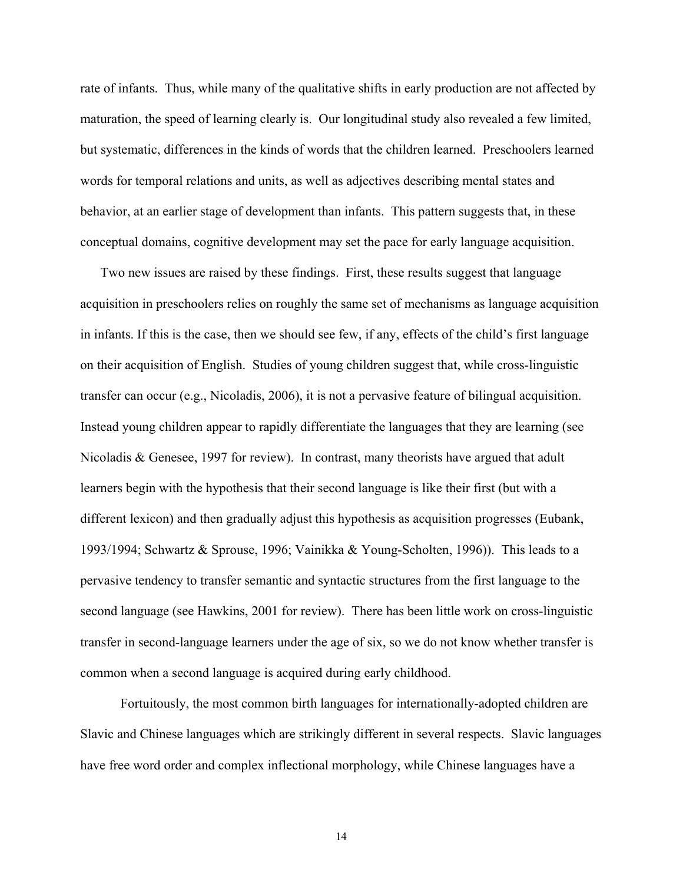rate of infants. Thus, while many of the qualitative shifts in early production are not affected by maturation, the speed of learning clearly is. Our longitudinal study also revealed a few limited, but systematic, differences in the kinds of words that the children learned. Preschoolers learned words for temporal relations and units, as well as adjectives describing mental states and behavior, at an earlier stage of development than infants. This pattern suggests that, in these conceptual domains, cognitive development may set the pace for early language acquisition.

Two new issues are raised by these findings. First, these results suggest that language acquisition in preschoolers relies on roughly the same set of mechanisms as language acquisition in infants. If this is the case, then we should see few, if any, effects of the child's first language on their acquisition of English. Studies of young children suggest that, while cross-linguistic transfer can occur (e.g., Nicoladis, 2006), it is not a pervasive feature of bilingual acquisition. Instead young children appear to rapidly differentiate the languages that they are learning (see Nicoladis & Genesee, 1997 for review). In contrast, many theorists have argued that adult learners begin with the hypothesis that their second language is like their first (but with a different lexicon) and then gradually adjust this hypothesis as acquisition progresses (Eubank, 1993/1994; Schwartz & Sprouse, 1996; Vainikka & Young-Scholten, 1996)). This leads to a pervasive tendency to transfer semantic and syntactic structures from the first language to the second language (see Hawkins, 2001 for review). There has been little work on cross-linguistic transfer in second-language learners under the age of six, so we do not know whether transfer is common when a second language is acquired during early childhood.

Fortuitously, the most common birth languages for internationally-adopted children are Slavic and Chinese languages which are strikingly different in several respects. Slavic languages have free word order and complex inflectional morphology, while Chinese languages have a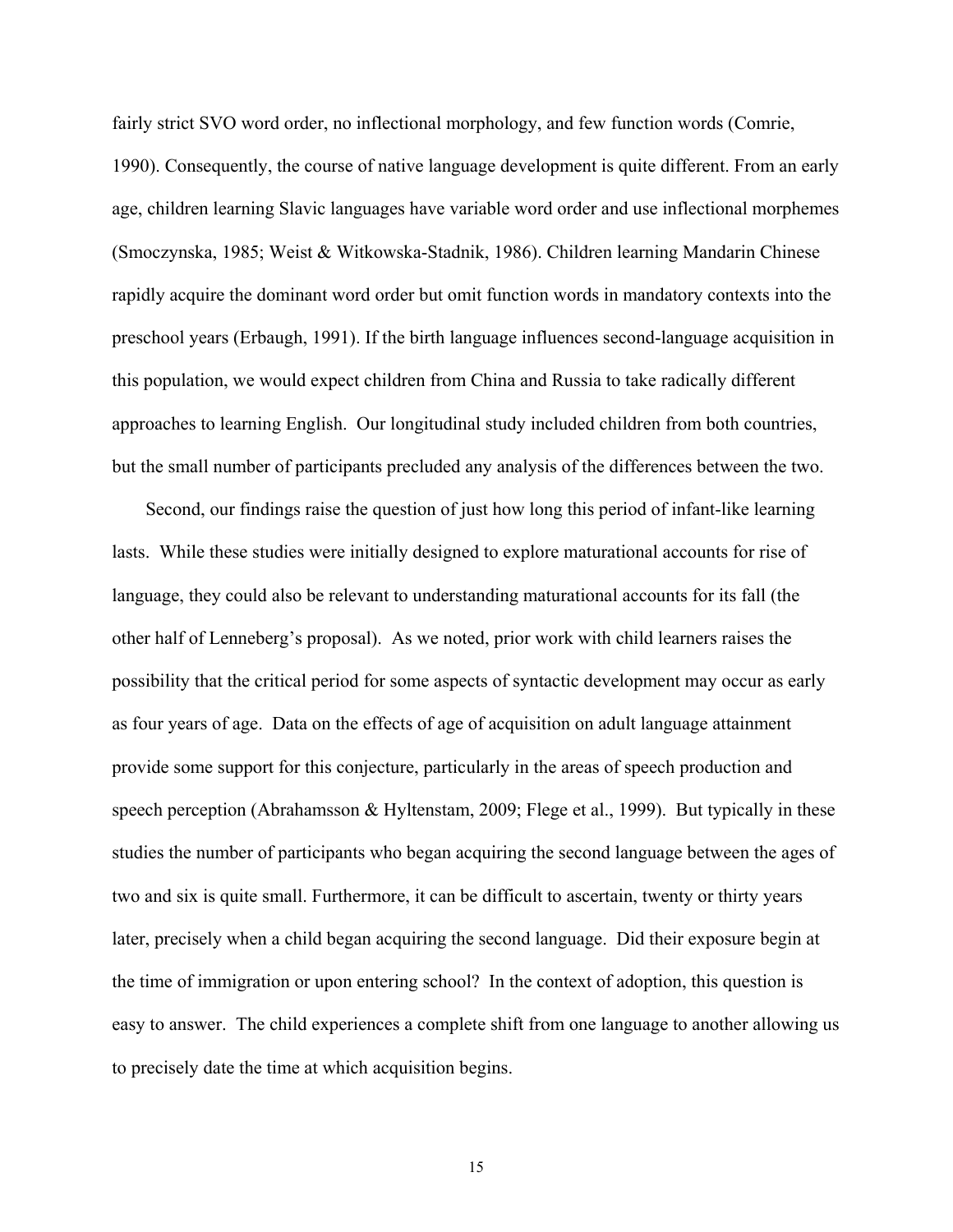fairly strict SVO word order, no inflectional morphology, and few function words (Comrie, 1990). Consequently, the course of native language development is quite different. From an early age, children learning Slavic languages have variable word order and use inflectional morphemes (Smoczynska, 1985; Weist & Witkowska-Stadnik, 1986). Children learning Mandarin Chinese rapidly acquire the dominant word order but omit function words in mandatory contexts into the preschool years (Erbaugh, 1991). If the birth language influences second-language acquisition in this population, we would expect children from China and Russia to take radically different approaches to learning English. Our longitudinal study included children from both countries, but the small number of participants precluded any analysis of the differences between the two.

Second, our findings raise the question of just how long this period of infant-like learning lasts. While these studies were initially designed to explore maturational accounts for rise of language, they could also be relevant to understanding maturational accounts for its fall (the other half of Lenneberg's proposal). As we noted, prior work with child learners raises the possibility that the critical period for some aspects of syntactic development may occur as early as four years of age. Data on the effects of age of acquisition on adult language attainment provide some support for this conjecture, particularly in the areas of speech production and speech perception (Abrahamsson & Hyltenstam, 2009; Flege et al., 1999). But typically in these studies the number of participants who began acquiring the second language between the ages of two and six is quite small. Furthermore, it can be difficult to ascertain, twenty or thirty years later, precisely when a child began acquiring the second language. Did their exposure begin at the time of immigration or upon entering school? In the context of adoption, this question is easy to answer. The child experiences a complete shift from one language to another allowing us to precisely date the time at which acquisition begins.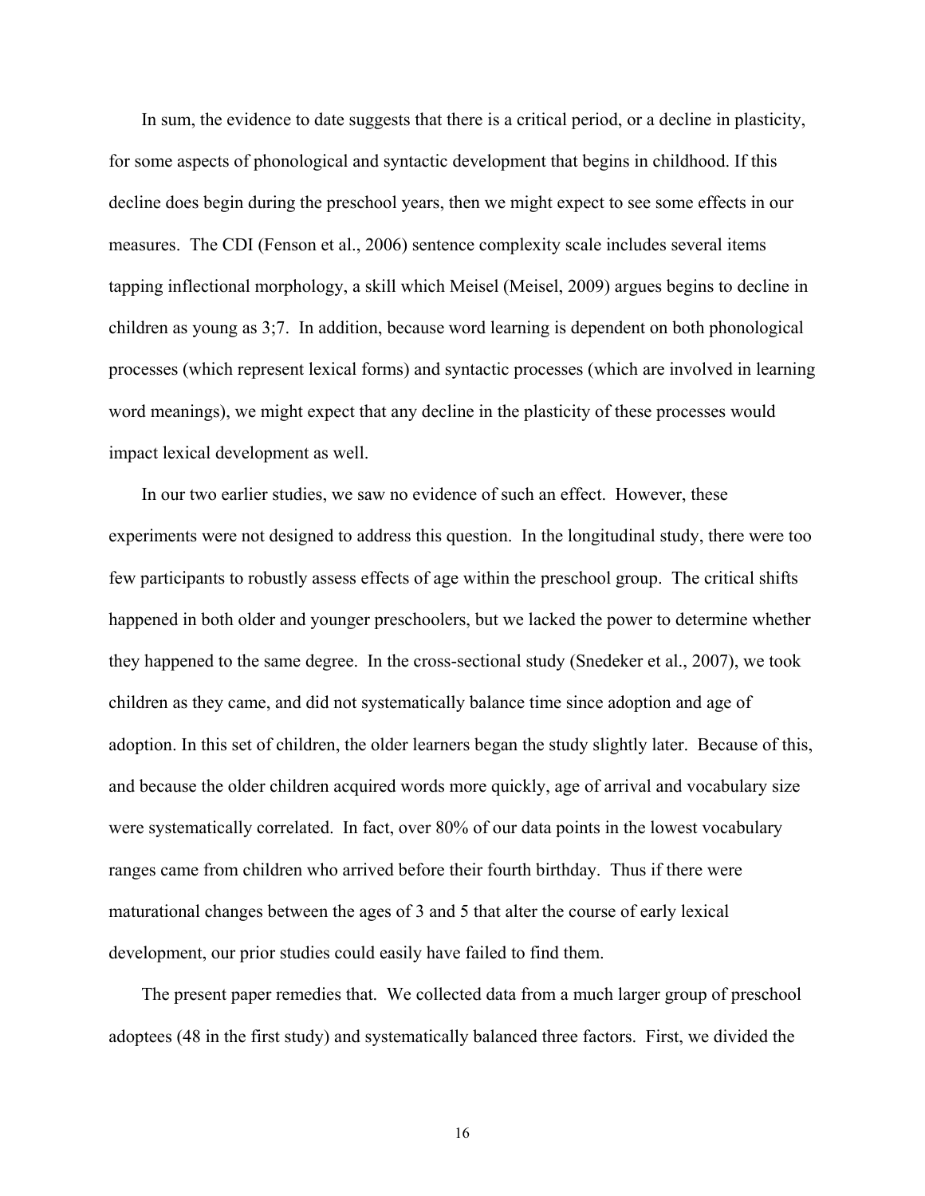In sum, the evidence to date suggests that there is a critical period, or a decline in plasticity, for some aspects of phonological and syntactic development that begins in childhood. If this decline does begin during the preschool years, then we might expect to see some effects in our measures. The CDI (Fenson et al., 2006) sentence complexity scale includes several items tapping inflectional morphology, a skill which Meisel (Meisel, 2009) argues begins to decline in children as young as 3;7. In addition, because word learning is dependent on both phonological processes (which represent lexical forms) and syntactic processes (which are involved in learning word meanings), we might expect that any decline in the plasticity of these processes would impact lexical development as well.

In our two earlier studies, we saw no evidence of such an effect. However, these experiments were not designed to address this question. In the longitudinal study, there were too few participants to robustly assess effects of age within the preschool group. The critical shifts happened in both older and younger preschoolers, but we lacked the power to determine whether they happened to the same degree. In the cross-sectional study (Snedeker et al., 2007), we took children as they came, and did not systematically balance time since adoption and age of adoption. In this set of children, the older learners began the study slightly later. Because of this, and because the older children acquired words more quickly, age of arrival and vocabulary size were systematically correlated. In fact, over 80% of our data points in the lowest vocabulary ranges came from children who arrived before their fourth birthday. Thus if there were maturational changes between the ages of 3 and 5 that alter the course of early lexical development, our prior studies could easily have failed to find them.

The present paper remedies that. We collected data from a much larger group of preschool adoptees (48 in the first study) and systematically balanced three factors. First, we divided the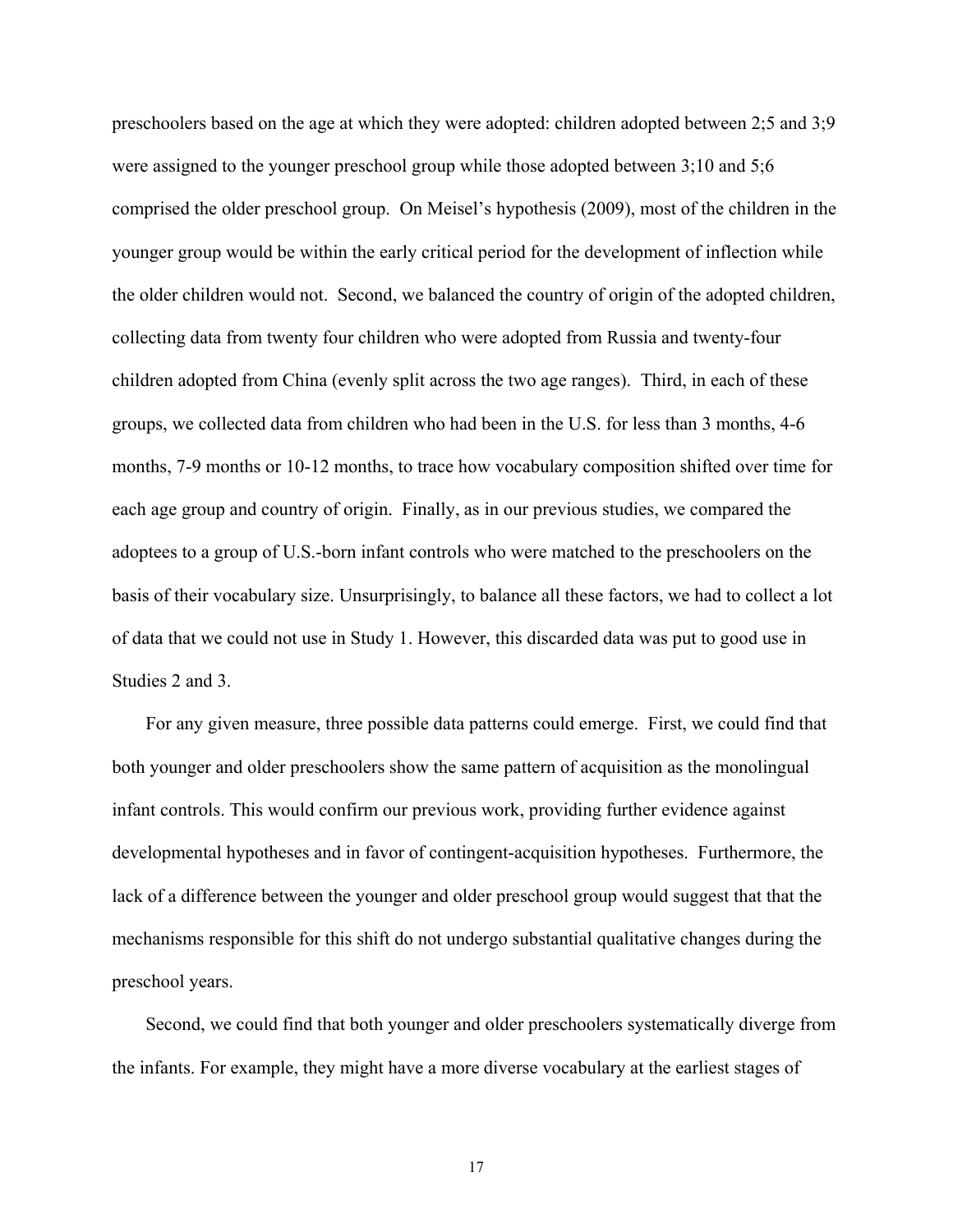preschoolers based on the age at which they were adopted: children adopted between 2;5 and 3;9 were assigned to the younger preschool group while those adopted between 3;10 and 5;6 comprised the older preschool group. On Meisel's hypothesis (2009), most of the children in the younger group would be within the early critical period for the development of inflection while the older children would not. Second, we balanced the country of origin of the adopted children, collecting data from twenty four children who were adopted from Russia and twenty-four children adopted from China (evenly split across the two age ranges). Third, in each of these groups, we collected data from children who had been in the U.S. for less than 3 months, 4-6 months, 7-9 months or 10-12 months, to trace how vocabulary composition shifted over time for each age group and country of origin. Finally, as in our previous studies, we compared the adoptees to a group of U.S.-born infant controls who were matched to the preschoolers on the basis of their vocabulary size. Unsurprisingly, to balance all these factors, we had to collect a lot of data that we could not use in Study 1. However, this discarded data was put to good use in Studies 2 and 3.

For any given measure, three possible data patterns could emerge. First, we could find that both younger and older preschoolers show the same pattern of acquisition as the monolingual infant controls. This would confirm our previous work, providing further evidence against developmental hypotheses and in favor of contingent-acquisition hypotheses. Furthermore, the lack of a difference between the younger and older preschool group would suggest that that the mechanisms responsible for this shift do not undergo substantial qualitative changes during the preschool years.

Second, we could find that both younger and older preschoolers systematically diverge from the infants. For example, they might have a more diverse vocabulary at the earliest stages of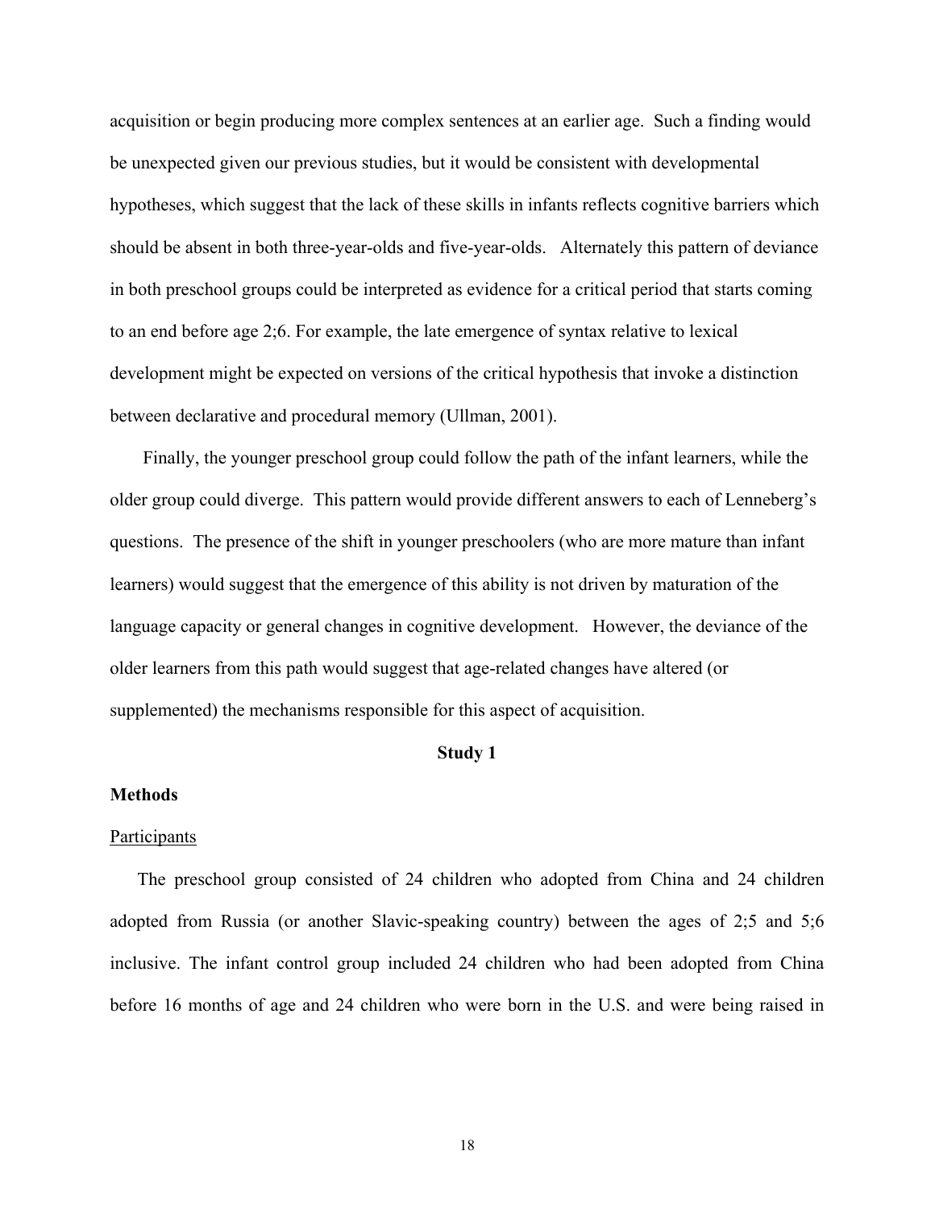acquisition or begin producing more complex sentences at an earlier age. Such a finding would be unexpected given our previous studies, but it would be consistent with developmental hypotheses, which suggest that the lack of these skills in infants reflects cognitive barriers which should be absent in both three-year-olds and five-year-olds. Alternately this pattern of deviance in both preschool groups could be interpreted as evidence for a critical period that starts coming to an end before age 2;6. For example, the late emergence of syntax relative to lexical development might be expected on versions of the critical hypothesis that invoke a distinction between declarative and procedural memory (Ullman, 2001).

Finally, the younger preschool group could follow the path of the infant learners, while the older group could diverge. This pattern would provide different answers to each of Lenneberg's questions. The presence of the shift in younger preschoolers (who are more mature than infant learners) would suggest that the emergence of this ability is not driven by maturation of the language capacity or general changes in cognitive development. However, the deviance of the older learners from this path would suggest that age-related changes have altered (or supplemented) the mechanisms responsible for this aspect of acquisition.

## Study 1

### Methods

#### Participants

The preschool group consisted of 24 children who adopted from China and 24 children adopted from Russia (or another Slavic-speaking country) between the ages of 2;5 and 5;6 inclusive. The infant control group included 24 children who had been adopted from China before 16 months of age and 24 children who were born in the U.S. and were being raised in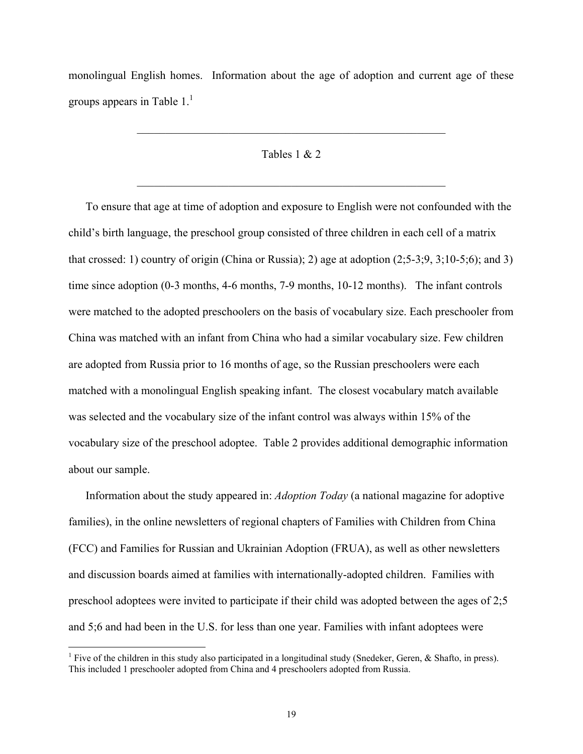monolingual English homes. Information about the age of adoption and current age of these groups appears in Table 1.[1]

---

Tables 1 & 2

---

To ensure that age at time of adoption and exposure to English were not confounded with the child's birth language, the preschool group consisted of three children in each cell of a matrix that crossed: 1) country of origin (China or Russia); 2) age at adoption (2;5-3;9, 3;10-5;6); and 3) time since adoption (0-3 months, 4-6 months, 7-9 months, 10-12 months). The infant controls were matched to the adopted preschoolers on the basis of vocabulary size. Each preschooler from China was matched with an infant from China who had a similar vocabulary size. Few children are adopted from Russia prior to 16 months of age, so the Russian preschoolers were each matched with a monolingual English speaking infant. The closest vocabulary match available was selected and the vocabulary size of the infant control was always within 15% of the vocabulary size of the preschool adoptee. Table 2 provides additional demographic information about our sample.

Information about the study appeared in: *Adoption Today* (a national magazine for adoptive families), in the online newsletters of regional chapters of Families with Children from China (FCC) and Families for Russian and Ukrainian Adoption (FRUA), as well as other newsletters and discussion boards aimed at families with internationally-adopted children. Families with preschool adoptees were invited to participate if their child was adopted between the ages of 2;5 and 5;6 and had been in the U.S. for less than one year. Families with infant adoptees were

---

[1] Five of the children in this study also participated in a longitudinal study (Snedeker, Geren, & Shafto, in press). This included 1 preschooler adopted from China and 4 preschoolers adopted from Russia.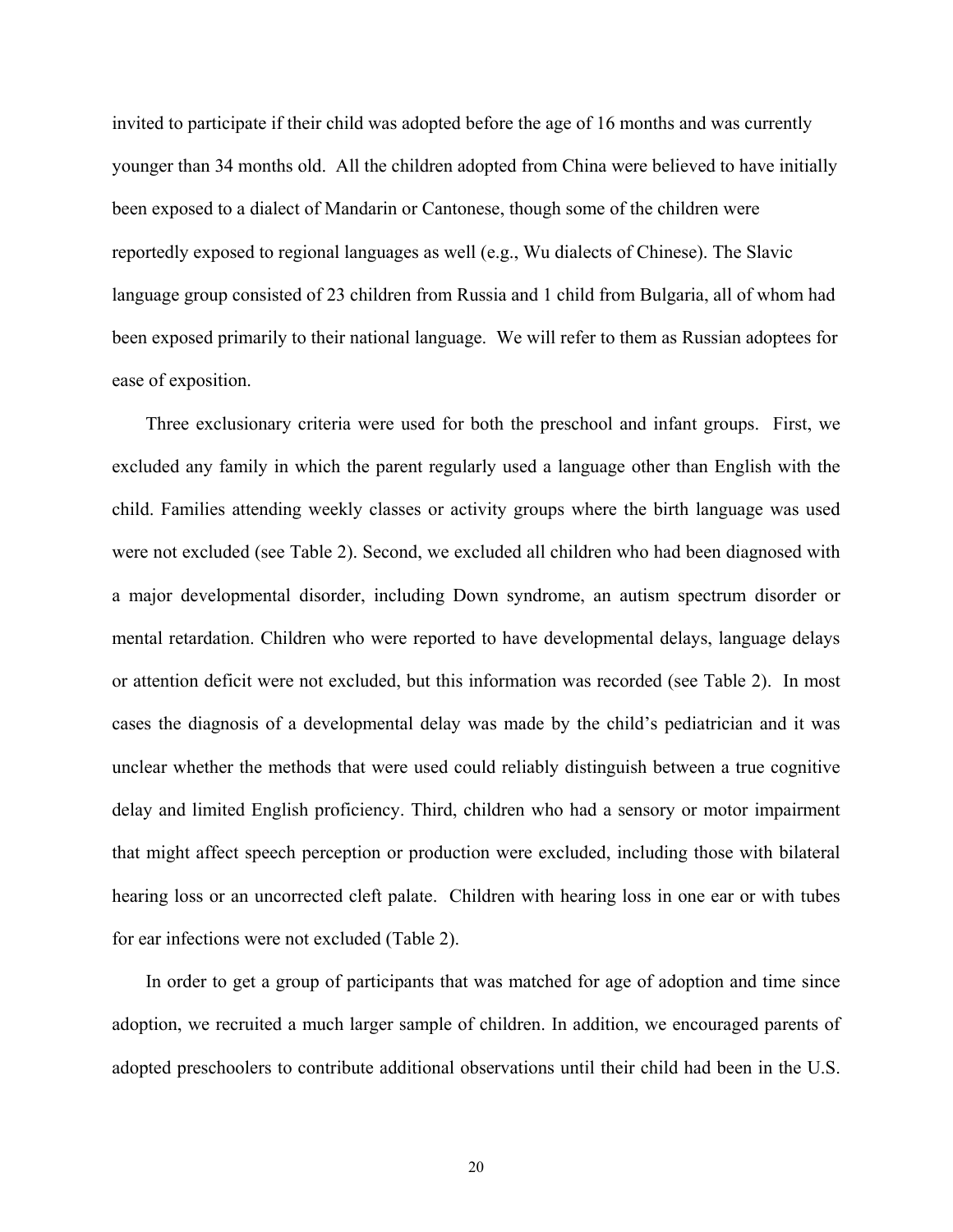invited to participate if their child was adopted before the age of 16 months and was currently younger than 34 months old. All the children adopted from China were believed to have initially been exposed to a dialect of Mandarin or Cantonese, though some of the children were reportedly exposed to regional languages as well (e.g., Wu dialects of Chinese). The Slavic language group consisted of 23 children from Russia and 1 child from Bulgaria, all of whom had been exposed primarily to their national language. We will refer to them as Russian adoptees for ease of exposition.

Three exclusionary criteria were used for both the preschool and infant groups. First, we excluded any family in which the parent regularly used a language other than English with the child. Families attending weekly classes or activity groups where the birth language was used were not excluded (see Table 2). Second, we excluded all children who had been diagnosed with a major developmental disorder, including Down syndrome, an autism spectrum disorder or mental retardation. Children who were reported to have developmental delays, language delays or attention deficit were not excluded, but this information was recorded (see Table 2). In most cases the diagnosis of a developmental delay was made by the child's pediatrician and it was unclear whether the methods that were used could reliably distinguish between a true cognitive delay and limited English proficiency. Third, children who had a sensory or motor impairment that might affect speech perception or production were excluded, including those with bilateral hearing loss or an uncorrected cleft palate. Children with hearing loss in one ear or with tubes for ear infections were not excluded (Table 2).

In order to get a group of participants that was matched for age of adoption and time since adoption, we recruited a much larger sample of children. In addition, we encouraged parents of adopted preschoolers to contribute additional observations until their child had been in the U.S.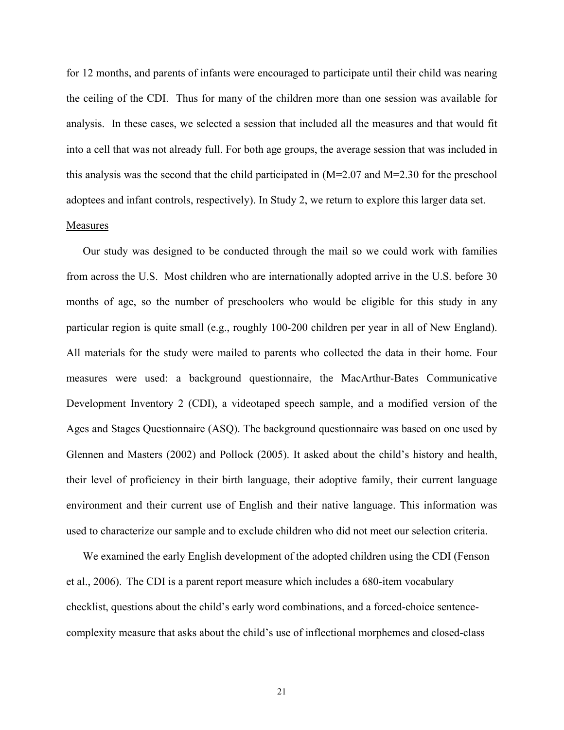for 12 months, and parents of infants were encouraged to participate until their child was nearing the ceiling of the CDI. Thus for many of the children more than one session was available for analysis. In these cases, we selected a session that included all the measures and that would fit into a cell that was not already full. For both age groups, the average session that was included in this analysis was the second that the child participated in (M=2.07 and M=2.30 for the preschool adoptees and infant controls, respectively). In Study 2, we return to explore this larger data set.

Measures

Our study was designed to be conducted through the mail so we could work with families from across the U.S. Most children who are internationally adopted arrive in the U.S. before 30 months of age, so the number of preschoolers who would be eligible for this study in any particular region is quite small (e.g., roughly 100-200 children per year in all of New England). All materials for the study were mailed to parents who collected the data in their home. Four measures were used: a background questionnaire, the MacArthur-Bates Communicative Development Inventory 2 (CDI), a videotaped speech sample, and a modified version of the Ages and Stages Questionnaire (ASQ). The background questionnaire was based on one used by Glennen and Masters (2002) and Pollock (2005). It asked about the child's history and health, their level of proficiency in their birth language, their adoptive family, their current language environment and their current use of English and their native language. This information was used to characterize our sample and to exclude children who did not meet our selection criteria.

We examined the early English development of the adopted children using the CDI (Fenson et al., 2006). The CDI is a parent report measure which includes a 680-item vocabulary checklist, questions about the child's early word combinations, and a forced-choice sentence-complexity measure that asks about the child's use of inflectional morphemes and closed-class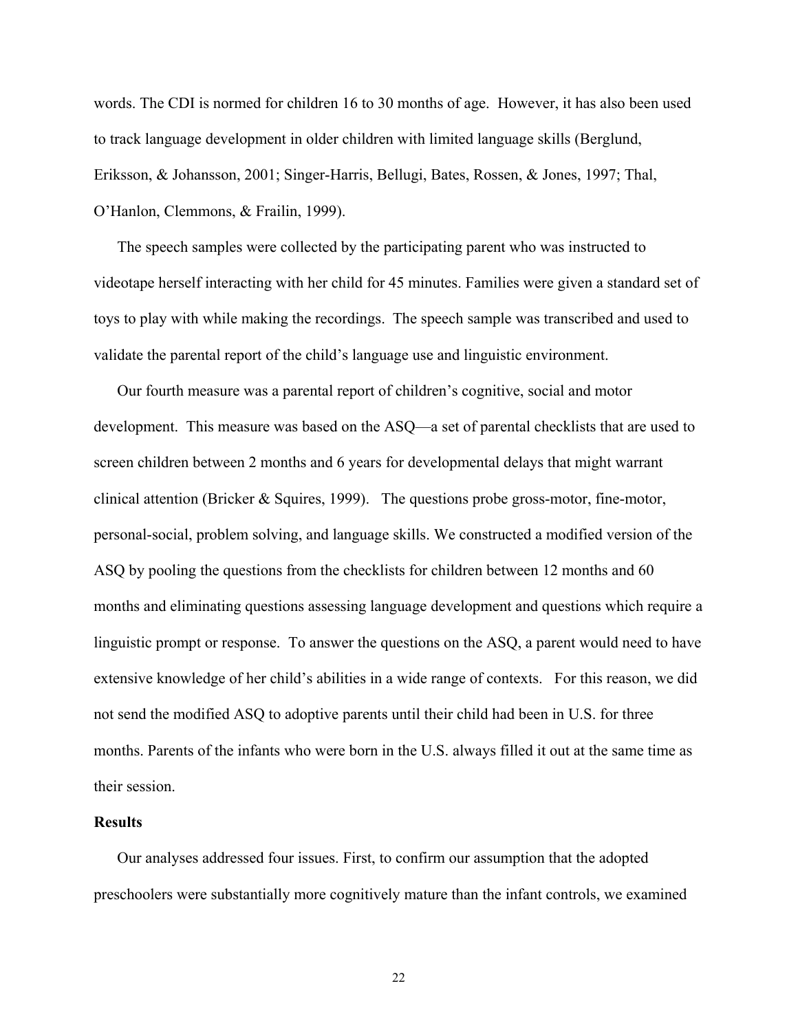words. The CDI is normed for children 16 to 30 months of age. However, it has also been used to track language development in older children with limited language skills (Berglund, Eriksson, & Johansson, 2001; Singer-Harris, Bellugi, Bates, Rossen, & Jones, 1997; Thal, O'Hanlon, Clemmons, & Frailin, 1999).

The speech samples were collected by the participating parent who was instructed to videotape herself interacting with her child for 45 minutes. Families were given a standard set of toys to play with while making the recordings. The speech sample was transcribed and used to validate the parental report of the child's language use and linguistic environment.

Our fourth measure was a parental report of children's cognitive, social and motor development. This measure was based on the ASQ—a set of parental checklists that are used to screen children between 2 months and 6 years for developmental delays that might warrant clinical attention (Bricker & Squires, 1999). The questions probe gross-motor, fine-motor, personal-social, problem solving, and language skills. We constructed a modified version of the ASQ by pooling the questions from the checklists for children between 12 months and 60 months and eliminating questions assessing language development and questions which require a linguistic prompt or response. To answer the questions on the ASQ, a parent would need to have extensive knowledge of her child's abilities in a wide range of contexts. For this reason, we did not send the modified ASQ to adoptive parents until their child had been in U.S. for three months. Parents of the infants who were born in the U.S. always filled it out at the same time as their session.

**Results**

Our analyses addressed four issues. First, to confirm our assumption that the adopted preschoolers were substantially more cognitively mature than the infant controls, we examined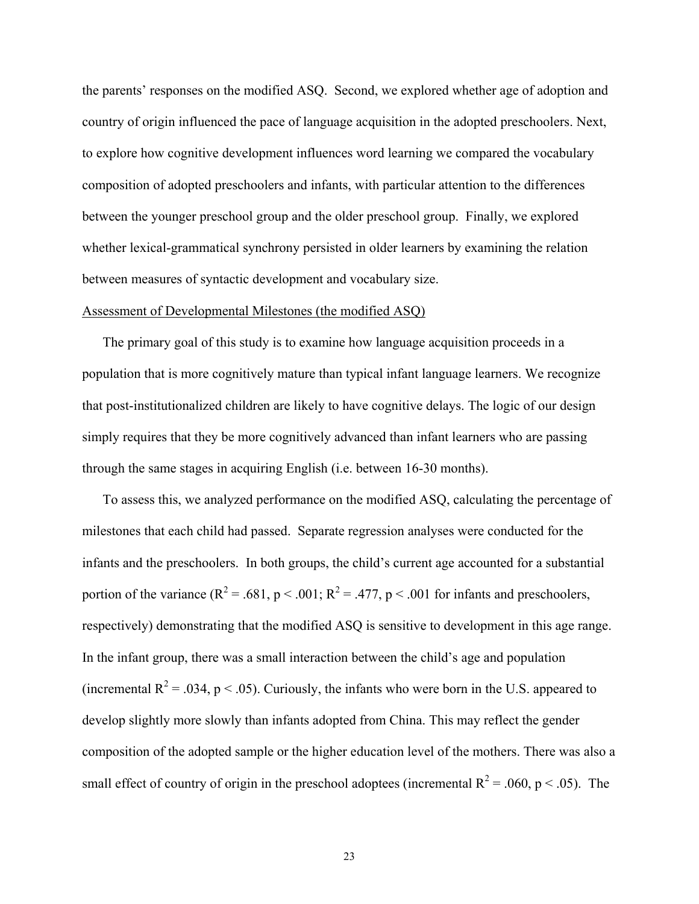the parents' responses on the modified ASQ. Second, we explored whether age of adoption and country of origin influenced the pace of language acquisition in the adopted preschoolers. Next, to explore how cognitive development influences word learning we compared the vocabulary composition of adopted preschoolers and infants, with particular attention to the differences between the younger preschool group and the older preschool group. Finally, we explored whether lexical-grammatical synchrony persisted in older learners by examining the relation between measures of syntactic development and vocabulary size.

Assessment of Developmental Milestones (the modified ASQ)

The primary goal of this study is to examine how language acquisition proceeds in a population that is more cognitively mature than typical infant language learners. We recognize that post-institutionalized children are likely to have cognitive delays. The logic of our design simply requires that they be more cognitively advanced than infant learners who are passing through the same stages in acquiring English (i.e. between 16-30 months).

To assess this, we analyzed performance on the modified ASQ, calculating the percentage of milestones that each child had passed. Separate regression analyses were conducted for the infants and the preschoolers. In both groups, the child's current age accounted for a substantial portion of the variance ($R^2 = .681$, $p < .001$; $R^2 = .477$, $p < .001$ for infants and preschoolers, respectively) demonstrating that the modified ASQ is sensitive to development in this age range. In the infant group, there was a small interaction between the child's age and population (incremental $R^2 = .034$, $p < .05$). Curiously, the infants who were born in the U.S. appeared to develop slightly more slowly than infants adopted from China. This may reflect the gender composition of the adopted sample or the higher education level of the mothers. There was also a small effect of country of origin in the preschool adoptees (incremental $R^2 = .060$, $p < .05$). The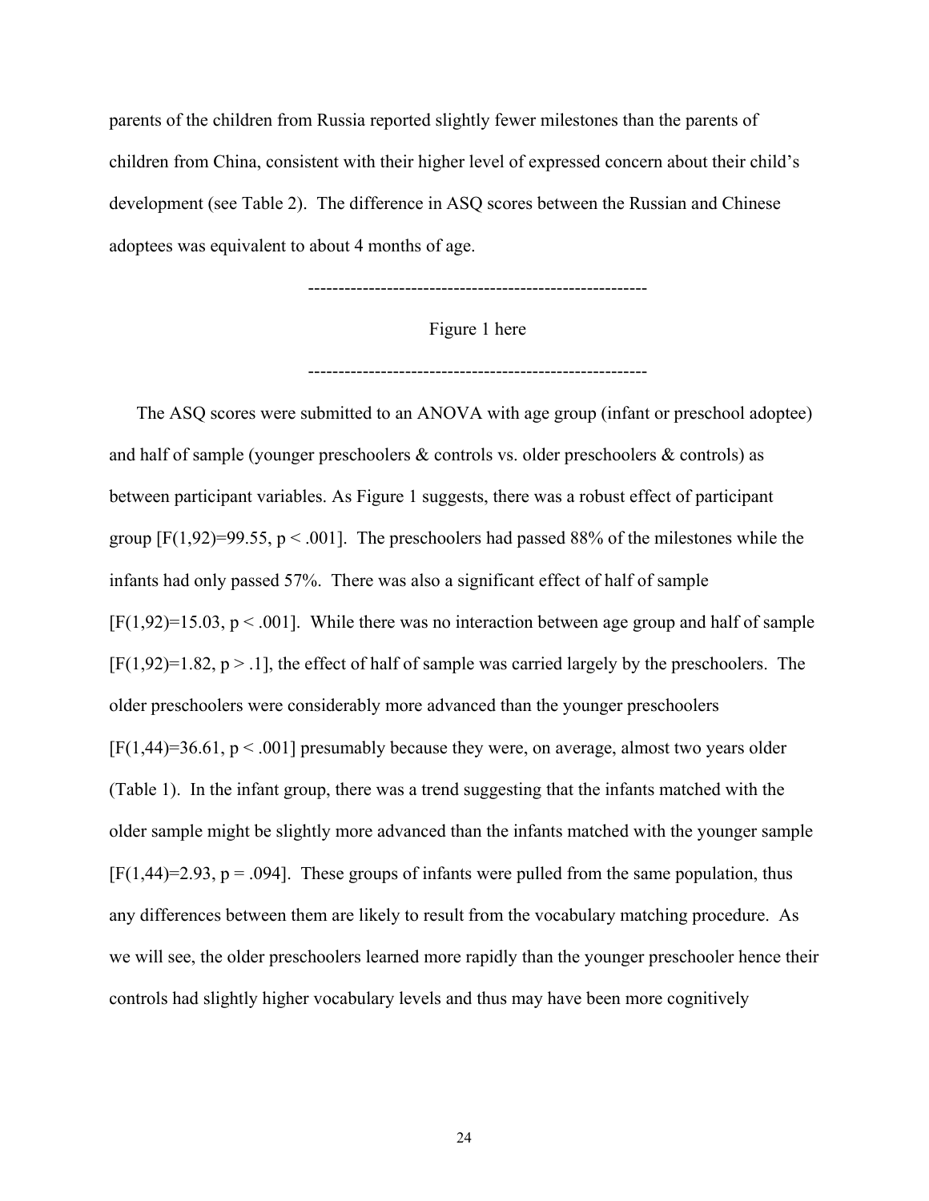parents of the children from Russia reported slightly fewer milestones than the parents of children from China, consistent with their higher level of expressed concern about their child's development (see Table 2). The difference in ASQ scores between the Russian and Chinese adoptees was equivalent to about 4 months of age.

--------------------------------------------------------

Figure 1 here

--------------------------------------------------------

The ASQ scores were submitted to an ANOVA with age group (infant or preschool adoptee) and half of sample (younger preschoolers & controls vs. older preschoolers & controls) as between participant variables. As Figure 1 suggests, there was a robust effect of participant group [$F(1,92)=99.55$, $p < .001$]. The preschoolers had passed 88% of the milestones while the infants had only passed 57%. There was also a significant effect of half of sample [$F(1,92)=15.03$, $p < .001$]. While there was no interaction between age group and half of sample [$F(1,92)=1.82$, $p > .1$], the effect of half of sample was carried largely by the preschoolers. The older preschoolers were considerably more advanced than the younger preschoolers [$F(1,44)=36.61$, $p < .001$] presumably because they were, on average, almost two years older (Table 1). In the infant group, there was a trend suggesting that the infants matched with the older sample might be slightly more advanced than the infants matched with the younger sample [$F(1,44)=2.93$, $p = .094$]. These groups of infants were pulled from the same population, thus any differences between them are likely to result from the vocabulary matching procedure. As we will see, the older preschoolers learned more rapidly than the younger preschooler hence their controls had slightly higher vocabulary levels and thus may have been more cognitively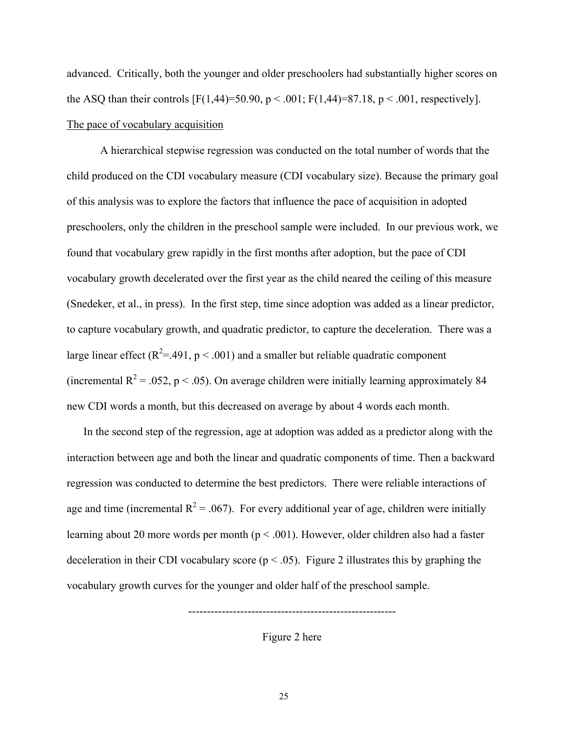advanced. Critically, both the younger and older preschoolers had substantially higher scores on the ASQ than their controls [$F(1,44)=50.90$, $p < .001$; $F(1,44)=87.18$, $p < .001$, respectively].

The pace of vocabulary acquisition

A hierarchical stepwise regression was conducted on the total number of words that the child produced on the CDI vocabulary measure (CDI vocabulary size). Because the primary goal of this analysis was to explore the factors that influence the pace of acquisition in adopted preschoolers, only the children in the preschool sample were included. In our previous work, we found that vocabulary grew rapidly in the first months after adoption, but the pace of CDI vocabulary growth decelerated over the first year as the child neared the ceiling of this measure (Snedeker, et al., in press). In the first step, time since adoption was added as a linear predictor, to capture vocabulary growth, and quadratic predictor, to capture the deceleration. There was a large linear effect ($R^2=.491$, $p < .001$) and a smaller but reliable quadratic component (incremental $R^2 = .052$, $p < .05$). On average children were initially learning approximately 84 new CDI words a month, but this decreased on average by about 4 words each month.

In the second step of the regression, age at adoption was added as a predictor along with the interaction between age and both the linear and quadratic components of time. Then a backward regression was conducted to determine the best predictors. There were reliable interactions of age and time (incremental $R^2 = .067$). For every additional year of age, children were initially learning about 20 more words per month ($p < .001$). However, older children also had a faster deceleration in their CDI vocabulary score ($p < .05$). Figure 2 illustrates this by graphing the vocabulary growth curves for the younger and older half of the preschool sample.

Figure 2 here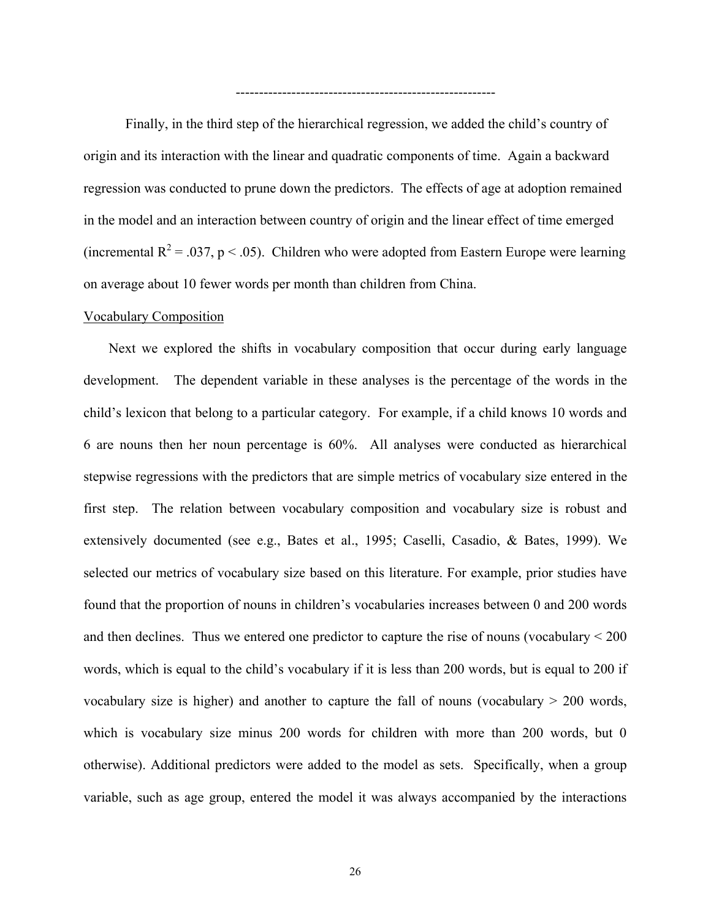--------------------------------------------------------

Finally, in the third step of the hierarchical regression, we added the child's country of origin and its interaction with the linear and quadratic components of time. Again a backward regression was conducted to prune down the predictors. The effects of age at adoption remained in the model and an interaction between country of origin and the linear effect of time emerged (incremental $R^2 = .037$, $p < .05$). Children who were adopted from Eastern Europe were learning on average about 10 fewer words per month than children from China.

Vocabulary Composition

Next we explored the shifts in vocabulary composition that occur during early language development. The dependent variable in these analyses is the percentage of the words in the child's lexicon that belong to a particular category. For example, if a child knows 10 words and 6 are nouns then her noun percentage is 60%. All analyses were conducted as hierarchical stepwise regressions with the predictors that are simple metrics of vocabulary size entered in the first step. The relation between vocabulary composition and vocabulary size is robust and extensively documented (see e.g., Bates et al., 1995; Caselli, Casadio, & Bates, 1999). We selected our metrics of vocabulary size based on this literature. For example, prior studies have found that the proportion of nouns in children's vocabularies increases between 0 and 200 words and then declines. Thus we entered one predictor to capture the rise of nouns (vocabulary < 200 words, which is equal to the child's vocabulary if it is less than 200 words, but is equal to 200 if vocabulary size is higher) and another to capture the fall of nouns (vocabulary > 200 words, which is vocabulary size minus 200 words for children with more than 200 words, but 0 otherwise). Additional predictors were added to the model as sets. Specifically, when a group variable, such as age group, entered the model it was always accompanied by the interactions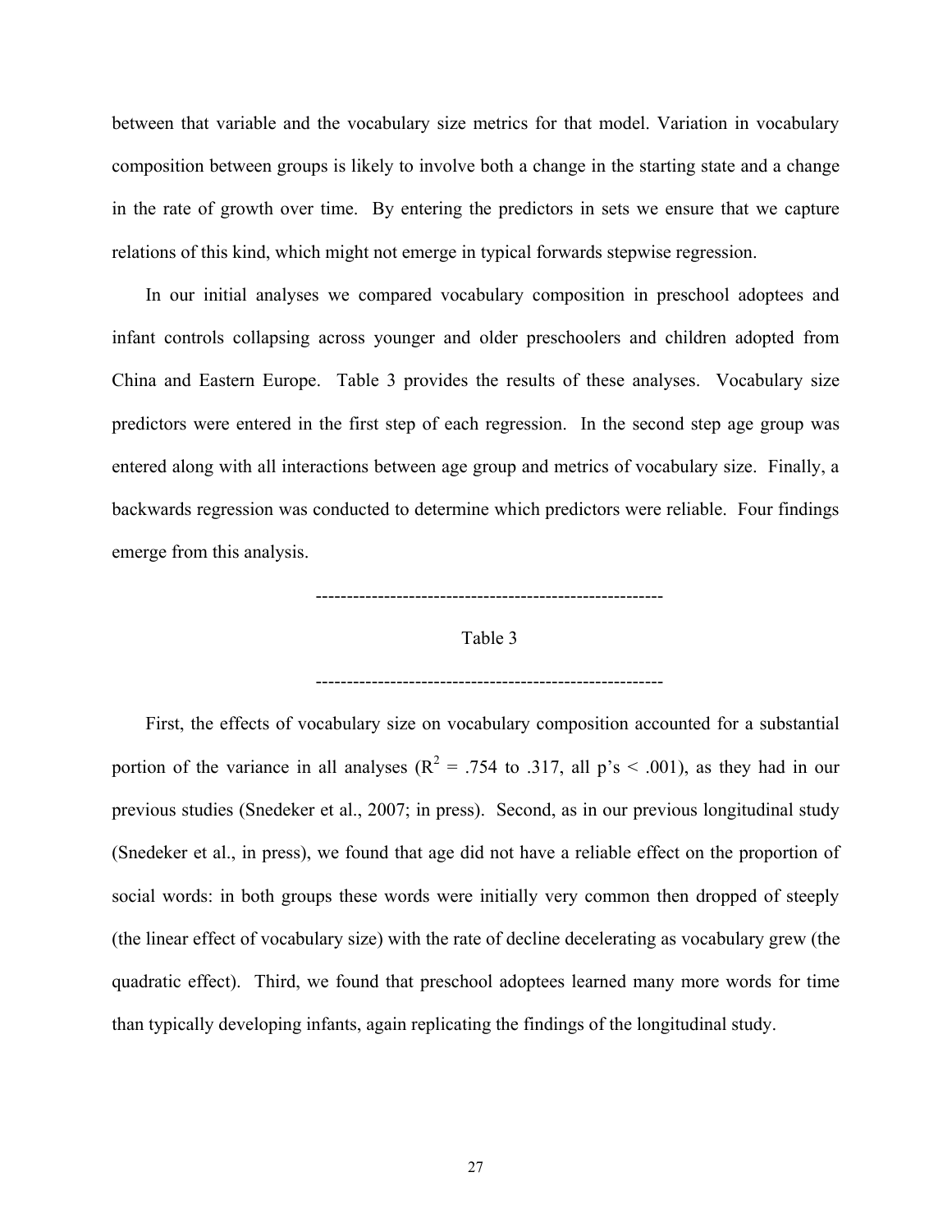between that variable and the vocabulary size metrics for that model. Variation in vocabulary composition between groups is likely to involve both a change in the starting state and a change in the rate of growth over time. By entering the predictors in sets we ensure that we capture relations of this kind, which might not emerge in typical forwards stepwise regression.

In our initial analyses we compared vocabulary composition in preschool adoptees and infant controls collapsing across younger and older preschoolers and children adopted from China and Eastern Europe. Table 3 provides the results of these analyses. Vocabulary size predictors were entered in the first step of each regression. In the second step age group was entered along with all interactions between age group and metrics of vocabulary size. Finally, a backwards regression was conducted to determine which predictors were reliable. Four findings emerge from this analysis.

--------------------------------------------------------

Table 3

--------------------------------------------------------

First, the effects of vocabulary size on vocabulary composition accounted for a substantial portion of the variance in all analyses ($R^2$ = .754 to .317, all p's < .001), as they had in our previous studies (Snedeker et al., 2007; in press). Second, as in our previous longitudinal study (Snedeker et al., in press), we found that age did not have a reliable effect on the proportion of social words: in both groups these words were initially very common then dropped of steeply (the linear effect of vocabulary size) with the rate of decline decelerating as vocabulary grew (the quadratic effect). Third, we found that preschool adoptees learned many more words for time than typically developing infants, again replicating the findings of the longitudinal study.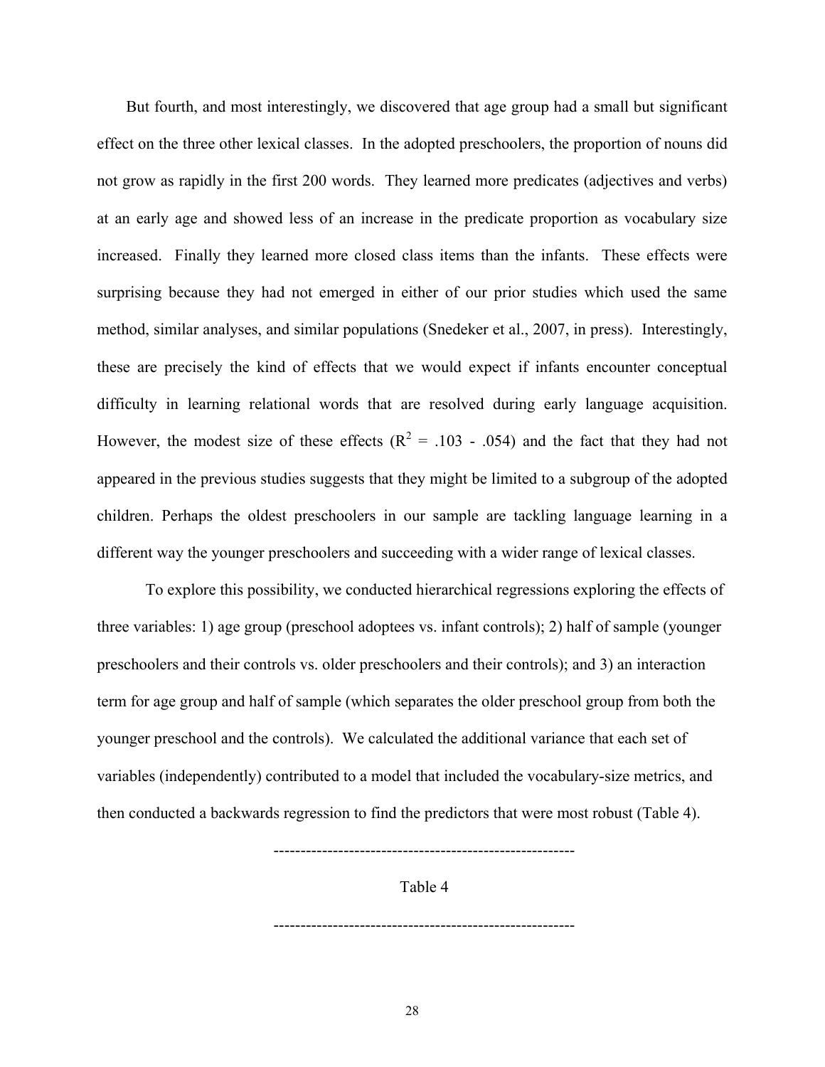But fourth, and most interestingly, we discovered that age group had a small but significant effect on the three other lexical classes. In the adopted preschoolers, the proportion of nouns did not grow as rapidly in the first 200 words. They learned more predicates (adjectives and verbs) at an early age and showed less of an increase in the predicate proportion as vocabulary size increased. Finally they learned more closed class items than the infants. These effects were surprising because they had not emerged in either of our prior studies which used the same method, similar analyses, and similar populations (Snedeker et al., 2007, in press). Interestingly, these are precisely the kind of effects that we would expect if infants encounter conceptual difficulty in learning relational words that are resolved during early language acquisition. However, the modest size of these effects ($R^2$ = .103 - .054) and the fact that they had not appeared in the previous studies suggests that they might be limited to a subgroup of the adopted children. Perhaps the oldest preschoolers in our sample are tackling language learning in a different way the younger preschoolers and succeeding with a wider range of lexical classes.

To explore this possibility, we conducted hierarchical regressions exploring the effects of three variables: 1) age group (preschool adoptees vs. infant controls); 2) half of sample (younger preschoolers and their controls vs. older preschoolers and their controls); and 3) an interaction term for age group and half of sample (which separates the older preschool group from both the younger preschool and the controls). We calculated the additional variance that each set of variables (independently) contributed to a model that included the vocabulary-size metrics, and then conducted a backwards regression to find the predictors that were most robust (Table 4).

--------------------------------------------------------

Table 4

--------------------------------------------------------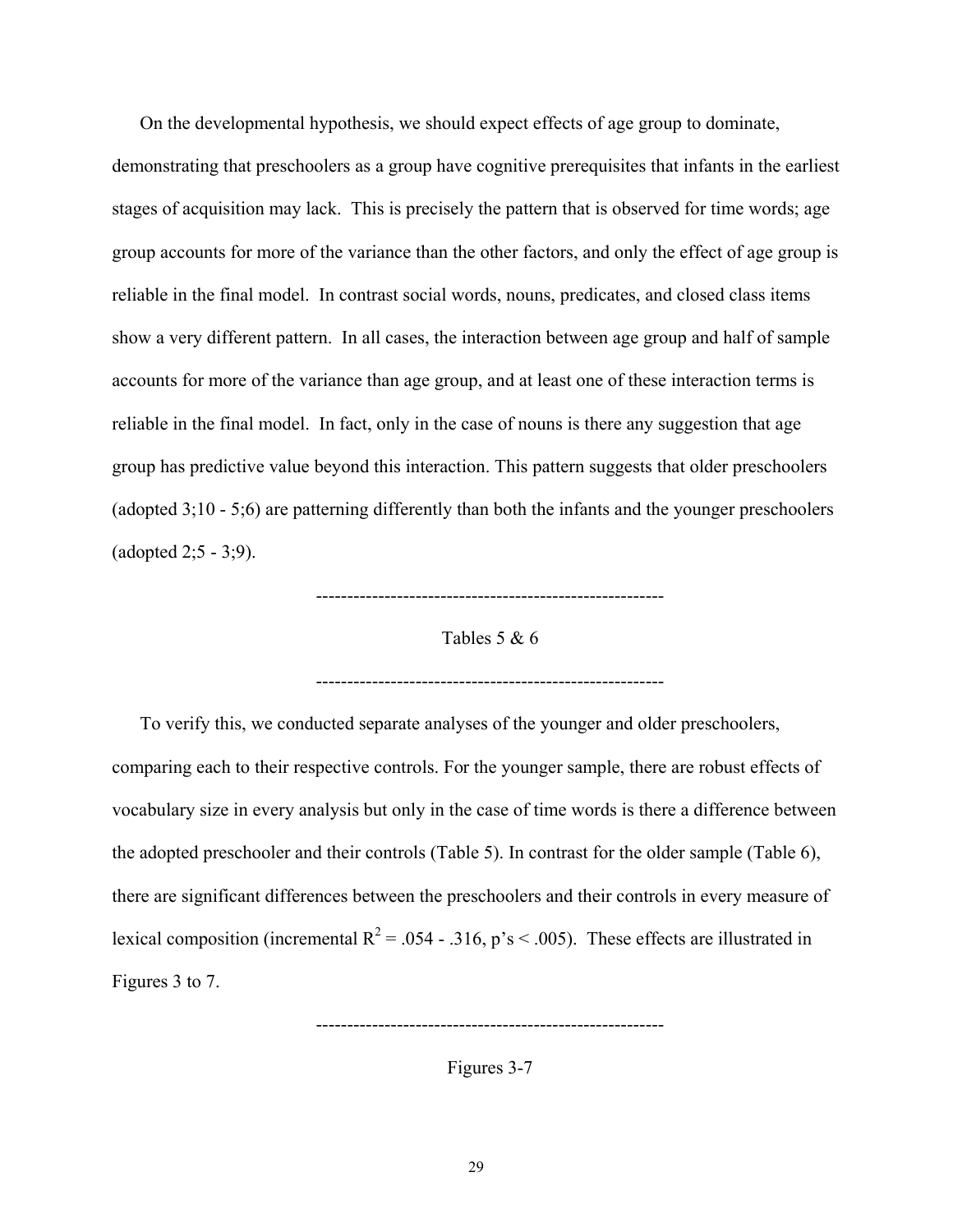On the developmental hypothesis, we should expect effects of age group to dominate, demonstrating that preschoolers as a group have cognitive prerequisites that infants in the earliest stages of acquisition may lack. This is precisely the pattern that is observed for time words; age group accounts for more of the variance than the other factors, and only the effect of age group is reliable in the final model. In contrast social words, nouns, predicates, and closed class items show a very different pattern. In all cases, the interaction between age group and half of sample accounts for more of the variance than age group, and at least one of these interaction terms is reliable in the final model. In fact, only in the case of nouns is there any suggestion that age group has predictive value beyond this interaction. This pattern suggests that older preschoolers (adopted 3;10 - 5;6) are patterning differently than both the infants and the younger preschoolers (adopted 2;5 - 3;9).

--------------------------------------------------------

Tables 5 & 6

--------------------------------------------------------

To verify this, we conducted separate analyses of the younger and older preschoolers, comparing each to their respective controls. For the younger sample, there are robust effects of vocabulary size in every analysis but only in the case of time words is there a difference between the adopted preschooler and their controls (Table 5). In contrast for the older sample (Table 6), there are significant differences between the preschoolers and their controls in every measure of lexical composition (incremental $R^2 = .054 - .316$, p's < .005). These effects are illustrated in Figures 3 to 7.

--------------------------------------------------------

Figures 3-7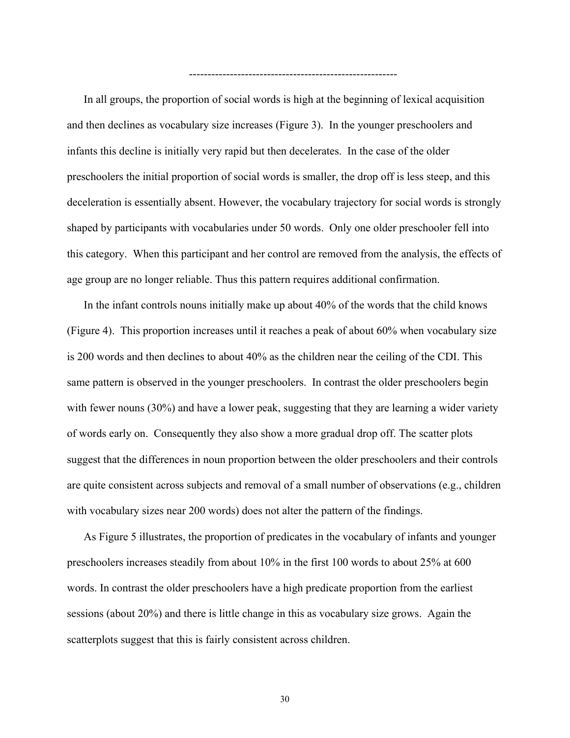--------------------------------------------------------

In all groups, the proportion of social words is high at the beginning of lexical acquisition and then declines as vocabulary size increases (Figure 3). In the younger preschoolers and infants this decline is initially very rapid but then decelerates. In the case of the older preschoolers the initial proportion of social words is smaller, the drop off is less steep, and this deceleration is essentially absent. However, the vocabulary trajectory for social words is strongly shaped by participants with vocabularies under 50 words. Only one older preschooler fell into this category. When this participant and her control are removed from the analysis, the effects of age group are no longer reliable. Thus this pattern requires additional confirmation.

In the infant controls nouns initially make up about 40% of the words that the child knows (Figure 4). This proportion increases until it reaches a peak of about 60% when vocabulary size is 200 words and then declines to about 40% as the children near the ceiling of the CDI. This same pattern is observed in the younger preschoolers. In contrast the older preschoolers begin with fewer nouns (30%) and have a lower peak, suggesting that they are learning a wider variety of words early on. Consequently they also show a more gradual drop off. The scatter plots suggest that the differences in noun proportion between the older preschoolers and their controls are quite consistent across subjects and removal of a small number of observations (e.g., children with vocabulary sizes near 200 words) does not alter the pattern of the findings.

As Figure 5 illustrates, the proportion of predicates in the vocabulary of infants and younger preschoolers increases steadily from about 10% in the first 100 words to about 25% at 600 words. In contrast the older preschoolers have a high predicate proportion from the earliest sessions (about 20%) and there is little change in this as vocabulary size grows. Again the scatterplots suggest that this is fairly consistent across children.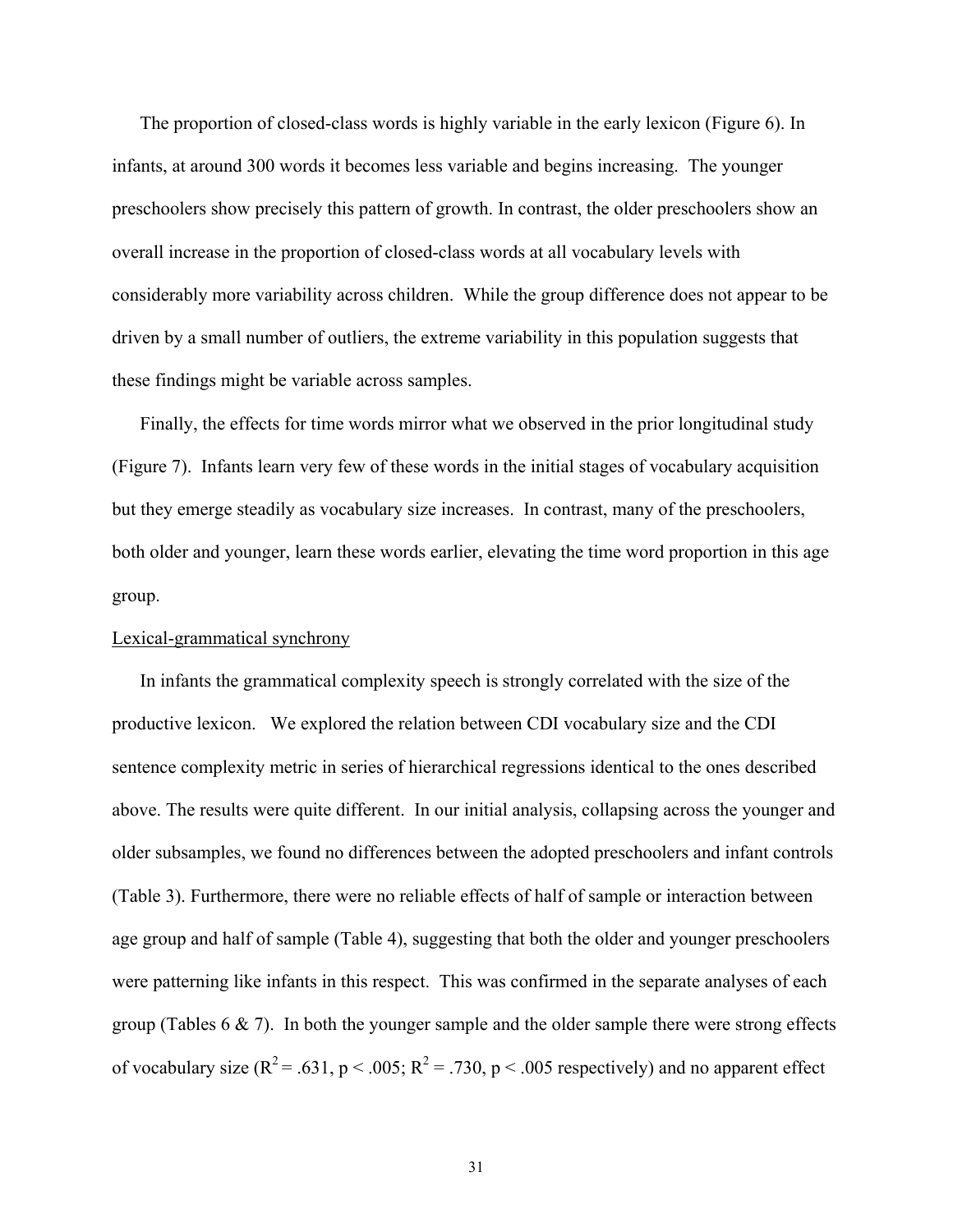The proportion of closed-class words is highly variable in the early lexicon (Figure 6). In infants, at around 300 words it becomes less variable and begins increasing. The younger preschoolers show precisely this pattern of growth. In contrast, the older preschoolers show an overall increase in the proportion of closed-class words at all vocabulary levels with considerably more variability across children. While the group difference does not appear to be driven by a small number of outliers, the extreme variability in this population suggests that these findings might be variable across samples.

Finally, the effects for time words mirror what we observed in the prior longitudinal study (Figure 7). Infants learn very few of these words in the initial stages of vocabulary acquisition but they emerge steadily as vocabulary size increases. In contrast, many of the preschoolers, both older and younger, learn these words earlier, elevating the time word proportion in this age group.

<u>Lexical-grammatical synchrony</u>

In infants the grammatical complexity speech is strongly correlated with the size of the productive lexicon. We explored the relation between CDI vocabulary size and the CDI sentence complexity metric in series of hierarchical regressions identical to the ones described above. The results were quite different. In our initial analysis, collapsing across the younger and older subsamples, we found no differences between the adopted preschoolers and infant controls (Table 3). Furthermore, there were no reliable effects of half of sample or interaction between age group and half of sample (Table 4), suggesting that both the older and younger preschoolers were patterning like infants in this respect. This was confirmed in the separate analyses of each group (Tables 6 & 7). In both the younger sample and the older sample there were strong effects of vocabulary size ($R^2 = .631$, $p < .005$; $R^2 = .730$, $p < .005$ respectively) and no apparent effect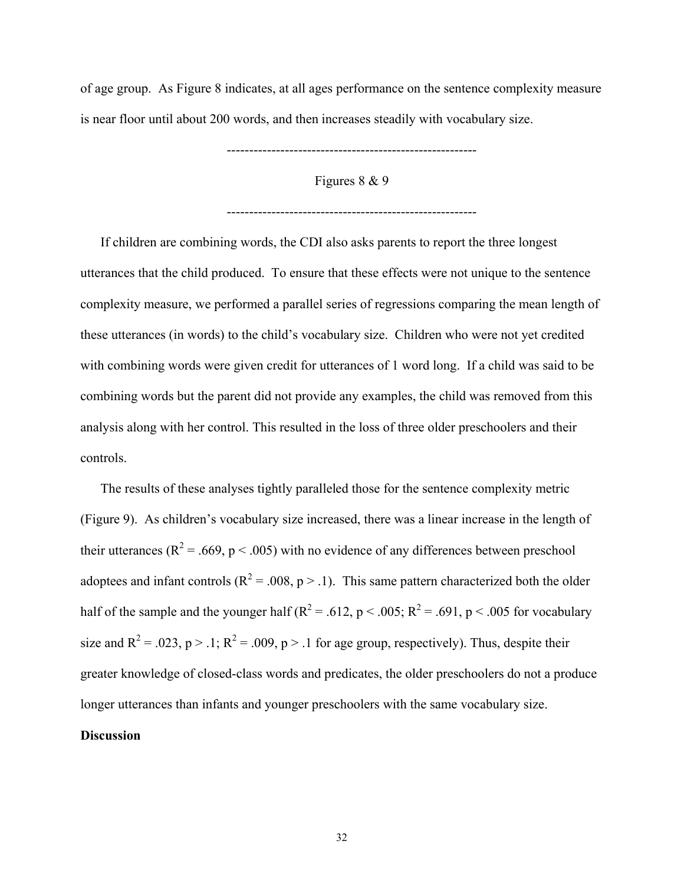of age group. As Figure 8 indicates, at all ages performance on the sentence complexity measure is near floor until about 200 words, and then increases steadily with vocabulary size.

--------------------------------------------------------

Figures 8 & 9

--------------------------------------------------------

If children are combining words, the CDI also asks parents to report the three longest utterances that the child produced. To ensure that these effects were not unique to the sentence complexity measure, we performed a parallel series of regressions comparing the mean length of these utterances (in words) to the child's vocabulary size. Children who were not yet credited with combining words were given credit for utterances of 1 word long. If a child was said to be combining words but the parent did not provide any examples, the child was removed from this analysis along with her control. This resulted in the loss of three older preschoolers and their controls.

The results of these analyses tightly paralleled those for the sentence complexity metric (Figure 9). As children's vocabulary size increased, there was a linear increase in the length of their utterances ($R^2 = .669$, $p < .005$) with no evidence of any differences between preschool adoptees and infant controls ($R^2 = .008$, $p > .1$). This same pattern characterized both the older half of the sample and the younger half ($R^2 = .612$, $p < .005$; $R^2 = .691$, $p < .005$ for vocabulary size and $R^2 = .023$, $p > .1$; $R^2 = .009$, $p > .1$ for age group, respectively). Thus, despite their greater knowledge of closed-class words and predicates, the older preschoolers do not a produce longer utterances than infants and younger preschoolers with the same vocabulary size.

**Discussion**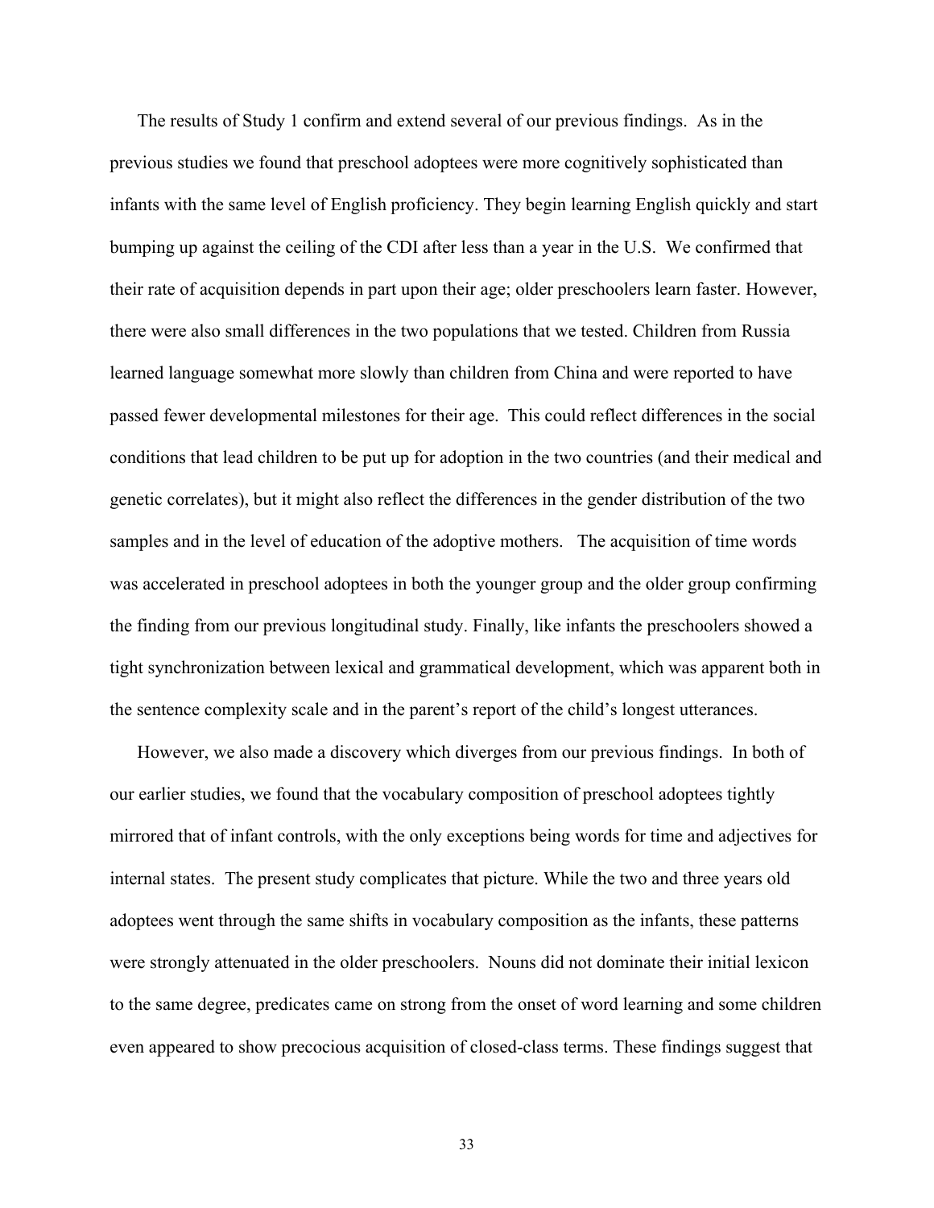The results of Study 1 confirm and extend several of our previous findings. As in the previous studies we found that preschool adoptees were more cognitively sophisticated than infants with the same level of English proficiency. They begin learning English quickly and start bumping up against the ceiling of the CDI after less than a year in the U.S. We confirmed that their rate of acquisition depends in part upon their age; older preschoolers learn faster. However, there were also small differences in the two populations that we tested. Children from Russia learned language somewhat more slowly than children from China and were reported to have passed fewer developmental milestones for their age. This could reflect differences in the social conditions that lead children to be put up for adoption in the two countries (and their medical and genetic correlates), but it might also reflect the differences in the gender distribution of the two samples and in the level of education of the adoptive mothers. The acquisition of time words was accelerated in preschool adoptees in both the younger group and the older group confirming the finding from our previous longitudinal study. Finally, like infants the preschoolers showed a tight synchronization between lexical and grammatical development, which was apparent both in the sentence complexity scale and in the parent's report of the child's longest utterances.

However, we also made a discovery which diverges from our previous findings. In both of our earlier studies, we found that the vocabulary composition of preschool adoptees tightly mirrored that of infant controls, with the only exceptions being words for time and adjectives for internal states. The present study complicates that picture. While the two and three years old adoptees went through the same shifts in vocabulary composition as the infants, these patterns were strongly attenuated in the older preschoolers. Nouns did not dominate their initial lexicon to the same degree, predicates came on strong from the onset of word learning and some children even appeared to show precocious acquisition of closed-class terms. These findings suggest that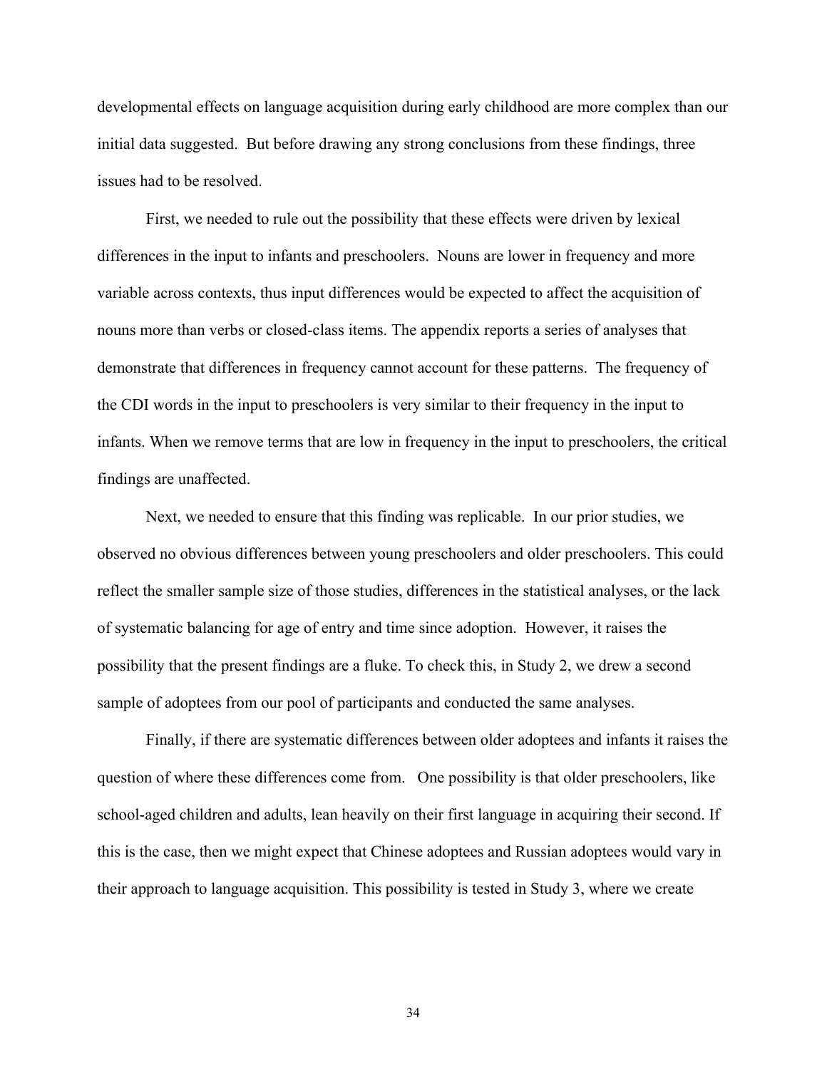developmental effects on language acquisition during early childhood are more complex than our initial data suggested. But before drawing any strong conclusions from these findings, three issues had to be resolved.

First, we needed to rule out the possibility that these effects were driven by lexical differences in the input to infants and preschoolers. Nouns are lower in frequency and more variable across contexts, thus input differences would be expected to affect the acquisition of nouns more than verbs or closed-class items. The appendix reports a series of analyses that demonstrate that differences in frequency cannot account for these patterns. The frequency of the CDI words in the input to preschoolers is very similar to their frequency in the input to infants. When we remove terms that are low in frequency in the input to preschoolers, the critical findings are unaffected.

Next, we needed to ensure that this finding was replicable. In our prior studies, we observed no obvious differences between young preschoolers and older preschoolers. This could reflect the smaller sample size of those studies, differences in the statistical analyses, or the lack of systematic balancing for age of entry and time since adoption. However, it raises the possibility that the present findings are a fluke. To check this, in Study 2, we drew a second sample of adoptees from our pool of participants and conducted the same analyses.

Finally, if there are systematic differences between older adoptees and infants it raises the question of where these differences come from. One possibility is that older preschoolers, like school-aged children and adults, lean heavily on their first language in acquiring their second. If this is the case, then we might expect that Chinese adoptees and Russian adoptees would vary in their approach to language acquisition. This possibility is tested in Study 3, where we create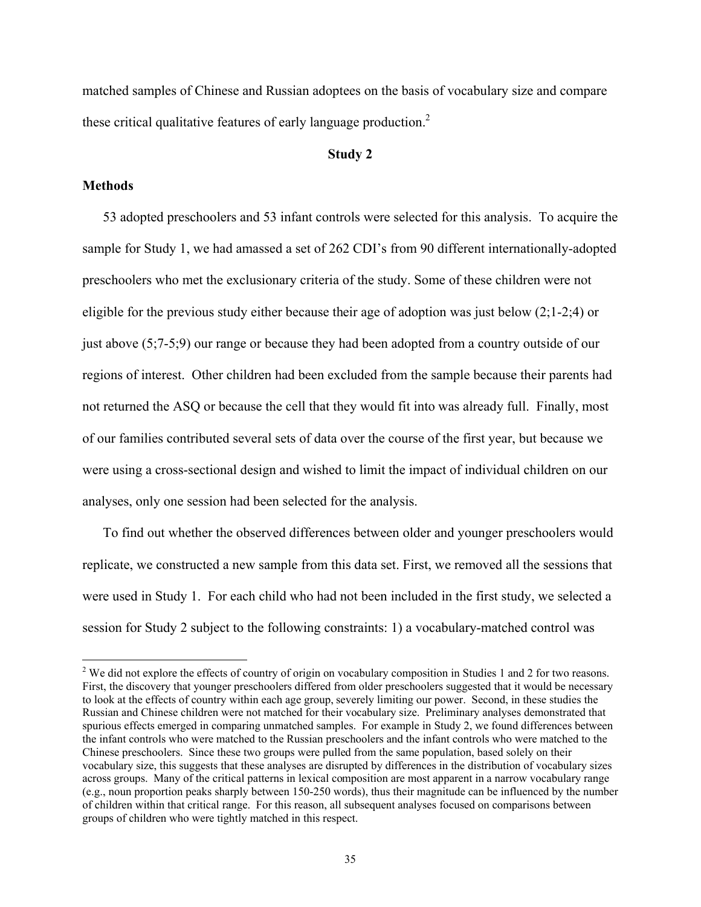matched samples of Chinese and Russian adoptees on the basis of vocabulary size and compare these critical qualitative features of early language production.[2]

## Study 2

### Methods

53 adopted preschoolers and 53 infant controls were selected for this analysis. To acquire the sample for Study 1, we had amassed a set of 262 CDI's from 90 different internationally-adopted preschoolers who met the exclusionary criteria of the study. Some of these children were not eligible for the previous study either because their age of adoption was just below (2;1-2;4) or just above (5;7-5;9) our range or because they had been adopted from a country outside of our regions of interest. Other children had been excluded from the sample because their parents had not returned the ASQ or because the cell that they would fit into was already full. Finally, most of our families contributed several sets of data over the course of the first year, but because we were using a cross-sectional design and wished to limit the impact of individual children on our analyses, only one session had been selected for the analysis.

To find out whether the observed differences between older and younger preschoolers would replicate, we constructed a new sample from this data set. First, we removed all the sessions that were used in Study 1. For each child who had not been included in the first study, we selected a session for Study 2 subject to the following constraints: 1) a vocabulary-matched control was

[2] We did not explore the effects of country of origin on vocabulary composition in Studies 1 and 2 for two reasons. First, the discovery that younger preschoolers differed from older preschoolers suggested that it would be necessary to look at the effects of country within each age group, severely limiting our power. Second, in these studies the Russian and Chinese children were not matched for their vocabulary size. Preliminary analyses demonstrated that spurious effects emerged in comparing unmatched samples. For example in Study 2, we found differences between the infant controls who were matched to the Russian preschoolers and the infant controls who were matched to the Chinese preschoolers. Since these two groups were pulled from the same population, based solely on their vocabulary size, this suggests that these analyses are disrupted by differences in the distribution of vocabulary sizes across groups. Many of the critical patterns in lexical composition are most apparent in a narrow vocabulary range (e.g., noun proportion peaks sharply between 150-250 words), thus their magnitude can be influenced by the number of children within that critical range. For this reason, all subsequent analyses focused on comparisons between groups of children who were tightly matched in this respect.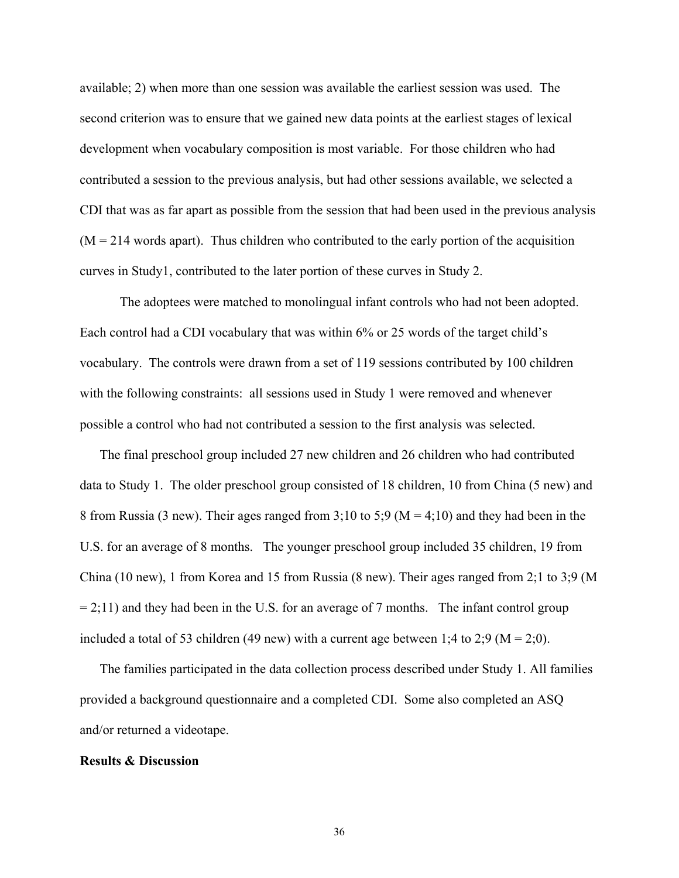available; 2) when more than one session was available the earliest session was used. The second criterion was to ensure that we gained new data points at the earliest stages of lexical development when vocabulary composition is most variable. For those children who had contributed a session to the previous analysis, but had other sessions available, we selected a CDI that was as far apart as possible from the session that had been used in the previous analysis (M = 214 words apart). Thus children who contributed to the early portion of the acquisition curves in Study1, contributed to the later portion of these curves in Study 2.

The adoptees were matched to monolingual infant controls who had not been adopted. Each control had a CDI vocabulary that was within 6% or 25 words of the target child's vocabulary. The controls were drawn from a set of 119 sessions contributed by 100 children with the following constraints: all sessions used in Study 1 were removed and whenever possible a control who had not contributed a session to the first analysis was selected.

The final preschool group included 27 new children and 26 children who had contributed data to Study 1. The older preschool group consisted of 18 children, 10 from China (5 new) and 8 from Russia (3 new). Their ages ranged from 3;10 to 5;9 (M = 4;10) and they had been in the U.S. for an average of 8 months. The younger preschool group included 35 children, 19 from China (10 new), 1 from Korea and 15 from Russia (8 new). Their ages ranged from 2;1 to 3;9 (M = 2;11) and they had been in the U.S. for an average of 7 months. The infant control group included a total of 53 children (49 new) with a current age between 1;4 to 2;9 (M = 2;0).

The families participated in the data collection process described under Study 1. All families provided a background questionnaire and a completed CDI. Some also completed an ASQ and/or returned a videotape.

**Results & Discussion**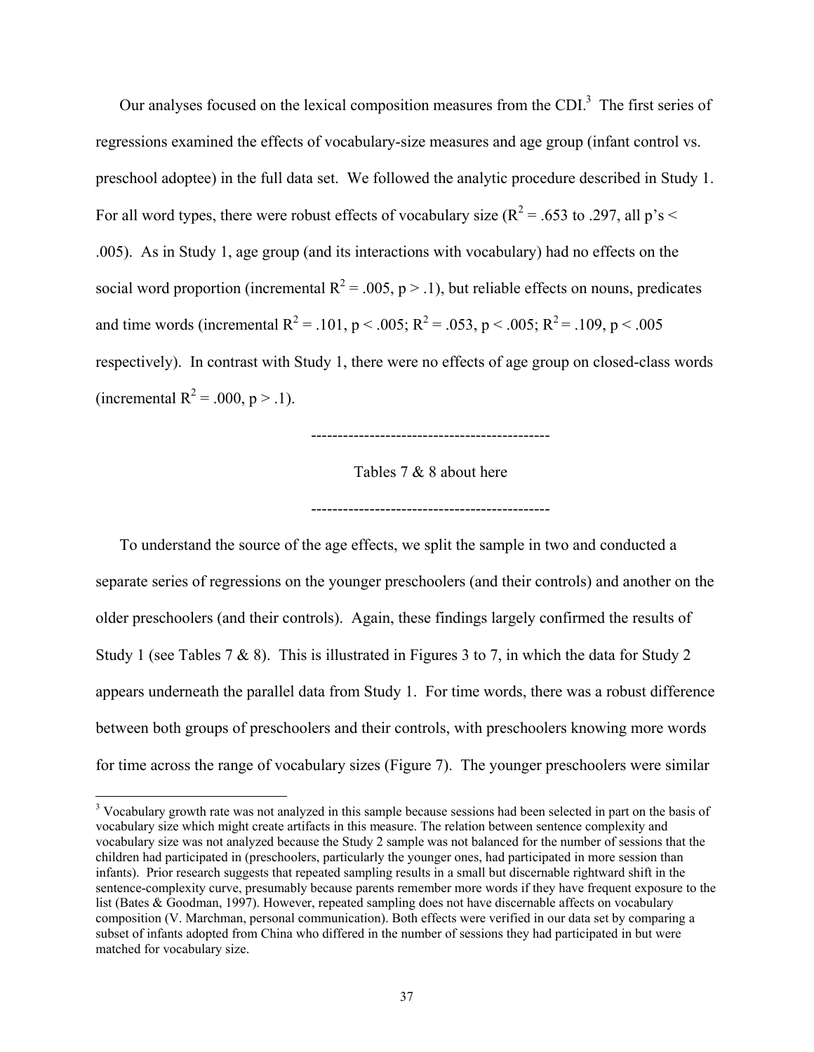Our analyses focused on the lexical composition measures from the CDI.[3] The first series of regressions examined the effects of vocabulary-size measures and age group (infant control vs. preschool adoptee) in the full data set. We followed the analytic procedure described in Study 1. For all word types, there were robust effects of vocabulary size ($R^2$ = .653 to .297, all p's < .005). As in Study 1, age group (and its interactions with vocabulary) had no effects on the social word proportion (incremental $R^2$ = .005, p > .1), but reliable effects on nouns, predicates and time words (incremental $R^2$ = .101, p < .005; $R^2$ = .053, p < .005; $R^2$ = .109, p < .005 respectively). In contrast with Study 1, there were no effects of age group on closed-class words (incremental $R^2$ = .000, p > .1).

---------------------------------------------

Tables 7 & 8 about here

---------------------------------------------

To understand the source of the age effects, we split the sample in two and conducted a separate series of regressions on the younger preschoolers (and their controls) and another on the older preschoolers (and their controls). Again, these findings largely confirmed the results of Study 1 (see Tables 7 & 8). This is illustrated in Figures 3 to 7, in which the data for Study 2 appears underneath the parallel data from Study 1. For time words, there was a robust difference between both groups of preschoolers and their controls, with preschoolers knowing more words for time across the range of vocabulary sizes (Figure 7). The younger preschoolers were similar

[3] Vocabulary growth rate was not analyzed in this sample because sessions had been selected in part on the basis of vocabulary size which might create artifacts in this measure. The relation between sentence complexity and vocabulary size was not analyzed because the Study 2 sample was not balanced for the number of sessions that the children had participated in (preschoolers, particularly the younger ones, had participated in more session than infants). Prior research suggests that repeated sampling results in a small but discernable rightward shift in the sentence-complexity curve, presumably because parents remember more words if they have frequent exposure to the list (Bates & Goodman, 1997). However, repeated sampling does not have discernable affects on vocabulary composition (V. Marchman, personal communication). Both effects were verified in our data set by comparing a subset of infants adopted from China who differed in the number of sessions they had participated in but were matched for vocabulary size.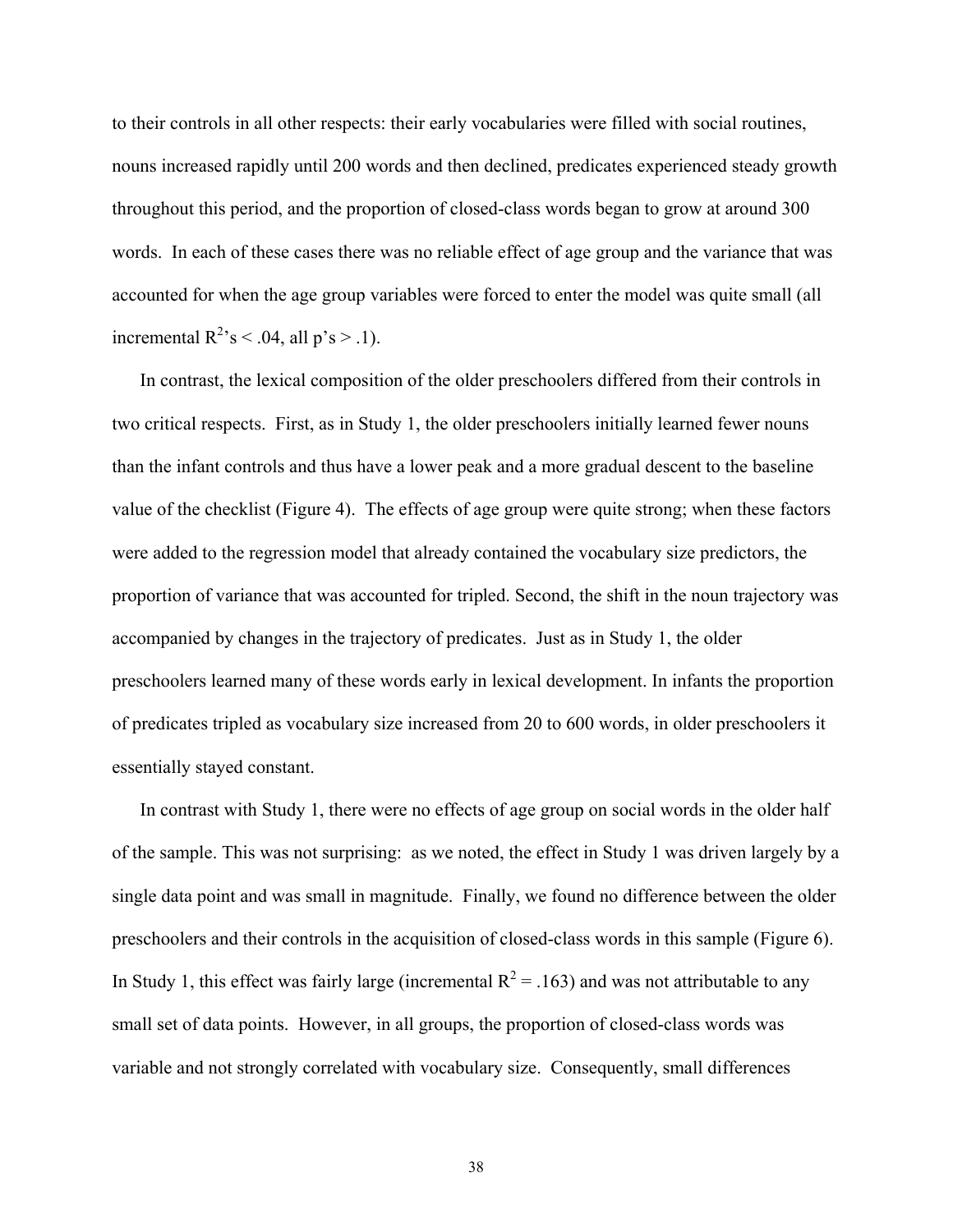to their controls in all other respects: their early vocabularies were filled with social routines, nouns increased rapidly until 200 words and then declined, predicates experienced steady growth throughout this period, and the proportion of closed-class words began to grow at around 300 words. In each of these cases there was no reliable effect of age group and the variance that was accounted for when the age group variables were forced to enter the model was quite small (all incremental $R^2$'s < .04, all p's > .1).

In contrast, the lexical composition of the older preschoolers differed from their controls in two critical respects. First, as in Study 1, the older preschoolers initially learned fewer nouns than the infant controls and thus have a lower peak and a more gradual descent to the baseline value of the checklist (Figure 4). The effects of age group were quite strong; when these factors were added to the regression model that already contained the vocabulary size predictors, the proportion of variance that was accounted for tripled. Second, the shift in the noun trajectory was accompanied by changes in the trajectory of predicates. Just as in Study 1, the older preschoolers learned many of these words early in lexical development. In infants the proportion of predicates tripled as vocabulary size increased from 20 to 600 words, in older preschoolers it essentially stayed constant.

In contrast with Study 1, there were no effects of age group on social words in the older half of the sample. This was not surprising: as we noted, the effect in Study 1 was driven largely by a single data point and was small in magnitude. Finally, we found no difference between the older preschoolers and their controls in the acquisition of closed-class words in this sample (Figure 6). In Study 1, this effect was fairly large (incremental $R^2 = .163$) and was not attributable to any small set of data points. However, in all groups, the proportion of closed-class words was variable and not strongly correlated with vocabulary size. Consequently, small differences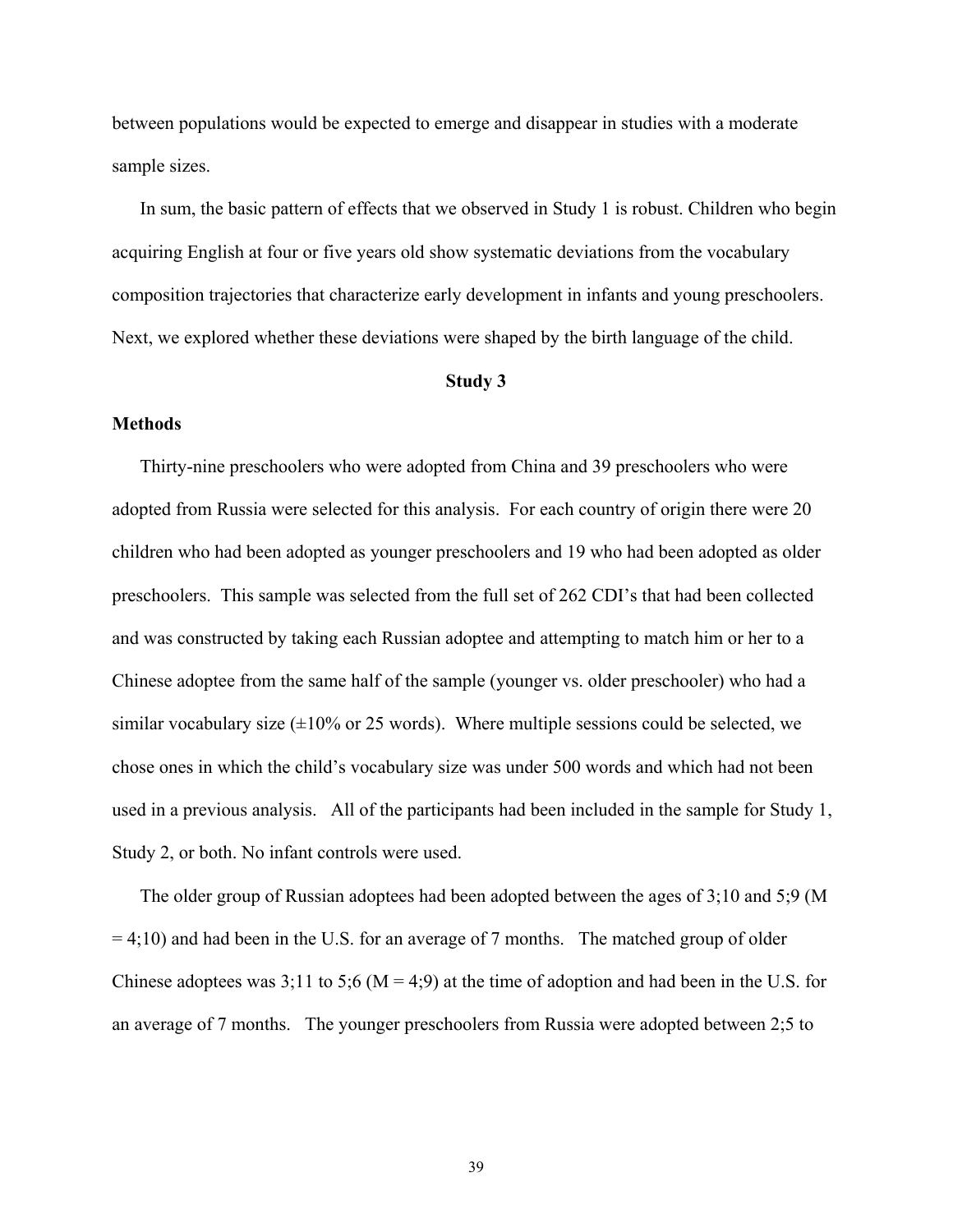between populations would be expected to emerge and disappear in studies with a moderate sample sizes.

In sum, the basic pattern of effects that we observed in Study 1 is robust. Children who begin acquiring English at four or five years old show systematic deviations from the vocabulary composition trajectories that characterize early development in infants and young preschoolers. Next, we explored whether these deviations were shaped by the birth language of the child.

## Study 3

### Methods

Thirty-nine preschoolers who were adopted from China and 39 preschoolers who were adopted from Russia were selected for this analysis. For each country of origin there were 20 children who had been adopted as younger preschoolers and 19 who had been adopted as older preschoolers. This sample was selected from the full set of 262 CDI's that had been collected and was constructed by taking each Russian adoptee and attempting to match him or her to a Chinese adoptee from the same half of the sample (younger vs. older preschooler) who had a similar vocabulary size (±10% or 25 words). Where multiple sessions could be selected, we chose ones in which the child's vocabulary size was under 500 words and which had not been used in a previous analysis. All of the participants had been included in the sample for Study 1, Study 2, or both. No infant controls were used.

The older group of Russian adoptees had been adopted between the ages of 3;10 and 5;9 (M = 4;10) and had been in the U.S. for an average of 7 months. The matched group of older Chinese adoptees was 3;11 to 5;6 (M = 4;9) at the time of adoption and had been in the U.S. for an average of 7 months. The younger preschoolers from Russia were adopted between 2;5 to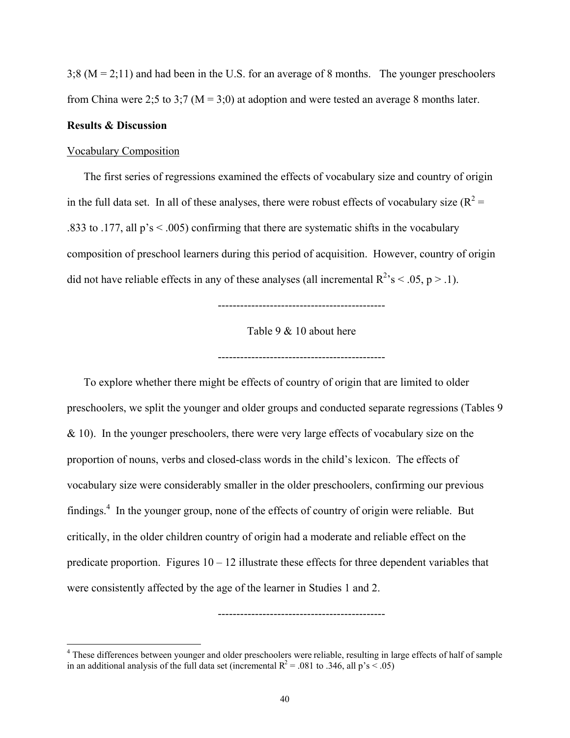3;8 (M = 2;11) and had been in the U.S. for an average of 8 months. The younger preschoolers from China were 2;5 to 3;7 (M = 3;0) at adoption and were tested an average 8 months later.

**Results & Discussion**

Vocabulary Composition

The first series of regressions examined the effects of vocabulary size and country of origin in the full data set. In all of these analyses, there were robust effects of vocabulary size ($R^2$ = .833 to .177, all p's < .005) confirming that there are systematic shifts in the vocabulary composition of preschool learners during this period of acquisition. However, country of origin did not have reliable effects in any of these analyses (all incremental $R^2$'s < .05, p > .1).

---------------------------------------------

Table 9 & 10 about here

---------------------------------------------

To explore whether there might be effects of country of origin that are limited to older preschoolers, we split the younger and older groups and conducted separate regressions (Tables 9 & 10). In the younger preschoolers, there were very large effects of vocabulary size on the proportion of nouns, verbs and closed-class words in the child's lexicon. The effects of vocabulary size were considerably smaller in the older preschoolers, confirming our previous findings.[4] In the younger group, none of the effects of country of origin were reliable. But critically, in the older children country of origin had a moderate and reliable effect on the predicate proportion. Figures 10 – 12 illustrate these effects for three dependent variables that were consistently affected by the age of the learner in Studies 1 and 2.

---------------------------------------------

[4] These differences between younger and older preschoolers were reliable, resulting in large effects of half of sample in an additional analysis of the full data set (incremental $R^2$ = .081 to .346, all p's < .05)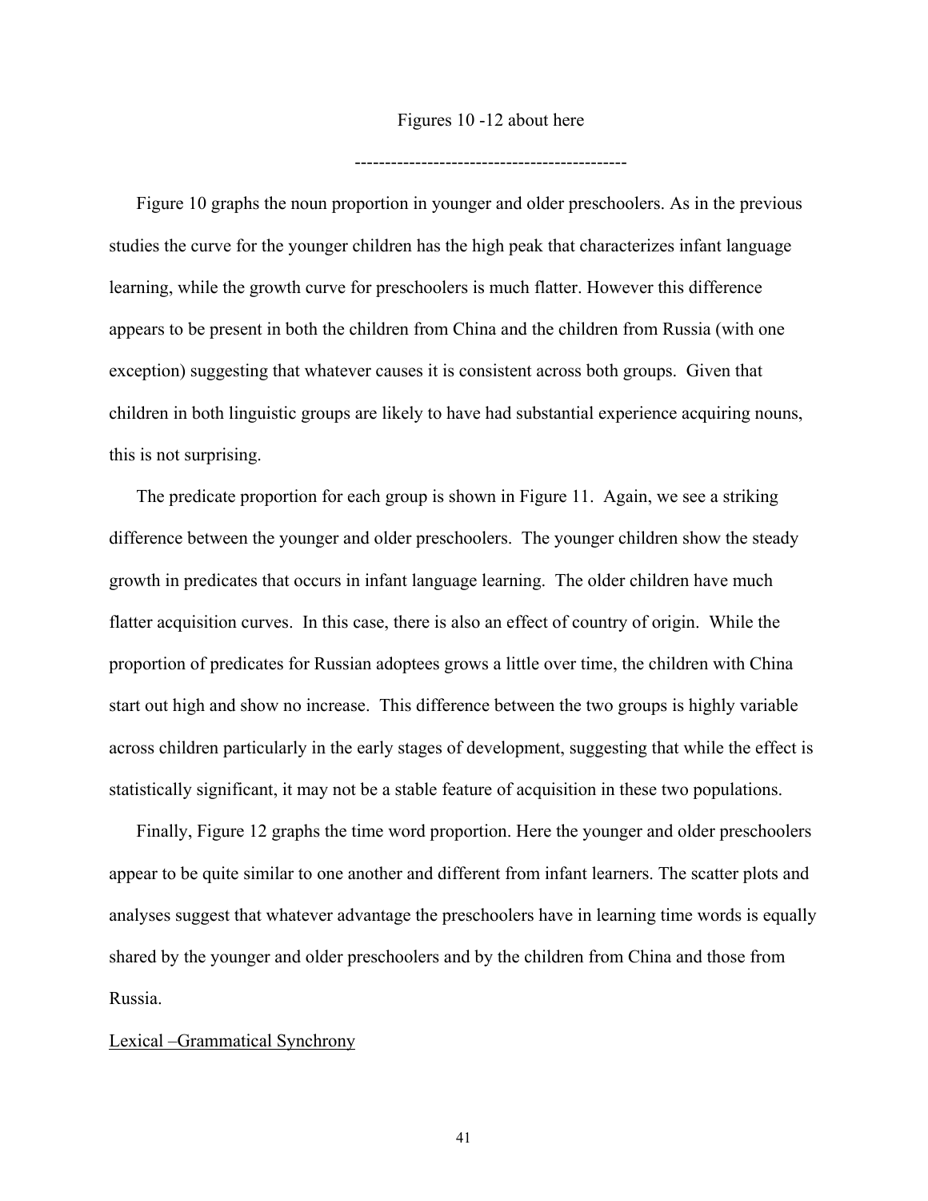Figures 10 -12 about here

---------------------------------------------

Figure 10 graphs the noun proportion in younger and older preschoolers. As in the previous studies the curve for the younger children has the high peak that characterizes infant language learning, while the growth curve for preschoolers is much flatter. However this difference appears to be present in both the children from China and the children from Russia (with one exception) suggesting that whatever causes it is consistent across both groups. Given that children in both linguistic groups are likely to have had substantial experience acquiring nouns, this is not surprising.

The predicate proportion for each group is shown in Figure 11. Again, we see a striking difference between the younger and older preschoolers. The younger children show the steady growth in predicates that occurs in infant language learning. The older children have much flatter acquisition curves. In this case, there is also an effect of country of origin. While the proportion of predicates for Russian adoptees grows a little over time, the children with China start out high and show no increase. This difference between the two groups is highly variable across children particularly in the early stages of development, suggesting that while the effect is statistically significant, it may not be a stable feature of acquisition in these two populations.

Finally, Figure 12 graphs the time word proportion. Here the younger and older preschoolers appear to be quite similar to one another and different from infant learners. The scatter plots and analyses suggest that whatever advantage the preschoolers have in learning time words is equally shared by the younger and older preschoolers and by the children from China and those from Russia.

<u>Lexical –Grammatical Synchrony</u>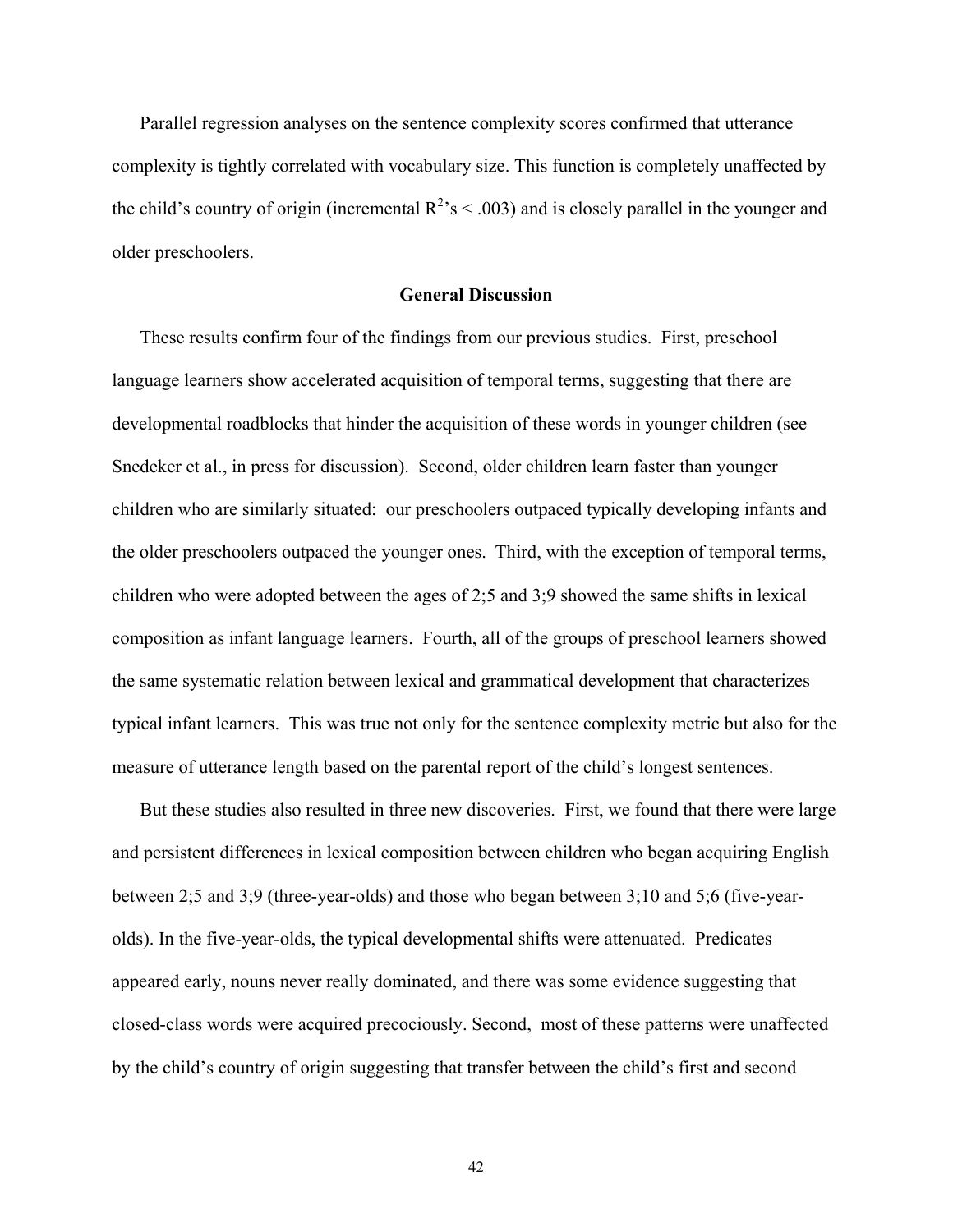Parallel regression analyses on the sentence complexity scores confirmed that utterance complexity is tightly correlated with vocabulary size. This function is completely unaffected by the child's country of origin (incremental $R^2$'s < .003) and is closely parallel in the younger and older preschoolers.

## General Discussion

These results confirm four of the findings from our previous studies. First, preschool language learners show accelerated acquisition of temporal terms, suggesting that there are developmental roadblocks that hinder the acquisition of these words in younger children (see Snedeker et al., in press for discussion). Second, older children learn faster than younger children who are similarly situated: our preschoolers outpaced typically developing infants and the older preschoolers outpaced the younger ones. Third, with the exception of temporal terms, children who were adopted between the ages of 2;5 and 3;9 showed the same shifts in lexical composition as infant language learners. Fourth, all of the groups of preschool learners showed the same systematic relation between lexical and grammatical development that characterizes typical infant learners. This was true not only for the sentence complexity metric but also for the measure of utterance length based on the parental report of the child's longest sentences.

But these studies also resulted in three new discoveries. First, we found that there were large and persistent differences in lexical composition between children who began acquiring English between 2;5 and 3;9 (three-year-olds) and those who began between 3;10 and 5;6 (five-year-olds). In the five-year-olds, the typical developmental shifts were attenuated. Predicates appeared early, nouns never really dominated, and there was some evidence suggesting that closed-class words were acquired precociously. Second, most of these patterns were unaffected by the child's country of origin suggesting that transfer between the child's first and second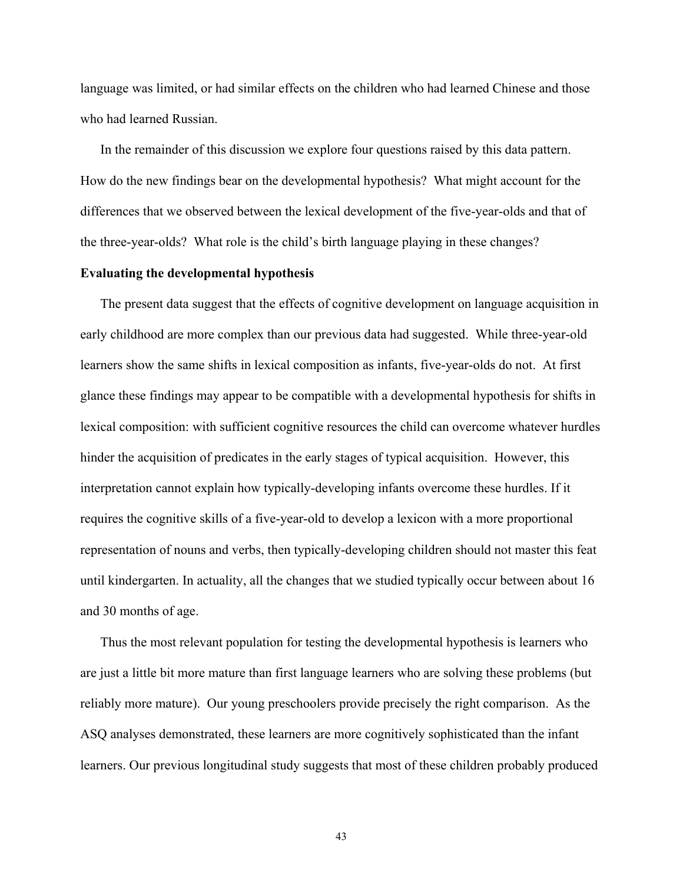language was limited, or had similar effects on the children who had learned Chinese and those who had learned Russian.

In the remainder of this discussion we explore four questions raised by this data pattern. How do the new findings bear on the developmental hypothesis? What might account for the differences that we observed between the lexical development of the five-year-olds and that of the three-year-olds? What role is the child's birth language playing in these changes?

**Evaluating the developmental hypothesis**

The present data suggest that the effects of cognitive development on language acquisition in early childhood are more complex than our previous data had suggested. While three-year-old learners show the same shifts in lexical composition as infants, five-year-olds do not. At first glance these findings may appear to be compatible with a developmental hypothesis for shifts in lexical composition: with sufficient cognitive resources the child can overcome whatever hurdles hinder the acquisition of predicates in the early stages of typical acquisition. However, this interpretation cannot explain how typically-developing infants overcome these hurdles. If it requires the cognitive skills of a five-year-old to develop a lexicon with a more proportional representation of nouns and verbs, then typically-developing children should not master this feat until kindergarten. In actuality, all the changes that we studied typically occur between about 16 and 30 months of age.

Thus the most relevant population for testing the developmental hypothesis is learners who are just a little bit more mature than first language learners who are solving these problems (but reliably more mature). Our young preschoolers provide precisely the right comparison. As the ASQ analyses demonstrated, these learners are more cognitively sophisticated than the infant learners. Our previous longitudinal study suggests that most of these children probably produced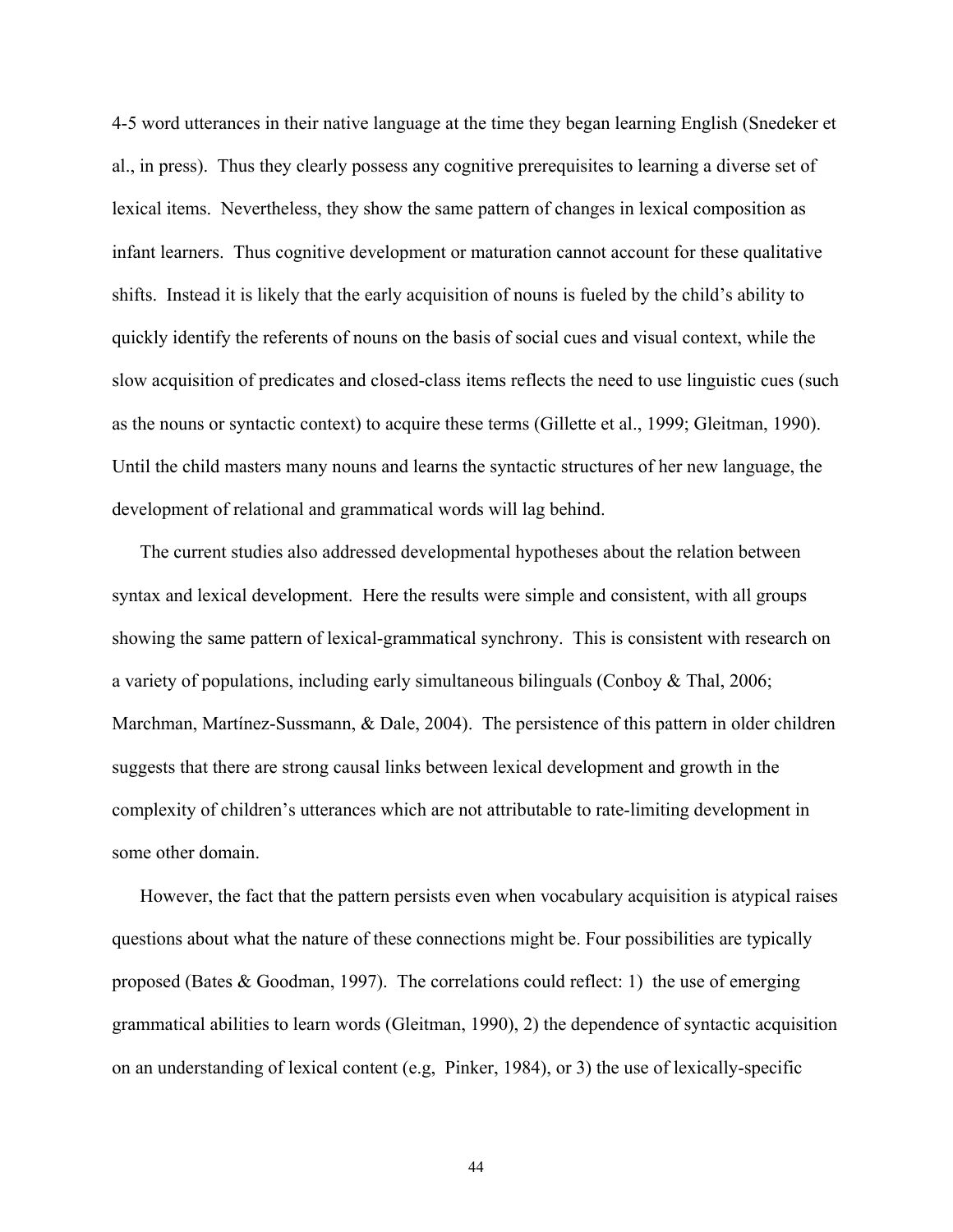4-5 word utterances in their native language at the time they began learning English (Snedeker et al., in press). Thus they clearly possess any cognitive prerequisites to learning a diverse set of lexical items. Nevertheless, they show the same pattern of changes in lexical composition as infant learners. Thus cognitive development or maturation cannot account for these qualitative shifts. Instead it is likely that the early acquisition of nouns is fueled by the child's ability to quickly identify the referents of nouns on the basis of social cues and visual context, while the slow acquisition of predicates and closed-class items reflects the need to use linguistic cues (such as the nouns or syntactic context) to acquire these terms (Gillette et al., 1999; Gleitman, 1990). Until the child masters many nouns and learns the syntactic structures of her new language, the development of relational and grammatical words will lag behind.

The current studies also addressed developmental hypotheses about the relation between syntax and lexical development. Here the results were simple and consistent, with all groups showing the same pattern of lexical-grammatical synchrony. This is consistent with research on a variety of populations, including early simultaneous bilinguals (Conboy & Thal, 2006; Marchman, Martínez-Sussmann, & Dale, 2004). The persistence of this pattern in older children suggests that there are strong causal links between lexical development and growth in the complexity of children's utterances which are not attributable to rate-limiting development in some other domain.

However, the fact that the pattern persists even when vocabulary acquisition is atypical raises questions about what the nature of these connections might be. Four possibilities are typically proposed (Bates & Goodman, 1997). The correlations could reflect: 1) the use of emerging grammatical abilities to learn words (Gleitman, 1990), 2) the dependence of syntactic acquisition on an understanding of lexical content (e.g, Pinker, 1984), or 3) the use of lexically-specific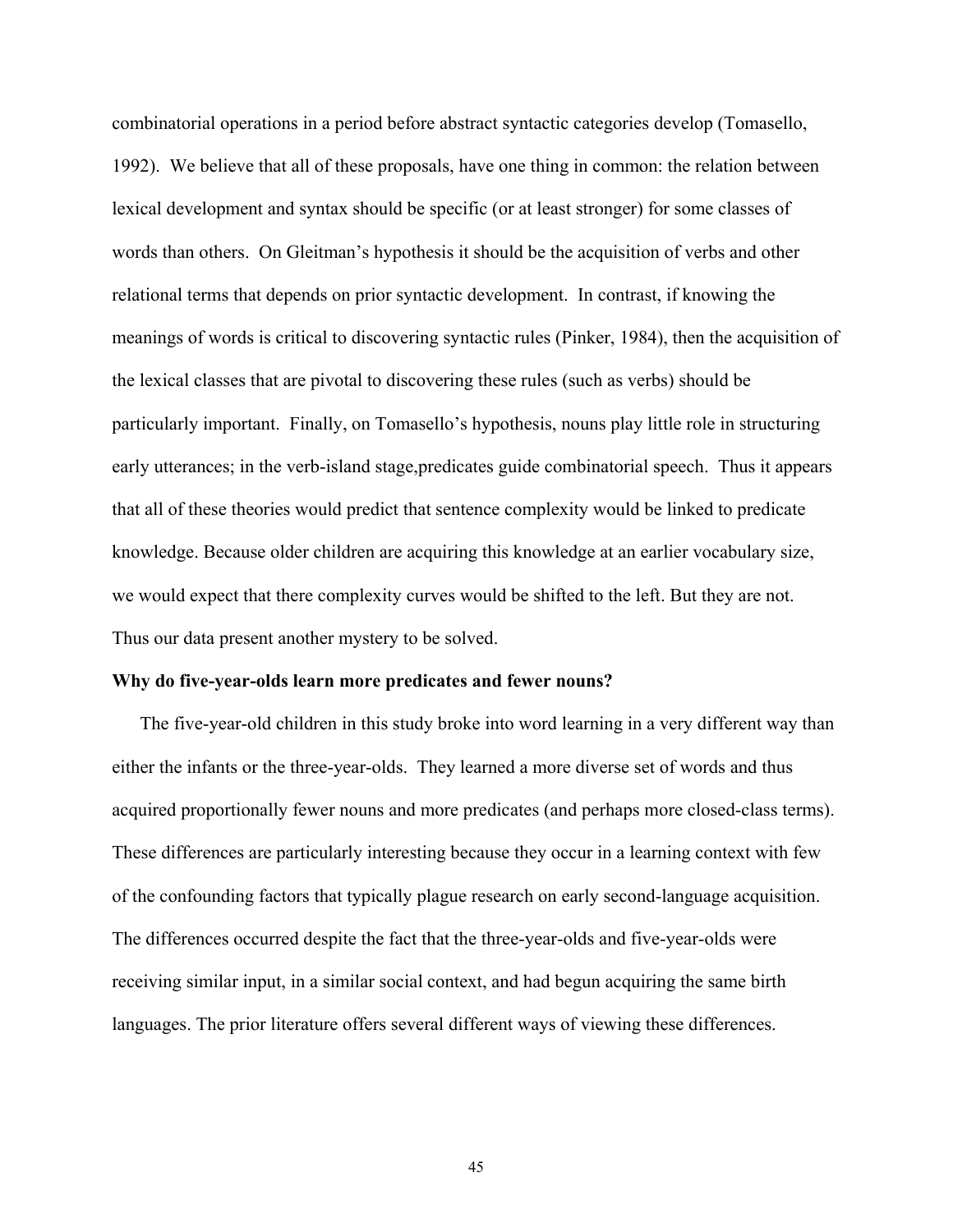combinatorial operations in a period before abstract syntactic categories develop (Tomasello, 1992). We believe that all of these proposals, have one thing in common: the relation between lexical development and syntax should be specific (or at least stronger) for some classes of words than others. On Gleitman's hypothesis it should be the acquisition of verbs and other relational terms that depends on prior syntactic development. In contrast, if knowing the meanings of words is critical to discovering syntactic rules (Pinker, 1984), then the acquisition of the lexical classes that are pivotal to discovering these rules (such as verbs) should be particularly important. Finally, on Tomasello's hypothesis, nouns play little role in structuring early utterances; in the verb-island stage,predicates guide combinatorial speech. Thus it appears that all of these theories would predict that sentence complexity would be linked to predicate knowledge. Because older children are acquiring this knowledge at an earlier vocabulary size, we would expect that there complexity curves would be shifted to the left. But they are not. Thus our data present another mystery to be solved.

**Why do five-year-olds learn more predicates and fewer nouns?**

The five-year-old children in this study broke into word learning in a very different way than either the infants or the three-year-olds. They learned a more diverse set of words and thus acquired proportionally fewer nouns and more predicates (and perhaps more closed-class terms). These differences are particularly interesting because they occur in a learning context with few of the confounding factors that typically plague research on early second-language acquisition. The differences occurred despite the fact that the three-year-olds and five-year-olds were receiving similar input, in a similar social context, and had begun acquiring the same birth languages. The prior literature offers several different ways of viewing these differences.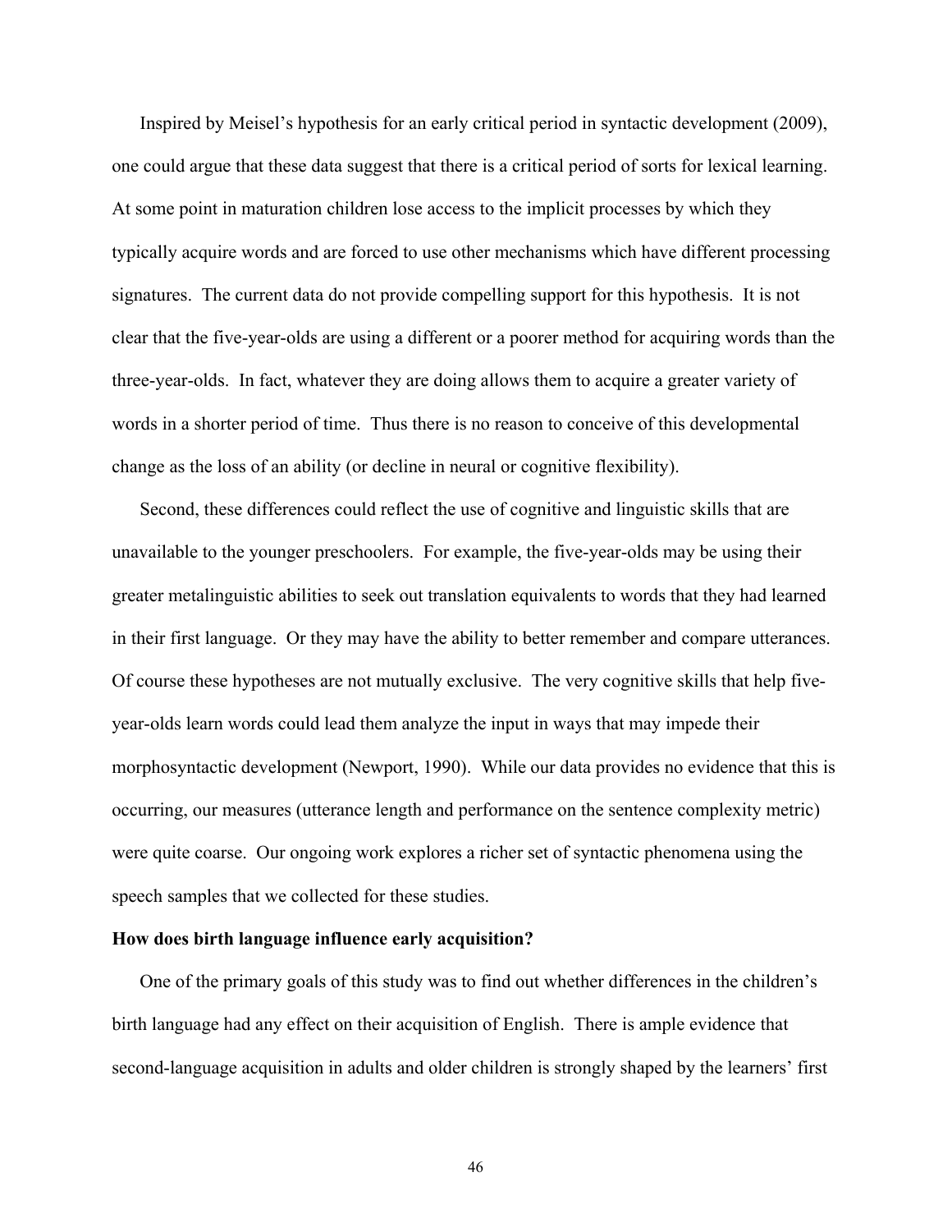Inspired by Meisel's hypothesis for an early critical period in syntactic development (2009), one could argue that these data suggest that there is a critical period of sorts for lexical learning. At some point in maturation children lose access to the implicit processes by which they typically acquire words and are forced to use other mechanisms which have different processing signatures. The current data do not provide compelling support for this hypothesis. It is not clear that the five-year-olds are using a different or a poorer method for acquiring words than the three-year-olds. In fact, whatever they are doing allows them to acquire a greater variety of words in a shorter period of time. Thus there is no reason to conceive of this developmental change as the loss of an ability (or decline in neural or cognitive flexibility).

Second, these differences could reflect the use of cognitive and linguistic skills that are unavailable to the younger preschoolers. For example, the five-year-olds may be using their greater metalinguistic abilities to seek out translation equivalents to words that they had learned in their first language. Or they may have the ability to better remember and compare utterances. Of course these hypotheses are not mutually exclusive. The very cognitive skills that help five-year-olds learn words could lead them analyze the input in ways that may impede their morphosyntactic development (Newport, 1990). While our data provides no evidence that this is occurring, our measures (utterance length and performance on the sentence complexity metric) were quite coarse. Our ongoing work explores a richer set of syntactic phenomena using the speech samples that we collected for these studies.

**How does birth language influence early acquisition?**

One of the primary goals of this study was to find out whether differences in the children's birth language had any effect on their acquisition of English. There is ample evidence that second-language acquisition in adults and older children is strongly shaped by the learners' first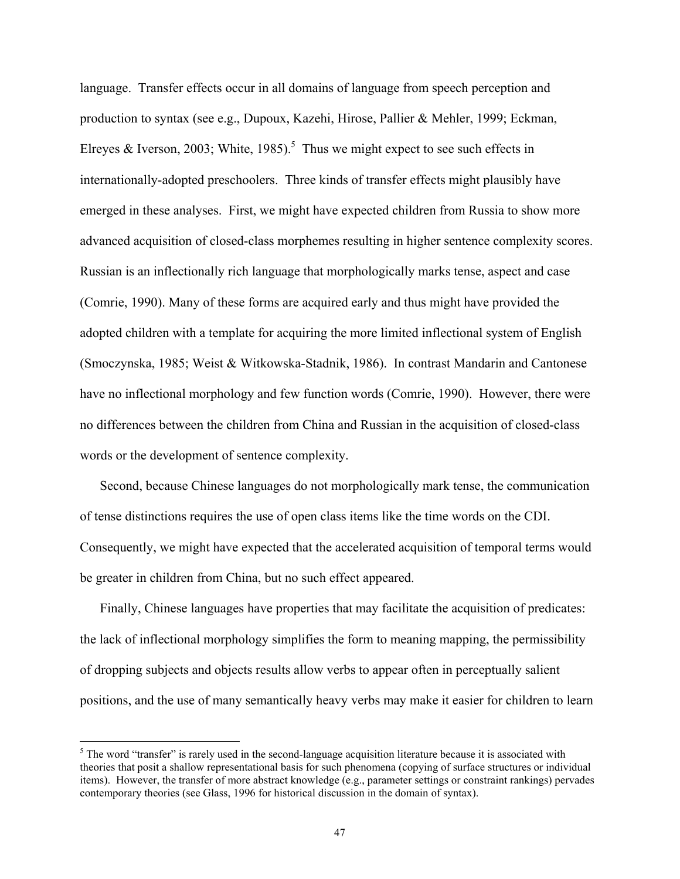language. Transfer effects occur in all domains of language from speech perception and production to syntax (see e.g., Dupoux, Kazehi, Hirose, Pallier & Mehler, 1999; Eckman, Elreyes & Iverson, 2003; White, 1985).[5] Thus we might expect to see such effects in internationally-adopted preschoolers. Three kinds of transfer effects might plausibly have emerged in these analyses. First, we might have expected children from Russia to show more advanced acquisition of closed-class morphemes resulting in higher sentence complexity scores. Russian is an inflectionally rich language that morphologically marks tense, aspect and case (Comrie, 1990). Many of these forms are acquired early and thus might have provided the adopted children with a template for acquiring the more limited inflectional system of English (Smoczynska, 1985; Weist & Witkowska-Stadnik, 1986). In contrast Mandarin and Cantonese have no inflectional morphology and few function words (Comrie, 1990). However, there were no differences between the children from China and Russian in the acquisition of closed-class words or the development of sentence complexity.

Second, because Chinese languages do not morphologically mark tense, the communication of tense distinctions requires the use of open class items like the time words on the CDI. Consequently, we might have expected that the accelerated acquisition of temporal terms would be greater in children from China, but no such effect appeared.

Finally, Chinese languages have properties that may facilitate the acquisition of predicates: the lack of inflectional morphology simplifies the form to meaning mapping, the permissibility of dropping subjects and objects results allow verbs to appear often in perceptually salient positions, and the use of many semantically heavy verbs may make it easier for children to learn

---

[5] The word "transfer" is rarely used in the second-language acquisition literature because it is associated with theories that posit a shallow representational basis for such phenomena (copying of surface structures or individual items). However, the transfer of more abstract knowledge (e.g., parameter settings or constraint rankings) pervades contemporary theories (see Glass, 1996 for historical discussion in the domain of syntax).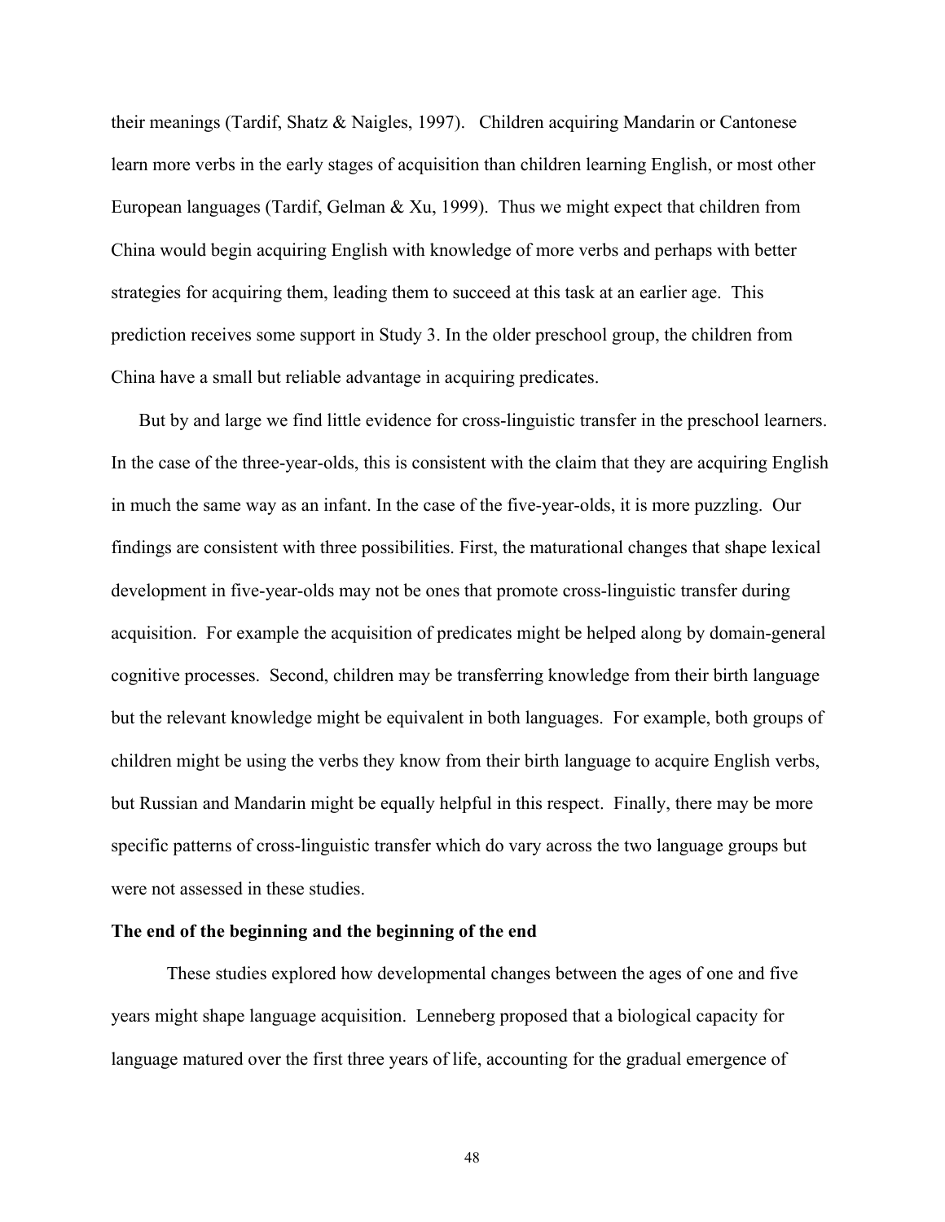their meanings (Tardif, Shatz & Naigles, 1997). Children acquiring Mandarin or Cantonese learn more verbs in the early stages of acquisition than children learning English, or most other European languages (Tardif, Gelman & Xu, 1999). Thus we might expect that children from China would begin acquiring English with knowledge of more verbs and perhaps with better strategies for acquiring them, leading them to succeed at this task at an earlier age. This prediction receives some support in Study 3. In the older preschool group, the children from China have a small but reliable advantage in acquiring predicates.

But by and large we find little evidence for cross-linguistic transfer in the preschool learners. In the case of the three-year-olds, this is consistent with the claim that they are acquiring English in much the same way as an infant. In the case of the five-year-olds, it is more puzzling. Our findings are consistent with three possibilities. First, the maturational changes that shape lexical development in five-year-olds may not be ones that promote cross-linguistic transfer during acquisition. For example the acquisition of predicates might be helped along by domain-general cognitive processes. Second, children may be transferring knowledge from their birth language but the relevant knowledge might be equivalent in both languages. For example, both groups of children might be using the verbs they know from their birth language to acquire English verbs, but Russian and Mandarin might be equally helpful in this respect. Finally, there may be more specific patterns of cross-linguistic transfer which do vary across the two language groups but were not assessed in these studies.

**The end of the beginning and the beginning of the end**

These studies explored how developmental changes between the ages of one and five years might shape language acquisition. Lenneberg proposed that a biological capacity for language matured over the first three years of life, accounting for the gradual emergence of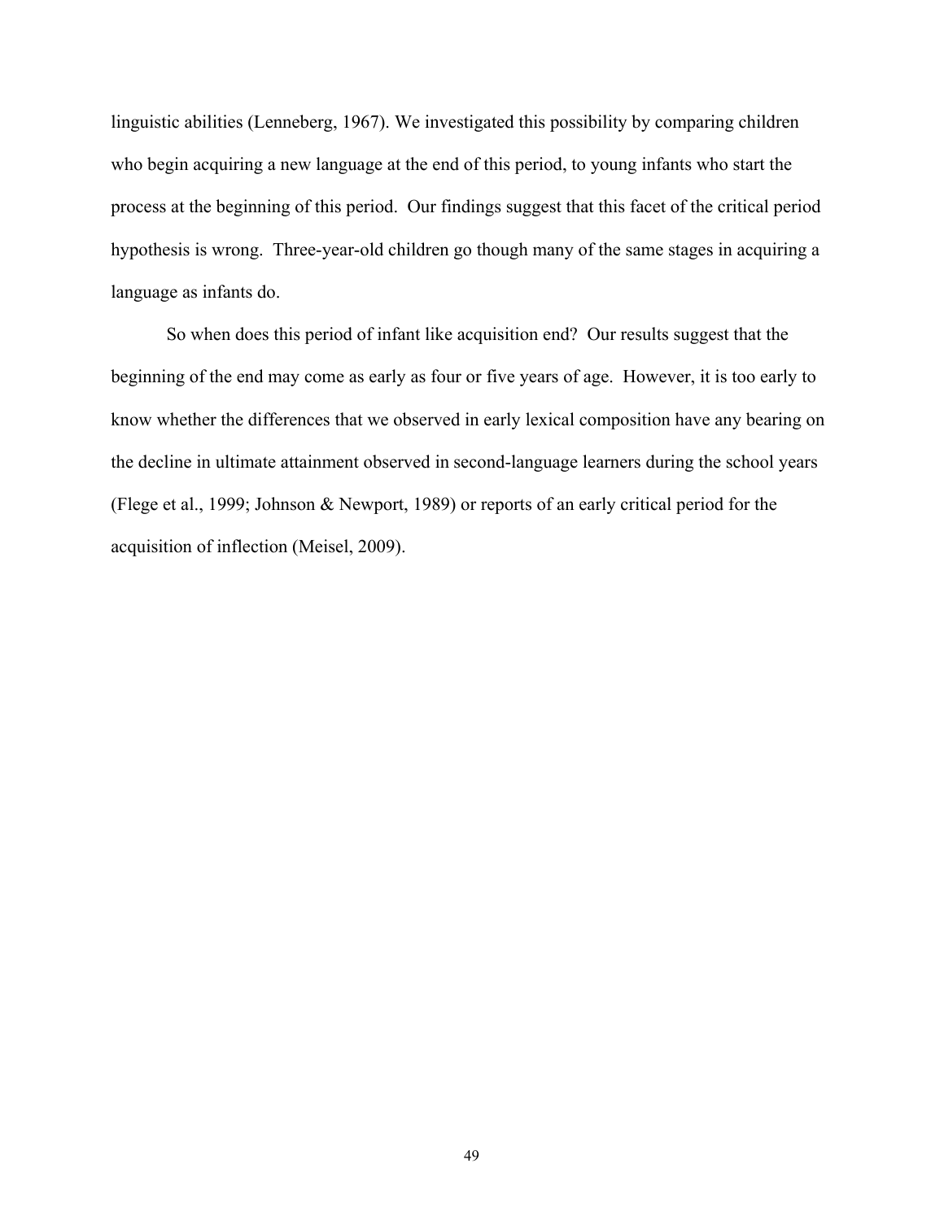linguistic abilities (Lenneberg, 1967). We investigated this possibility by comparing children who begin acquiring a new language at the end of this period, to young infants who start the process at the beginning of this period. Our findings suggest that this facet of the critical period hypothesis is wrong. Three-year-old children go though many of the same stages in acquiring a language as infants do.

So when does this period of infant like acquisition end? Our results suggest that the beginning of the end may come as early as four or five years of age. However, it is too early to know whether the differences that we observed in early lexical composition have any bearing on the decline in ultimate attainment observed in second-language learners during the school years (Flege et al., 1999; Johnson & Newport, 1989) or reports of an early critical period for the acquisition of inflection (Meisel, 2009).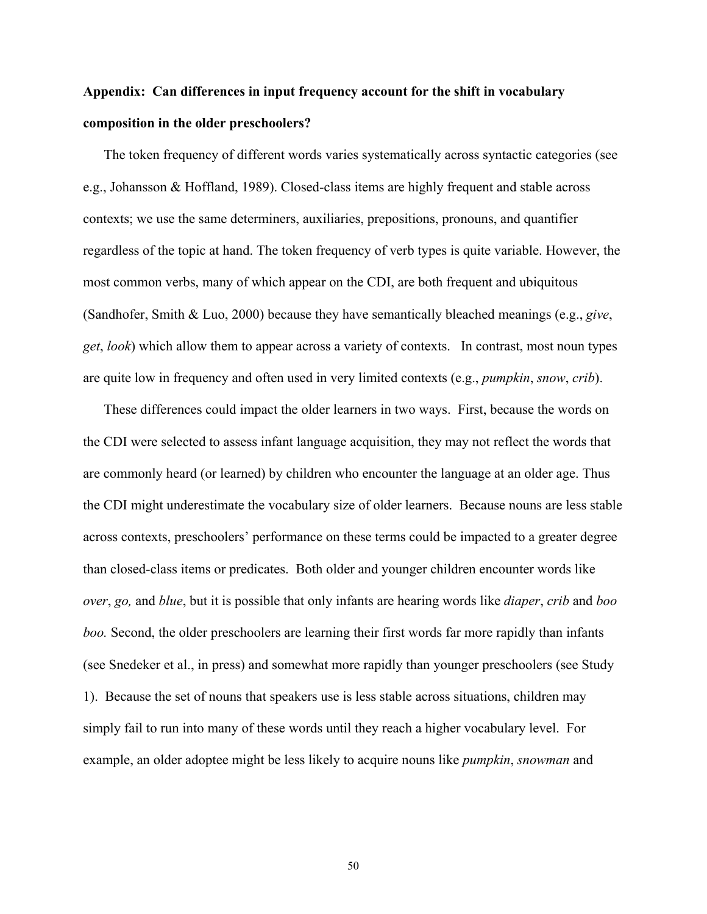**Appendix: Can differences in input frequency account for the shift in vocabulary composition in the older preschoolers?**

The token frequency of different words varies systematically across syntactic categories (see e.g., Johansson & Hoffland, 1989). Closed-class items are highly frequent and stable across contexts; we use the same determiners, auxiliaries, prepositions, pronouns, and quantifier regardless of the topic at hand. The token frequency of verb types is quite variable. However, the most common verbs, many of which appear on the CDI, are both frequent and ubiquitous (Sandhofer, Smith & Luo, 2000) because they have semantically bleached meanings (e.g., *give*, *get*, *look*) which allow them to appear across a variety of contexts. In contrast, most noun types are quite low in frequency and often used in very limited contexts (e.g., *pumpkin*, *snow*, *crib*).

These differences could impact the older learners in two ways. First, because the words on the CDI were selected to assess infant language acquisition, they may not reflect the words that are commonly heard (or learned) by children who encounter the language at an older age. Thus the CDI might underestimate the vocabulary size of older learners. Because nouns are less stable across contexts, preschoolers' performance on these terms could be impacted to a greater degree than closed-class items or predicates. Both older and younger children encounter words like *over*, *go,* and *blue*, but it is possible that only infants are hearing words like *diaper*, *crib* and *boo boo.* Second, the older preschoolers are learning their first words far more rapidly than infants (see Snedeker et al., in press) and somewhat more rapidly than younger preschoolers (see Study 1). Because the set of nouns that speakers use is less stable across situations, children may simply fail to run into many of these words until they reach a higher vocabulary level. For example, an older adoptee might be less likely to acquire nouns like *pumpkin*, *snowman* and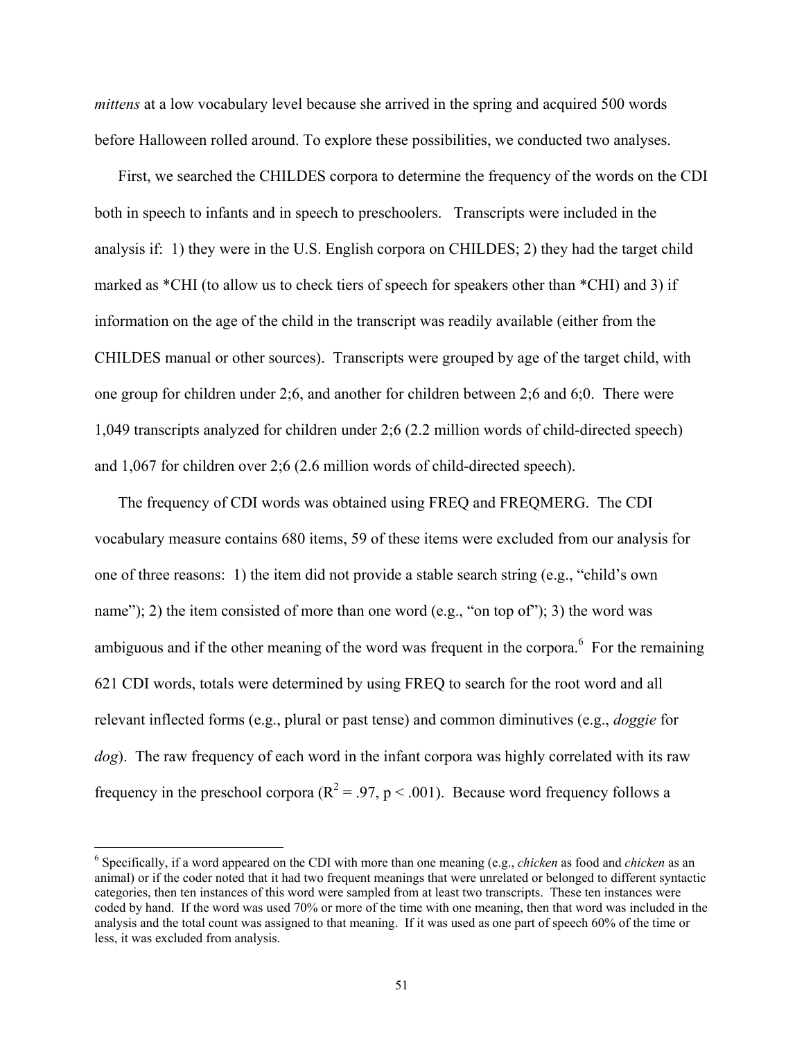*mittens* at a low vocabulary level because she arrived in the spring and acquired 500 words before Halloween rolled around. To explore these possibilities, we conducted two analyses.

First, we searched the CHILDES corpora to determine the frequency of the words on the CDI both in speech to infants and in speech to preschoolers. Transcripts were included in the analysis if: 1) they were in the U.S. English corpora on CHILDES; 2) they had the target child marked as *CHI (to allow us to check tiers of speech for speakers other than *CHI) and 3) if information on the age of the child in the transcript was readily available (either from the CHILDES manual or other sources). Transcripts were grouped by age of the target child, with one group for children under 2;6, and another for children between 2;6 and 6;0. There were 1,049 transcripts analyzed for children under 2;6 (2.2 million words of child-directed speech) and 1,067 for children over 2;6 (2.6 million words of child-directed speech).

The frequency of CDI words was obtained using FREQ and FREQMERG. The CDI vocabulary measure contains 680 items, 59 of these items were excluded from our analysis for one of three reasons: 1) the item did not provide a stable search string (e.g., "child's own name"); 2) the item consisted of more than one word (e.g., "on top of"); 3) the word was ambiguous and if the other meaning of the word was frequent in the corpora.[6] For the remaining 621 CDI words, totals were determined by using FREQ to search for the root word and all relevant inflected forms (e.g., plural or past tense) and common diminutives (e.g., *doggie* for *dog*). The raw frequency of each word in the infant corpora was highly correlated with its raw frequency in the preschool corpora ($R^2 = .97$, $p < .001$). Because word frequency follows a

[6] Specifically, if a word appeared on the CDI with more than one meaning (e.g., *chicken* as food and *chicken* as an animal) or if the coder noted that it had two frequent meanings that were unrelated or belonged to different syntactic categories, then ten instances of this word were sampled from at least two transcripts. These ten instances were coded by hand. If the word was used 70% or more of the time with one meaning, then that word was included in the analysis and the total count was assigned to that meaning. If it was used as one part of speech 60% of the time or less, it was excluded from analysis.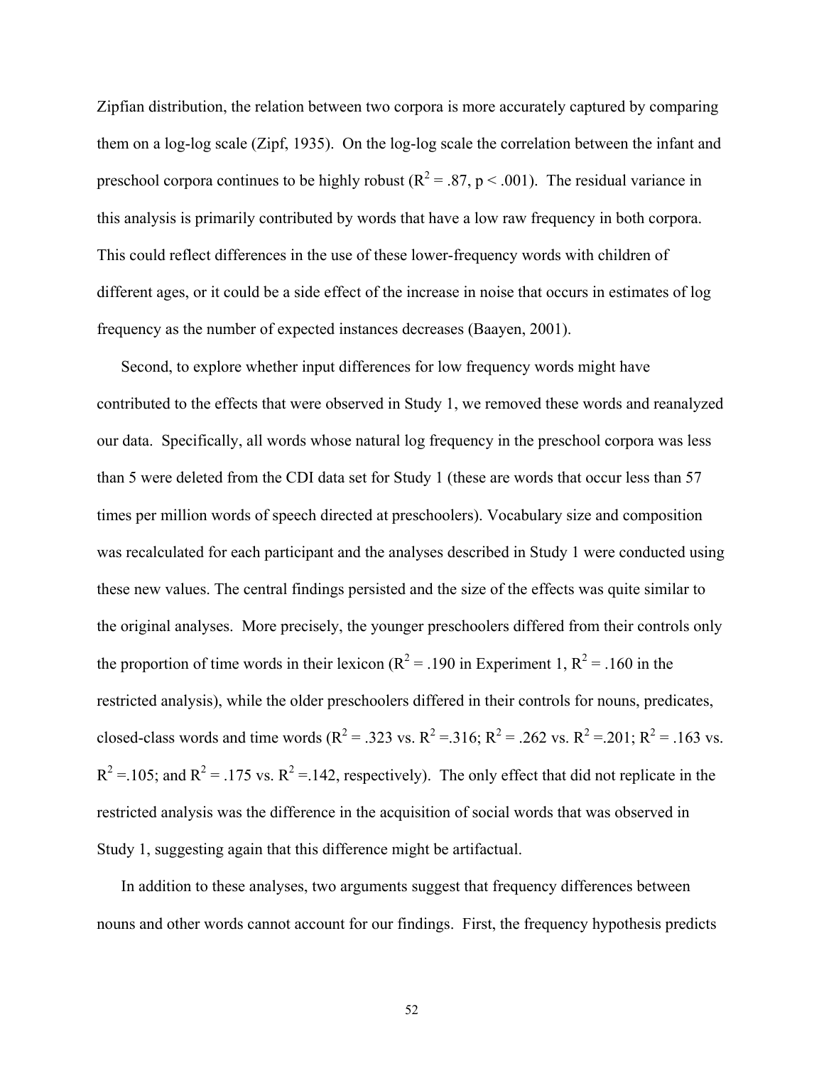Zipfian distribution, the relation between two corpora is more accurately captured by comparing them on a log-log scale (Zipf, 1935). On the log-log scale the correlation between the infant and preschool corpora continues to be highly robust ($R^2 = .87$, $p < .001$). The residual variance in this analysis is primarily contributed by words that have a low raw frequency in both corpora. This could reflect differences in the use of these lower-frequency words with children of different ages, or it could be a side effect of the increase in noise that occurs in estimates of log frequency as the number of expected instances decreases (Baayen, 2001).

Second, to explore whether input differences for low frequency words might have contributed to the effects that were observed in Study 1, we removed these words and reanalyzed our data. Specifically, all words whose natural log frequency in the preschool corpora was less than 5 were deleted from the CDI data set for Study 1 (these are words that occur less than 57 times per million words of speech directed at preschoolers). Vocabulary size and composition was recalculated for each participant and the analyses described in Study 1 were conducted using these new values. The central findings persisted and the size of the effects was quite similar to the original analyses. More precisely, the younger preschoolers differed from their controls only the proportion of time words in their lexicon ($R^2 = .190$ in Experiment 1, $R^2 = .160$ in the restricted analysis), while the older preschoolers differed in their controls for nouns, predicates, closed-class words and time words ($R^2 = .323$ vs. $R^2 = .316$; $R^2 = .262$ vs. $R^2 = .201$; $R^2 = .163$ vs. $R^2 = .105$; and $R^2 = .175$ vs. $R^2 = .142$, respectively). The only effect that did not replicate in the restricted analysis was the difference in the acquisition of social words that was observed in Study 1, suggesting again that this difference might be artifactual.

In addition to these analyses, two arguments suggest that frequency differences between nouns and other words cannot account for our findings. First, the frequency hypothesis predicts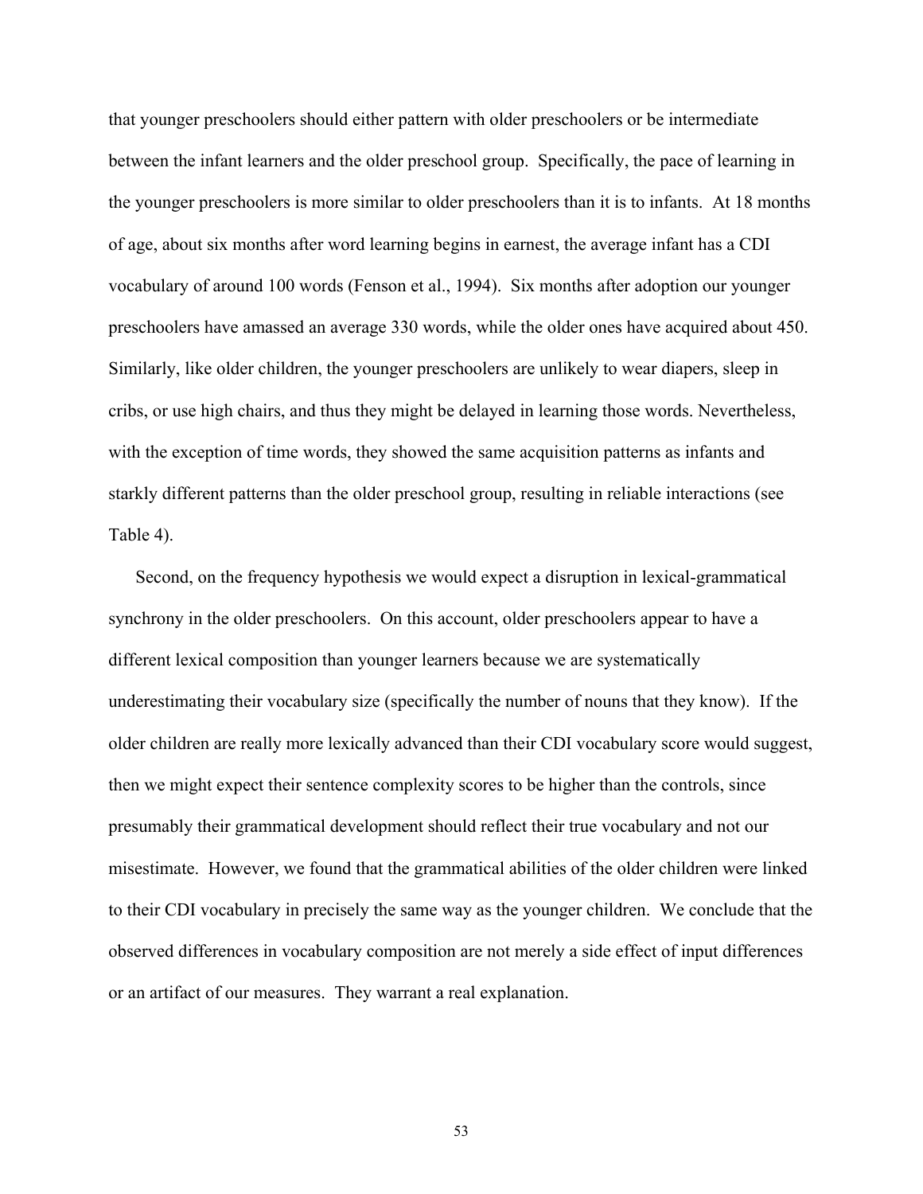that younger preschoolers should either pattern with older preschoolers or be intermediate between the infant learners and the older preschool group. Specifically, the pace of learning in the younger preschoolers is more similar to older preschoolers than it is to infants. At 18 months of age, about six months after word learning begins in earnest, the average infant has a CDI vocabulary of around 100 words (Fenson et al., 1994). Six months after adoption our younger preschoolers have amassed an average 330 words, while the older ones have acquired about 450. Similarly, like older children, the younger preschoolers are unlikely to wear diapers, sleep in cribs, or use high chairs, and thus they might be delayed in learning those words. Nevertheless, with the exception of time words, they showed the same acquisition patterns as infants and starkly different patterns than the older preschool group, resulting in reliable interactions (see Table 4).

Second, on the frequency hypothesis we would expect a disruption in lexical-grammatical synchrony in the older preschoolers. On this account, older preschoolers appear to have a different lexical composition than younger learners because we are systematically underestimating their vocabulary size (specifically the number of nouns that they know). If the older children are really more lexically advanced than their CDI vocabulary score would suggest, then we might expect their sentence complexity scores to be higher than the controls, since presumably their grammatical development should reflect their true vocabulary and not our misestimate. However, we found that the grammatical abilities of the older children were linked to their CDI vocabulary in precisely the same way as the younger children. We conclude that the observed differences in vocabulary composition are not merely a side effect of input differences or an artifact of our measures. They warrant a real explanation.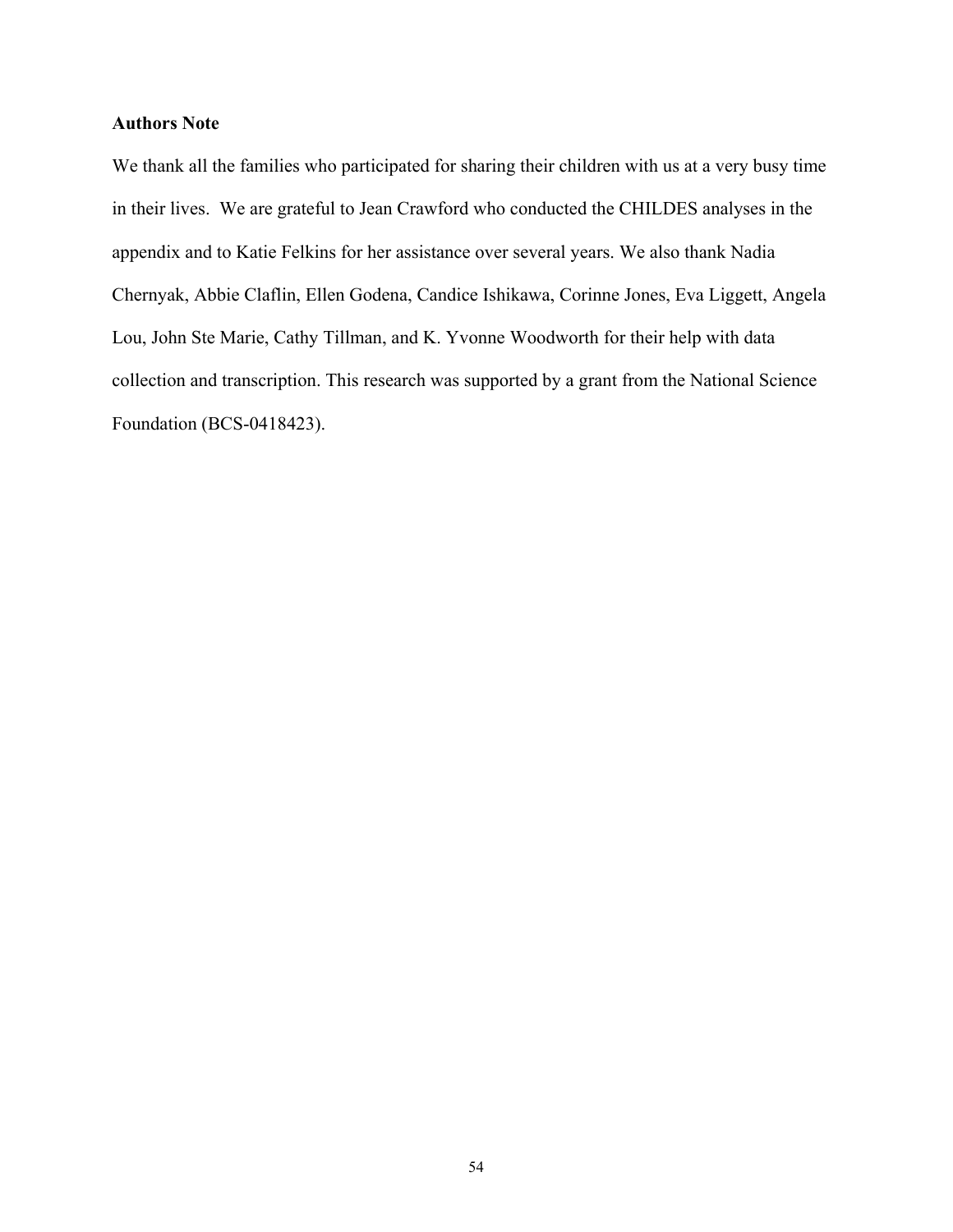**Authors Note**

We thank all the families who participated for sharing their children with us at a very busy time in their lives. We are grateful to Jean Crawford who conducted the CHILDES analyses in the appendix and to Katie Felkins for her assistance over several years. We also thank Nadia Chernyak, Abbie Claflin, Ellen Godena, Candice Ishikawa, Corinne Jones, Eva Liggett, Angela Lou, John Ste Marie, Cathy Tillman, and K. Yvonne Woodworth for their help with data collection and transcription. This research was supported by a grant from the National Science Foundation (BCS-0418423).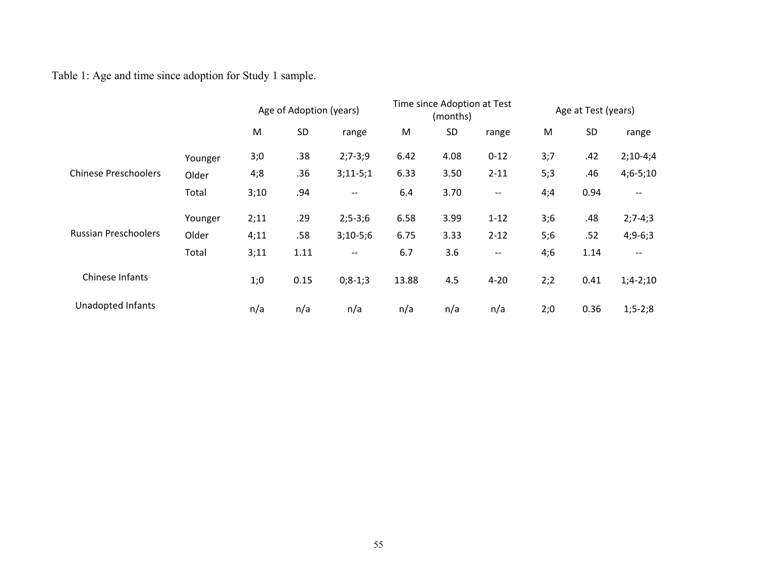Table 1: Age and time since adoption for Study 1 sample.

| | | Age of Adoption (years) | | | Time since Adoption at Test (months) | | | Age at Test (years) | | |
|---|---|---|---|---|---|---|---|---|---|---|
| | | M | SD | range | M | SD | range | M | SD | range |
| Chinese Preschoolers | Younger | 3;0 | .38 | 2;7-3;9 | 6.42 | 4.08 | 0-12 | 3;7 | .42 | 2;10-4;4 |
| | Older | 4;8 | .36 | 3;11-5;1 | 6.33 | 3.50 | 2-11 | 5;3 | .46 | 4;6-5;10 |
| | Total | 3;10 | .94 | -- | 6.4 | 3.70 | -- | 4;4 | 0.94 | -- |
| Russian Preschoolers | Younger | 2;11 | .29 | 2;5-3;6 | 6.58 | 3.99 | 1-12 | 3;6 | .48 | 2;7-4;3 |
| | Older | 4;11 | .58 | 3;10-5;6 | 6.75 | 3.33 | 2-12 | 5;6 | .52 | 4;9-6;3 |
| | Total | 3;11 | 1.11 | -- | 6.7 | 3.6 | -- | 4;6 | 1.14 | -- |
| Chinese Infants | | 1;0 | 0.15 | 0;8-1;3 | 13.88 | 4.5 | 4-20 | 2;2 | 0.41 | 1;4-2;10 |
| Unadopted Infants | | n/a | n/a | n/a | n/a | n/a | n/a | 2;0 | 0.36 | 1;5-2;8 |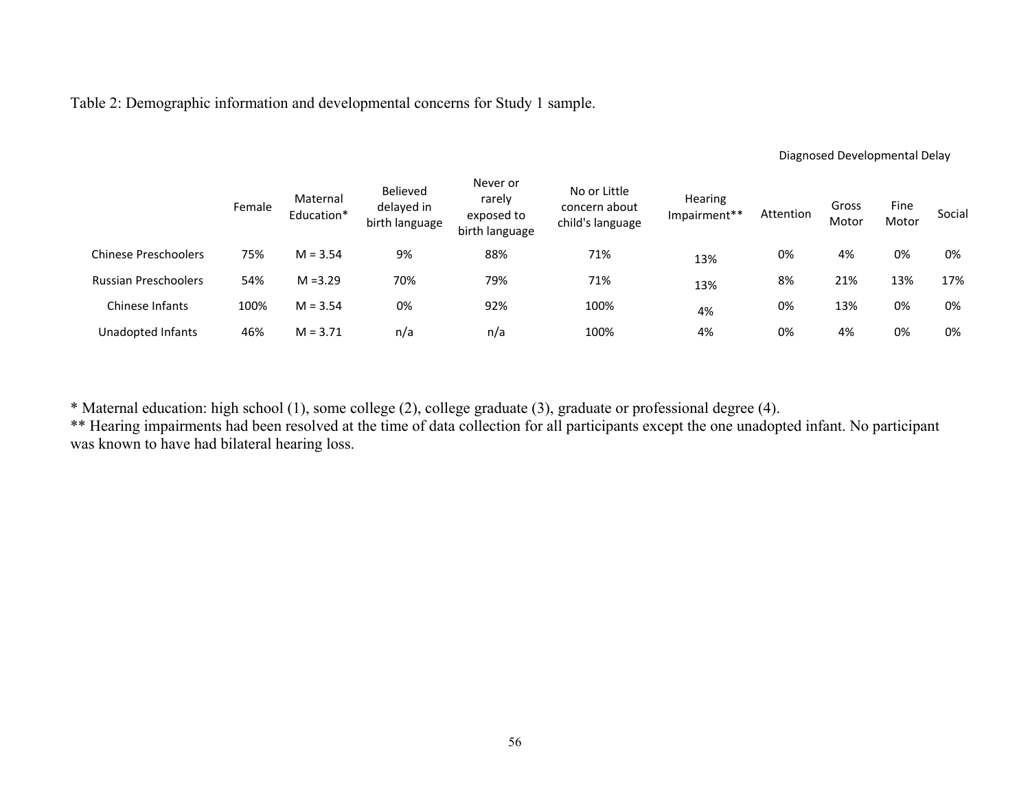Table 2: Demographic information and developmental concerns for Study 1 sample.

| | Female | Maternal Education* | Believed delayed in birth language | Never or rarely exposed to birth language | No or Little concern about child's language | Hearing Impairment** | Diagnosed Developmental Delay | | | |
|---|---|---|---|---|---|---|---|---|---|---|
| | | | | | | | Attention | Gross Motor | Fine Motor | Social |
| Chinese Preschoolers | 75% | M = 3.54 | 9% | 88% | 71% | 13% | 0% | 4% | 0% | 0% |
| Russian Preschoolers | 54% | M =3.29 | 70% | 79% | 71% | 13% | 8% | 21% | 13% | 17% |
| Chinese Infants | 100% | M = 3.54 | 0% | 92% | 100% | 4% | 0% | 13% | 0% | 0% |
| Unadopted Infants | 46% | M = 3.71 | n/a | n/a | 100% | 4% | 0% | 4% | 0% | 0% |

* Maternal education: high school (1), some college (2), college graduate (3), graduate or professional degree (4).

** Hearing impairments had been resolved at the time of data collection for all participants except the one unadopted infant. No participant was known to have had bilateral hearing loss.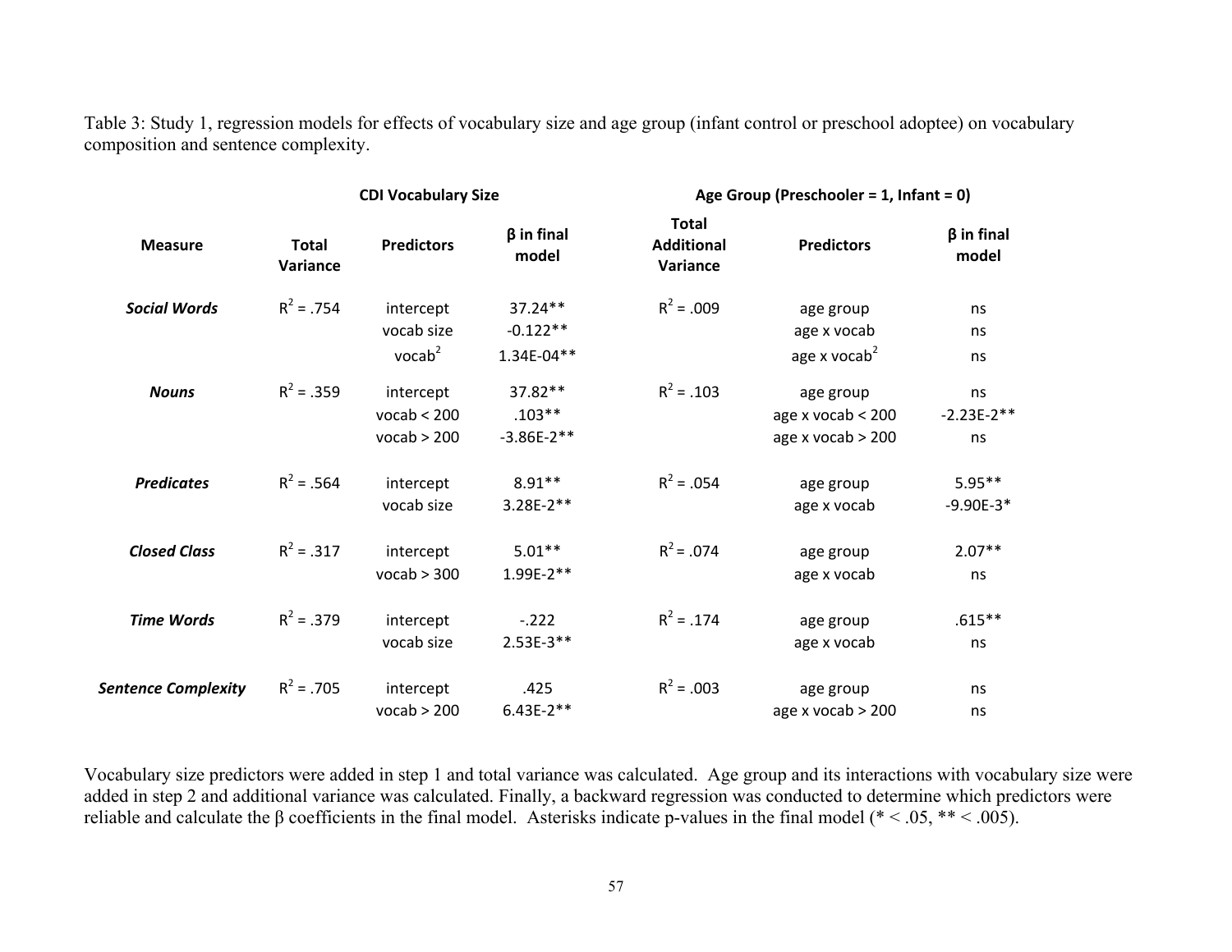Table 3: Study 1, regression models for effects of vocabulary size and age group (infant control or preschool adoptee) on vocabulary composition and sentence complexity.

| | CDI Vocabulary Size | | | Age Group (Preschooler = 1, Infant = 0) | | |
|---|---|---|---|---|---|---|
| **Measure** | **Total Variance** | **Predictors** | **β in final model** | **Total Additional Variance** | **Predictors** | **β in final model** |
| ***Social Words*** | $R^2$ = .754 | intercept | 37.24** | $R^2$ = .009 | age group | ns |
| | | vocab size | -0.122** | | age x vocab | ns |
| | | $vocab^2$ | 1.34E-04** | | age x $vocab^2$ | ns |
| ***Nouns*** | $R^2$ = .359 | intercept | 37.82** | $R^2$ = .103 | age group | ns |
| | | vocab < 200 | .103** | | age x vocab < 200 | -2.23E-2** |
| | | vocab > 200 | -3.86E-2** | | age x vocab > 200 | ns |
| ***Predicates*** | $R^2$ = .564 | intercept | 8.91** | $R^2$ = .054 | age group | 5.95** |
| | | vocab size | 3.28E-2** | | age x vocab | -9.90E-3* |
| ***Closed Class*** | $R^2$ = .317 | intercept | 5.01** | $R^2$ = .074 | age group | 2.07** |
| | | vocab > 300 | 1.99E-2** | | age x vocab | ns |
| ***Time Words*** | $R^2$ = .379 | intercept | -.222 | $R^2$ = .174 | age group | .615** |
| | | vocab size | 2.53E-3** | | age x vocab | ns |
| ***Sentence Complexity*** | $R^2$ = .705 | intercept | .425 | $R^2$ = .003 | age group | ns |
| | | vocab > 200 | 6.43E-2** | | age x vocab > 200 | ns |

Vocabulary size predictors were added in step 1 and total variance was calculated. Age group and its interactions with vocabulary size were added in step 2 and additional variance was calculated. Finally, a backward regression was conducted to determine which predictors were reliable and calculate the β coefficients in the final model. Asterisks indicate p-values in the final model (* < .05, ** < .005).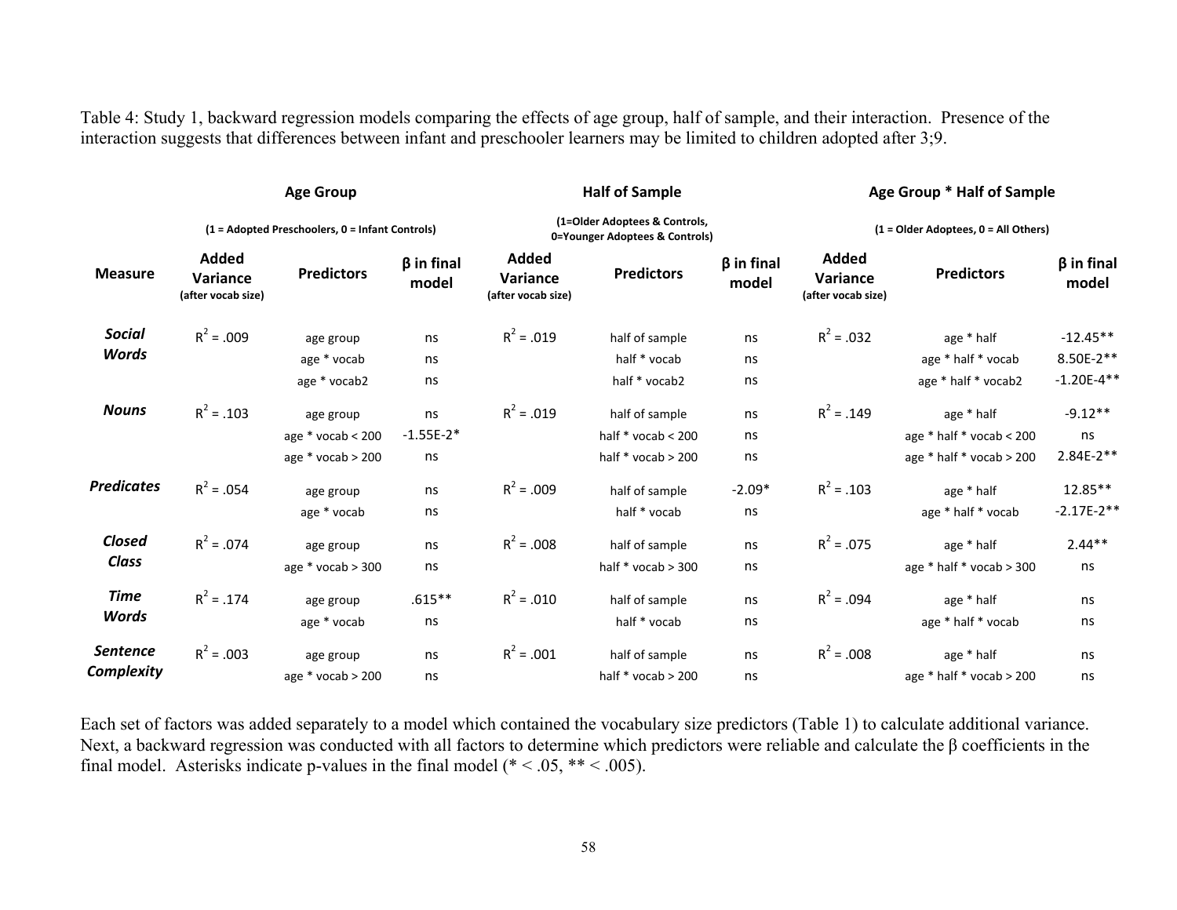Table 4: Study 1, backward regression models comparing the effects of age group, half of sample, and their interaction. Presence of the interaction suggests that differences between infant and preschooler learners may be limited to children adopted after 3;9.

| | **Age Group** (1 = Adopted Preschoolers, 0 = Infant Controls) | | | **Half of Sample** (1=Older Adoptees & Controls, 0=Younger Adoptees & Controls) | | | **Age Group * Half of Sample** (1 = Older Adoptees, 0 = All Others) | | |
|---|---|---|---|---|---|---|---|---|---|
| **Measure** | **Added Variance** (after vocab size) | **Predictors** | **β in final model** | **Added Variance** (after vocab size) | **Predictors** | **β in final model** | **Added Variance** (after vocab size) | **Predictors** | **β in final model** |
| ***Social Words*** | $R^2$ = .009 | age group | ns | $R^2$ = .019 | half of sample | ns | $R^2$ = .032 | age * half | -12.45** |
| | | age * vocab | ns | | half * vocab | ns | | age * half * vocab | 8.50E-2** |
| | | age * vocab2 | ns | | half * vocab2 | ns | | age * half * vocab2 | -1.20E-4** |
| ***Nouns*** | $R^2$ = .103 | age group | ns | $R^2$ = .019 | half of sample | ns | $R^2$ = .149 | age * half | -9.12** |
| | | age * vocab < 200 | -1.55E-2* | | half * vocab < 200 | ns | | age * half * vocab < 200 | ns |
| | | age * vocab > 200 | ns | | half * vocab > 200 | ns | | age * half * vocab > 200 | 2.84E-2** |
| ***Predicates*** | $R^2$ = .054 | age group | ns | $R^2$ = .009 | half of sample | -2.09* | $R^2$ = .103 | age * half | 12.85** |
| | | age * vocab | ns | | half * vocab | ns | | age * half * vocab | -2.17E-2** |
| ***Closed Class*** | $R^2$ = .074 | age group | ns | $R^2$ = .008 | half of sample | ns | $R^2$ = .075 | age * half | 2.44** |
| | | age * vocab > 300 | ns | | half * vocab > 300 | ns | | age * half * vocab > 300 | ns |
| ***Time Words*** | $R^2$ = .174 | age group | .615** | $R^2$ = .010 | half of sample | ns | $R^2$ = .094 | age * half | ns |
| | | age * vocab | ns | | half * vocab | ns | | age * half * vocab | ns |
| ***Sentence Complexity*** | $R^2$ = .003 | age group | ns | $R^2$ = .001 | half of sample | ns | $R^2$ = .008 | age * half | ns |
| | | age * vocab > 200 | ns | | half * vocab > 200 | ns | | age * half * vocab > 200 | ns |

Each set of factors was added separately to a model which contained the vocabulary size predictors (Table 1) to calculate additional variance. Next, a backward regression was conducted with all factors to determine which predictors were reliable and calculate the β coefficients in the final model. Asterisks indicate p-values in the final model (* < .05, ** < .005).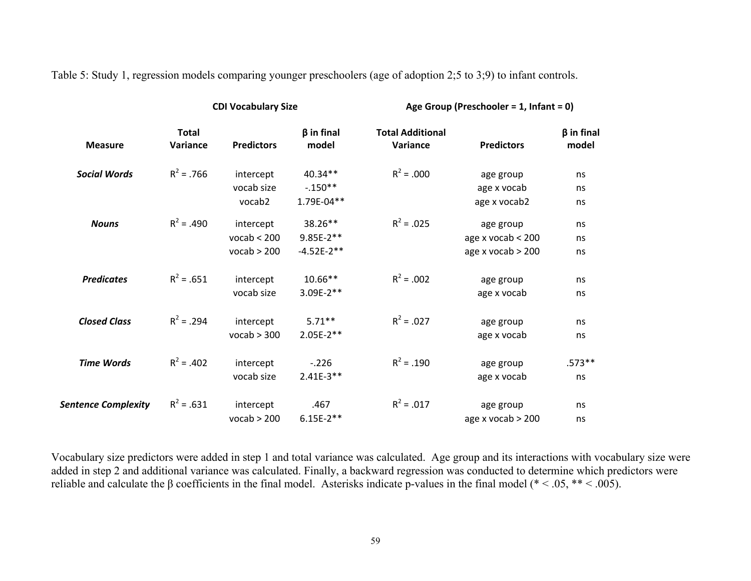Table 5: Study 1, regression models comparing younger preschoolers (age of adoption 2;5 to 3;9) to infant controls.

| | CDI Vocabulary Size | | | Age Group (Preschooler = 1, Infant = 0) | | |
|---|---|---|---|---|---|---|
| **Measure** | **Total Variance** | **Predictors** | **β in final model** | **Total Additional Variance** | **Predictors** | **β in final model** |
| ***Social Words*** | $R^2 = .766$ | intercept | 40.34** | $R^2 = .000$ | age group | ns |
| | | vocab size | -.150** | | age x vocab | ns |
| | | vocab2 | 1.79E-04** | | age x vocab2 | ns |
| ***Nouns*** | $R^2 = .490$ | intercept | 38.26** | $R^2 = .025$ | age group | ns |
| | | vocab < 200 | 9.85E-2** | | age x vocab < 200 | ns |
| | | vocab > 200 | -4.52E-2** | | age x vocab > 200 | ns |
| ***Predicates*** | $R^2 = .651$ | intercept | 10.66** | $R^2 = .002$ | age group | ns |
| | | vocab size | 3.09E-2** | | age x vocab | ns |
| ***Closed Class*** | $R^2 = .294$ | intercept | 5.71** | $R^2 = .027$ | age group | ns |
| | | vocab > 300 | 2.05E-2** | | age x vocab | ns |
| ***Time Words*** | $R^2 = .402$ | intercept | -.226 | $R^2 = .190$ | age group | .573** |
| | | vocab size | 2.41E-3** | | age x vocab | ns |
| ***Sentence Complexity*** | $R^2 = .631$ | intercept | .467 | $R^2 = .017$ | age group | ns |
| | | vocab > 200 | 6.15E-2** | | age x vocab > 200 | ns |

Vocabulary size predictors were added in step 1 and total variance was calculated. Age group and its interactions with vocabulary size were added in step 2 and additional variance was calculated. Finally, a backward regression was conducted to determine which predictors were reliable and calculate the β coefficients in the final model. Asterisks indicate p-values in the final model (* < .05, ** < .005).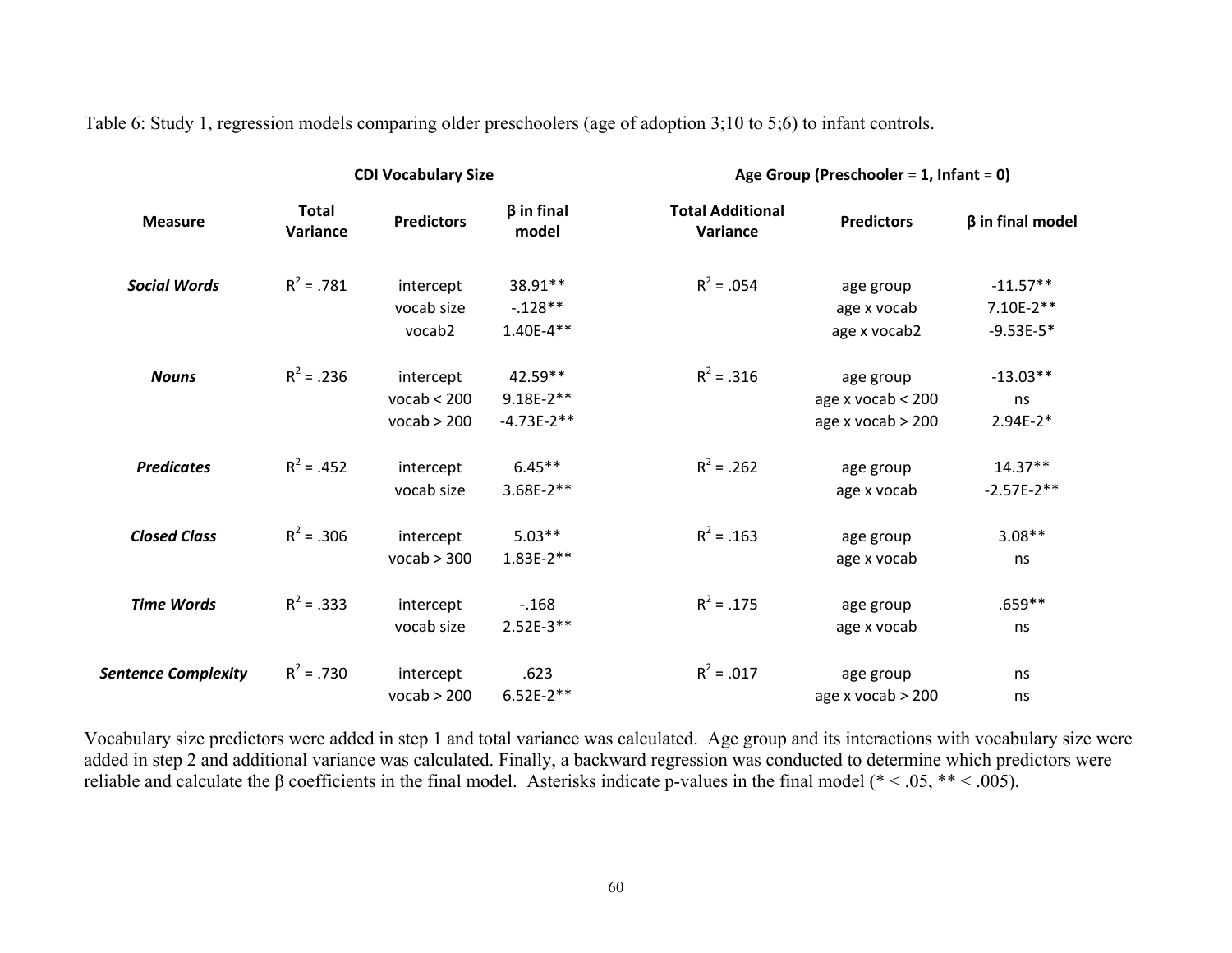Table 6: Study 1, regression models comparing older preschoolers (age of adoption 3;10 to 5;6) to infant controls.

| | CDI Vocabulary Size | | | Age Group (Preschooler = 1, Infant = 0) | | |
|---|---|---|---|---|---|---|
| **Measure** | **Total Variance** | **Predictors** | **β in final model** | **Total Additional Variance** | **Predictors** | **β in final model** |
| ***Social Words*** | $R^2 = .781$ | intercept | 38.91** | $R^2 = .054$ | age group | -11.57** |
| | | vocab size | -.128** | | age x vocab | 7.10E-2** |
| | | vocab2 | 1.40E-4** | | age x vocab2 | -9.53E-5* |
| ***Nouns*** | $R^2 = .236$ | intercept | 42.59** | $R^2 = .316$ | age group | -13.03** |
| | | vocab < 200 | 9.18E-2** | | age x vocab < 200 | ns |
| | | vocab > 200 | -4.73E-2** | | age x vocab > 200 | 2.94E-2* |
| ***Predicates*** | $R^2 = .452$ | intercept | 6.45** | $R^2 = .262$ | age group | 14.37** |
| | | vocab size | 3.68E-2** | | age x vocab | -2.57E-2** |
| ***Closed Class*** | $R^2 = .306$ | intercept | 5.03** | $R^2 = .163$ | age group | 3.08** |
| | | vocab > 300 | 1.83E-2** | | age x vocab | ns |
| ***Time Words*** | $R^2 = .333$ | intercept | -.168 | $R^2 = .175$ | age group | .659** |
| | | vocab size | 2.52E-3** | | age x vocab | ns |
| ***Sentence Complexity*** | $R^2 = .730$ | intercept | .623 | $R^2 = .017$ | age group | ns |
| | | vocab > 200 | 6.52E-2** | | age x vocab > 200 | ns |

Vocabulary size predictors were added in step 1 and total variance was calculated. Age group and its interactions with vocabulary size were added in step 2 and additional variance was calculated. Finally, a backward regression was conducted to determine which predictors were reliable and calculate the β coefficients in the final model. Asterisks indicate p-values in the final model (* < .05, ** < .005).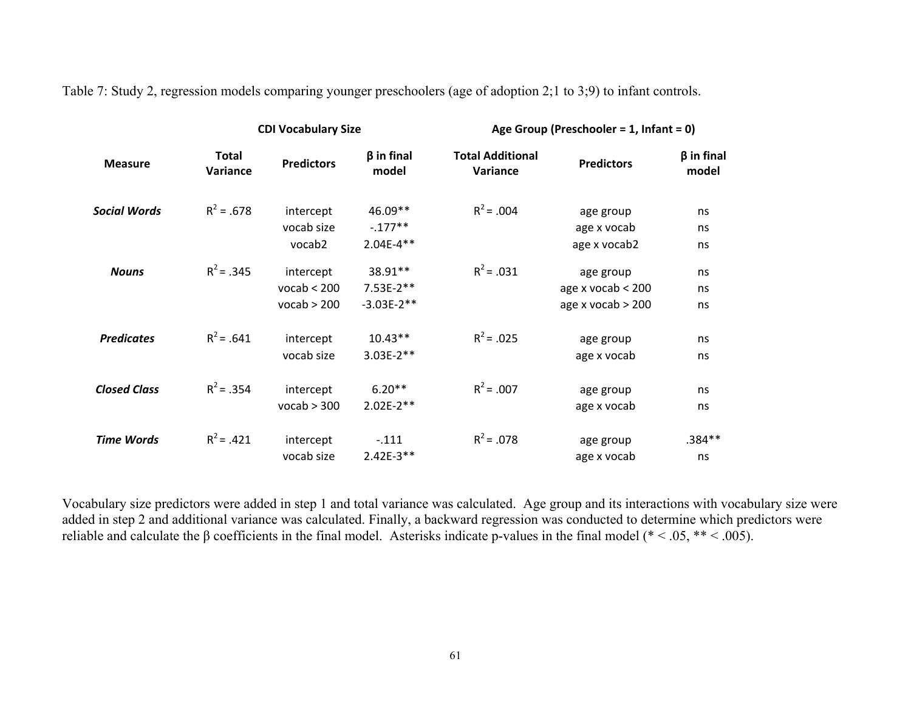Table 7: Study 2, regression models comparing younger preschoolers (age of adoption 2;1 to 3;9) to infant controls.

| | CDI Vocabulary Size | | | Age Group (Preschooler = 1, Infant = 0) | | |
|---|---|---|---|---|---|---|
| **Measure** | **Total Variance** | **Predictors** | **β in final model** | **Total Additional Variance** | **Predictors** | **β in final model** |
| ***Social Words*** | $R^2$ = .678 | intercept | 46.09** | $R^2$ = .004 | age group | ns |
| | | vocab size | -.177** | | age x vocab | ns |
| | | vocab2 | 2.04E-4** | | age x vocab2 | ns |
| ***Nouns*** | $R^2$ = .345 | intercept | 38.91** | $R^2$ = .031 | age group | ns |
| | | vocab < 200 | 7.53E-2** | | age x vocab < 200 | ns |
| | | vocab > 200 | -3.03E-2** | | age x vocab > 200 | ns |
| ***Predicates*** | $R^2$ = .641 | intercept | 10.43** | $R^2$ = .025 | age group | ns |
| | | vocab size | 3.03E-2** | | age x vocab | ns |
| ***Closed Class*** | $R^2$ = .354 | intercept | 6.20** | $R^2$ = .007 | age group | ns |
| | | vocab > 300 | 2.02E-2** | | age x vocab | ns |
| ***Time Words*** | $R^2$ = .421 | intercept | -.111 | $R^2$ = .078 | age group | .384** |
| | | vocab size | 2.42E-3** | | age x vocab | ns |

Vocabulary size predictors were added in step 1 and total variance was calculated. Age group and its interactions with vocabulary size were added in step 2 and additional variance was calculated. Finally, a backward regression was conducted to determine which predictors were reliable and calculate the β coefficients in the final model. Asterisks indicate p-values in the final model (* < .05, ** < .005).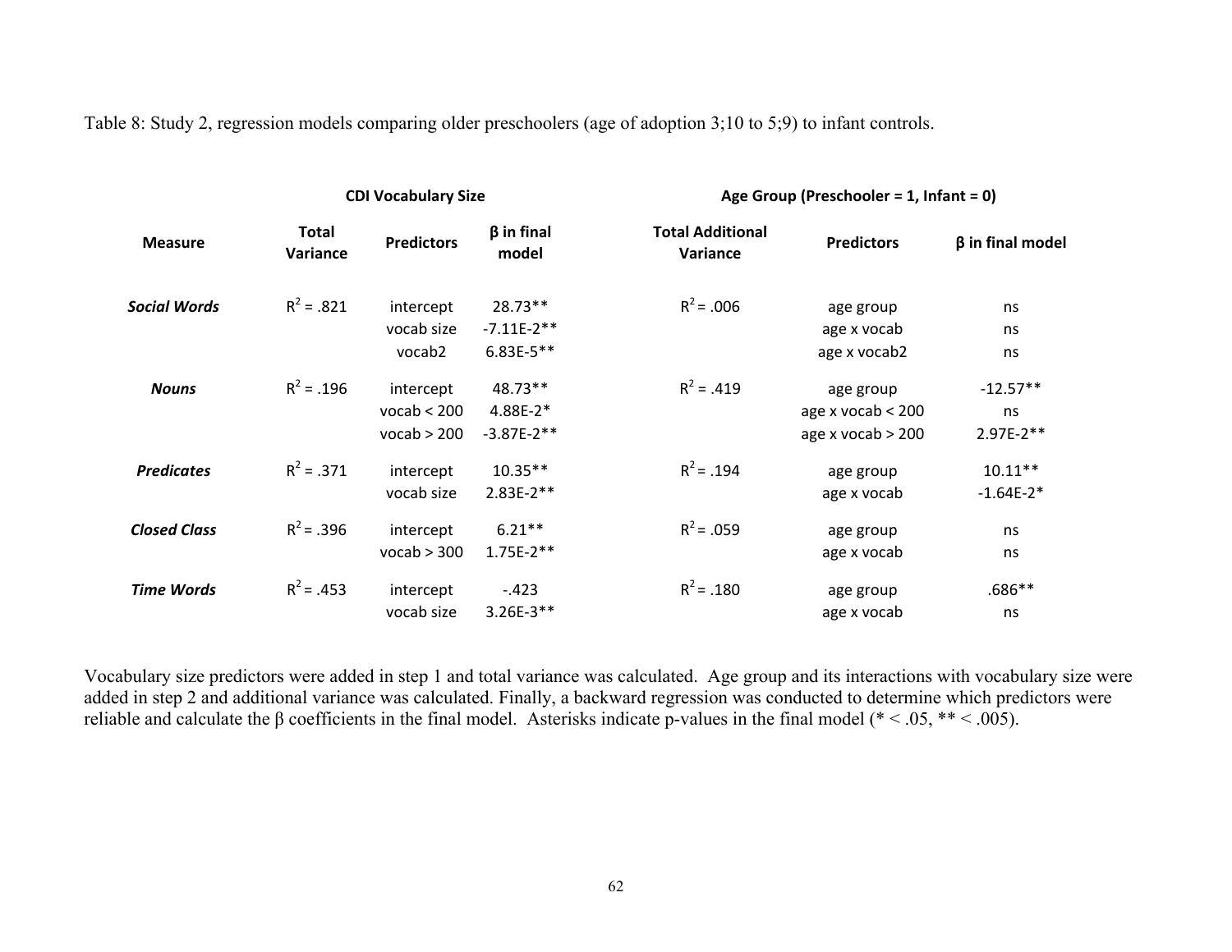Table 8: Study 2, regression models comparing older preschoolers (age of adoption 3;10 to 5;9) to infant controls.

| | CDI Vocabulary Size | | | Age Group (Preschooler = 1, Infant = 0) | | |
|---|---|---|---|---|---|---|
| **Measure** | **Total Variance** | **Predictors** | **β in final model** | **Total Additional Variance** | **Predictors** | **β in final model** |
| ***Social Words*** | $R^2 = .821$ | intercept | 28.73** | $R^2 = .006$ | age group | ns |
| | | vocab size | -7.11E-2** | | age x vocab | ns |
| | | vocab2 | 6.83E-5** | | age x vocab2 | ns |
| ***Nouns*** | $R^2 = .196$ | intercept | 48.73** | $R^2 = .419$ | age group | -12.57** |
| | | vocab < 200 | 4.88E-2* | | age x vocab < 200 | ns |
| | | vocab > 200 | -3.87E-2** | | age x vocab > 200 | 2.97E-2** |
| ***Predicates*** | $R^2 = .371$ | intercept | 10.35** | $R^2 = .194$ | age group | 10.11** |
| | | vocab size | 2.83E-2** | | age x vocab | -1.64E-2* |
| ***Closed Class*** | $R^2 = .396$ | intercept | 6.21** | $R^2 = .059$ | age group | ns |
| | | vocab > 300 | 1.75E-2** | | age x vocab | ns |
| ***Time Words*** | $R^2 = .453$ | intercept | -.423 | $R^2 = .180$ | age group | .686** |
| | | vocab size | 3.26E-3** | | age x vocab | ns |

Vocabulary size predictors were added in step 1 and total variance was calculated. Age group and its interactions with vocabulary size were added in step 2 and additional variance was calculated. Finally, a backward regression was conducted to determine which predictors were reliable and calculate the β coefficients in the final model. Asterisks indicate p-values in the final model (* < .05, ** < .005).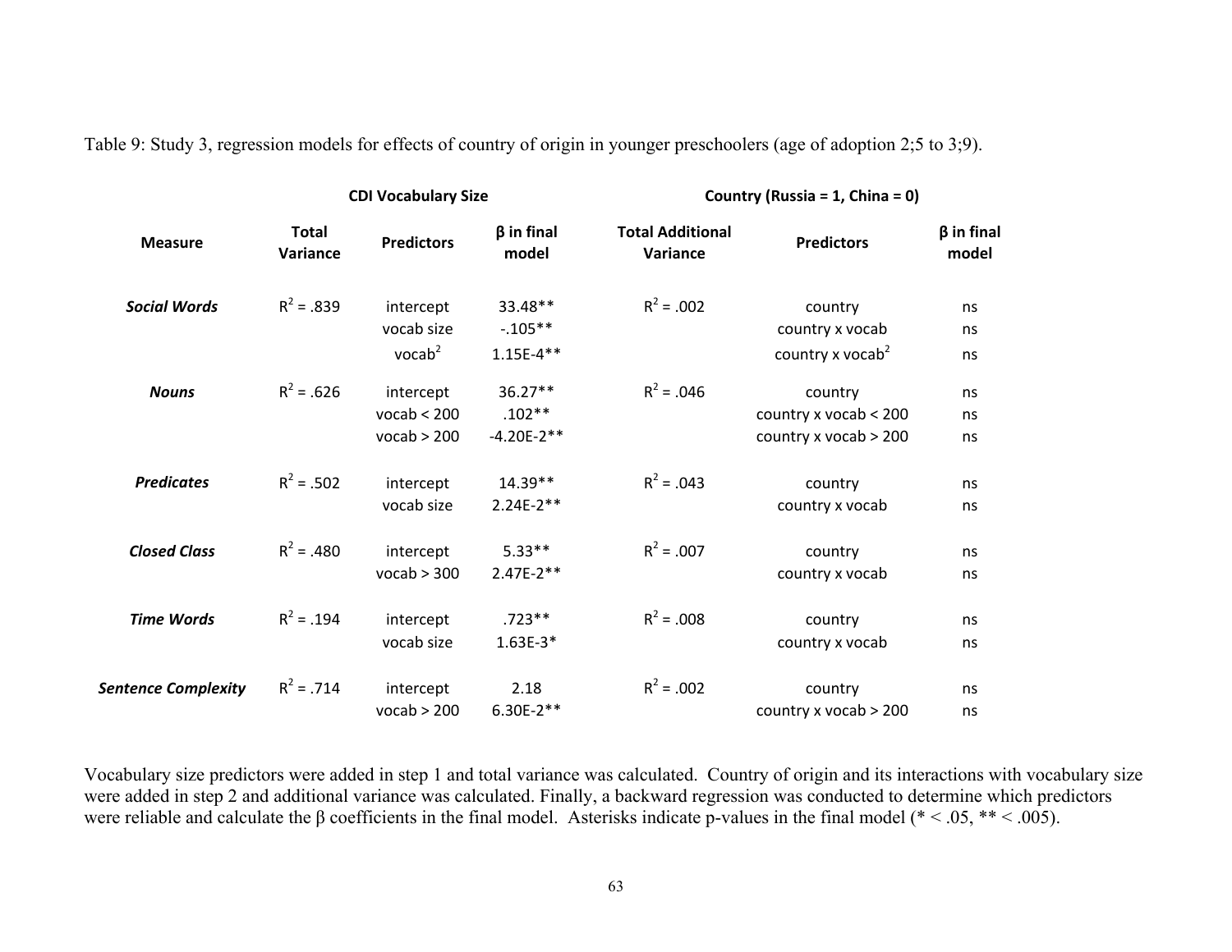Table 9: Study 3, regression models for effects of country of origin in younger preschoolers (age of adoption 2;5 to 3;9).

| | CDI Vocabulary Size | | | Country (Russia = 1, China = 0) | | |
|---|---|---|---|---|---|---|
| **Measure** | **Total Variance** | **Predictors** | **β in final model** | **Total Additional Variance** | **Predictors** | **β in final model** |
| ***Social Words*** | $R^2$ = .839 | intercept | 33.48** | $R^2$ = .002 | country | ns |
| | | vocab size | -.105** | | country x vocab | ns |
| | | $vocab^2$ | 1.15E-4** | | country x $vocab^2$ | ns |
| ***Nouns*** | $R^2$ = .626 | intercept | 36.27** | $R^2$ = .046 | country | ns |
| | | vocab < 200 | .102** | | country x vocab < 200 | ns |
| | | vocab > 200 | -4.20E-2** | | country x vocab > 200 | ns |
| ***Predicates*** | $R^2$ = .502 | intercept | 14.39** | $R^2$ = .043 | country | ns |
| | | vocab size | 2.24E-2** | | country x vocab | ns |
| ***Closed Class*** | $R^2$ = .480 | intercept | 5.33** | $R^2$ = .007 | country | ns |
| | | vocab > 300 | 2.47E-2** | | country x vocab | ns |
| ***Time Words*** | $R^2$ = .194 | intercept | .723** | $R^2$ = .008 | country | ns |
| | | vocab size | 1.63E-3* | | country x vocab | ns |
| ***Sentence Complexity*** | $R^2$ = .714 | intercept | 2.18 | $R^2$ = .002 | country | ns |
| | | vocab > 200 | 6.30E-2** | | country x vocab > 200 | ns |

Vocabulary size predictors were added in step 1 and total variance was calculated. Country of origin and its interactions with vocabulary size were added in step 2 and additional variance was calculated. Finally, a backward regression was conducted to determine which predictors were reliable and calculate the β coefficients in the final model. Asterisks indicate p-values in the final model (* < .05, ** < .005).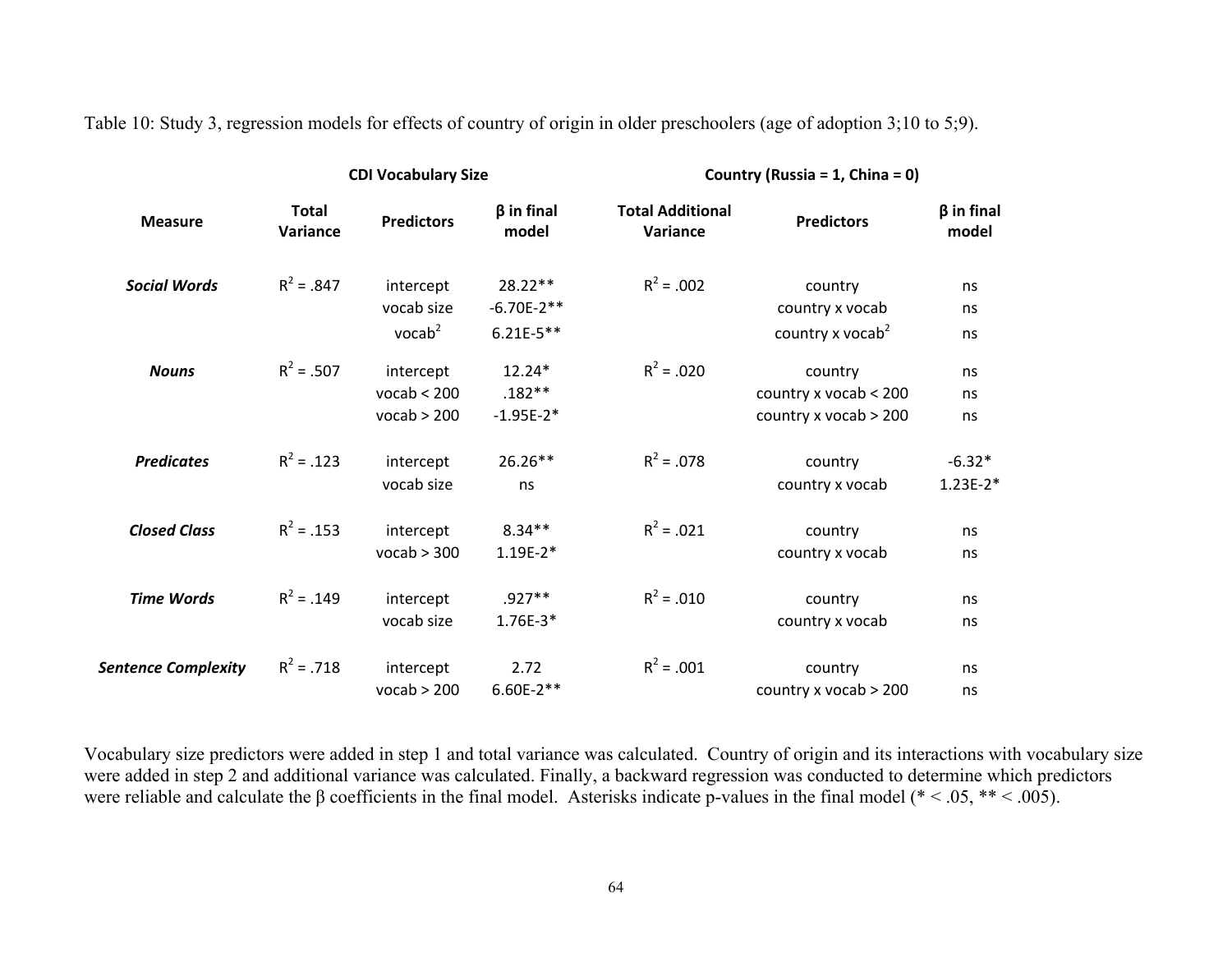Table 10: Study 3, regression models for effects of country of origin in older preschoolers (age of adoption 3;10 to 5;9).

| | CDI Vocabulary Size | | | Country (Russia = 1, China = 0) | | |
|---|---|---|---|---|---|---|
| **Measure** | **Total Variance** | **Predictors** | **β in final model** | **Total Additional Variance** | **Predictors** | **β in final model** |
| ***Social Words*** | $R^2 = .847$ | intercept | 28.22** | $R^2 = .002$ | country | ns |
| | | vocab size | -6.70E-2** | | country x vocab | ns |
| | | $vocab^2$ | 6.21E-5** | | country x $vocab^2$ | ns |
| ***Nouns*** | $R^2 = .507$ | intercept | 12.24* | $R^2 = .020$ | country | ns |
| | | vocab < 200 | .182** | | country x vocab < 200 | ns |
| | | vocab > 200 | -1.95E-2* | | country x vocab > 200 | ns |
| ***Predicates*** | $R^2 = .123$ | intercept | 26.26** | $R^2 = .078$ | country | -6.32* |
| | | vocab size | ns | | country x vocab | 1.23E-2* |
| ***Closed Class*** | $R^2 = .153$ | intercept | 8.34** | $R^2 = .021$ | country | ns |
| | | vocab > 300 | 1.19E-2* | | country x vocab | ns |
| ***Time Words*** | $R^2 = .149$ | intercept | .927** | $R^2 = .010$ | country | ns |
| | | vocab size | 1.76E-3* | | country x vocab | ns |
| ***Sentence Complexity*** | $R^2 = .718$ | intercept | 2.72 | $R^2 = .001$ | country | ns |
| | | vocab > 200 | 6.60E-2** | | country x vocab > 200 | ns |

Vocabulary size predictors were added in step 1 and total variance was calculated. Country of origin and its interactions with vocabulary size were added in step 2 and additional variance was calculated. Finally, a backward regression was conducted to determine which predictors were reliable and calculate the β coefficients in the final model. Asterisks indicate p-values in the final model (* < .05, ** < .005).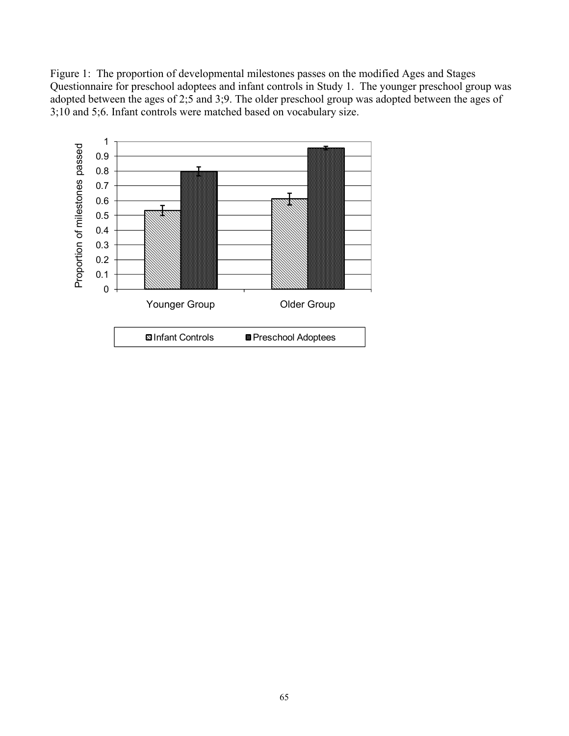Figure 1: The proportion of developmental milestones passes on the modified Ages and Stages Questionnaire for preschool adoptees and infant controls in Study 1. The younger preschool group was adopted between the ages of 2;5 and 3;9. The older preschool group was adopted between the ages of 3;10 and 5;6. Infant controls were matched based on vocabulary size.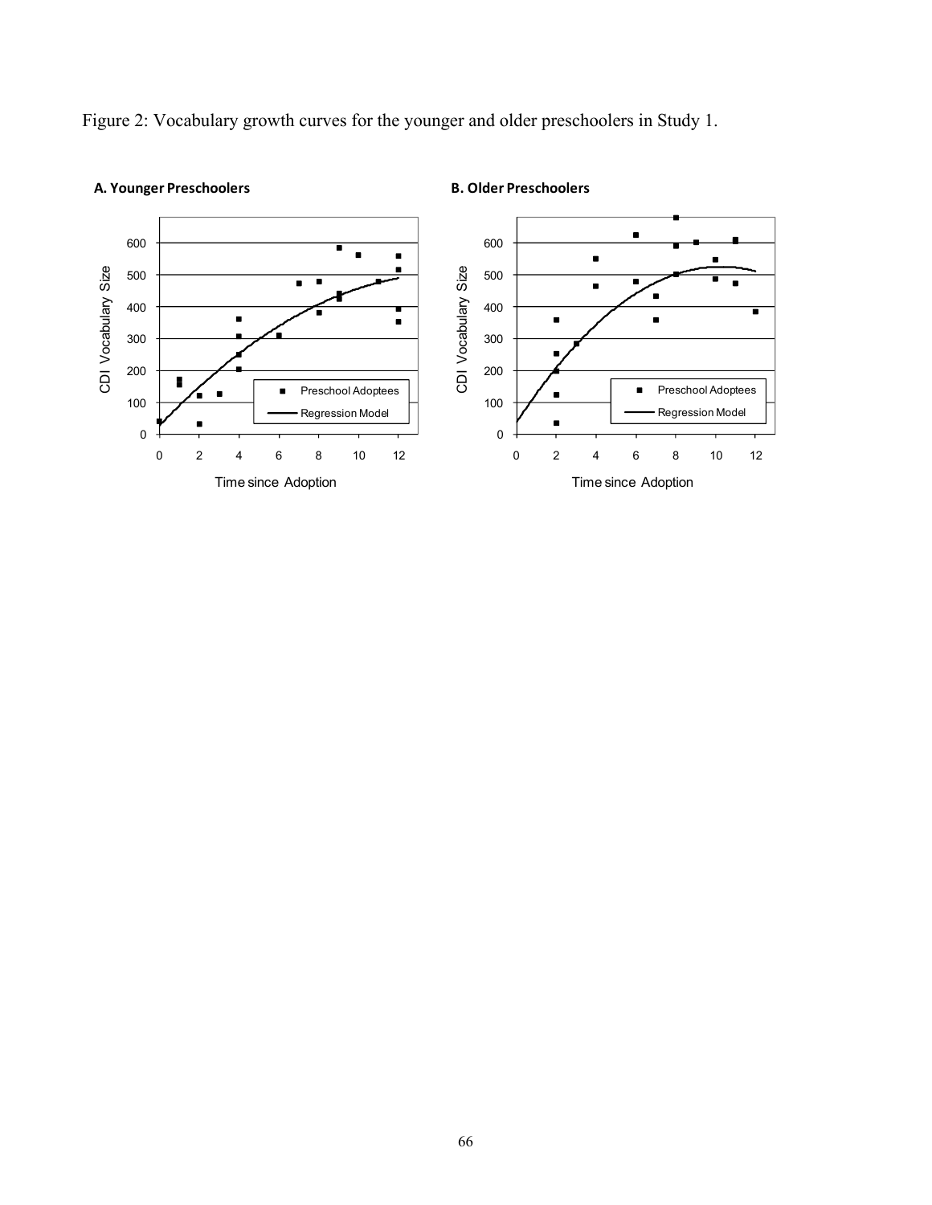Figure 2: Vocabulary growth curves for the younger and older preschoolers in Study 1.

**A. Younger Preschoolers**

**B. Older Preschoolers**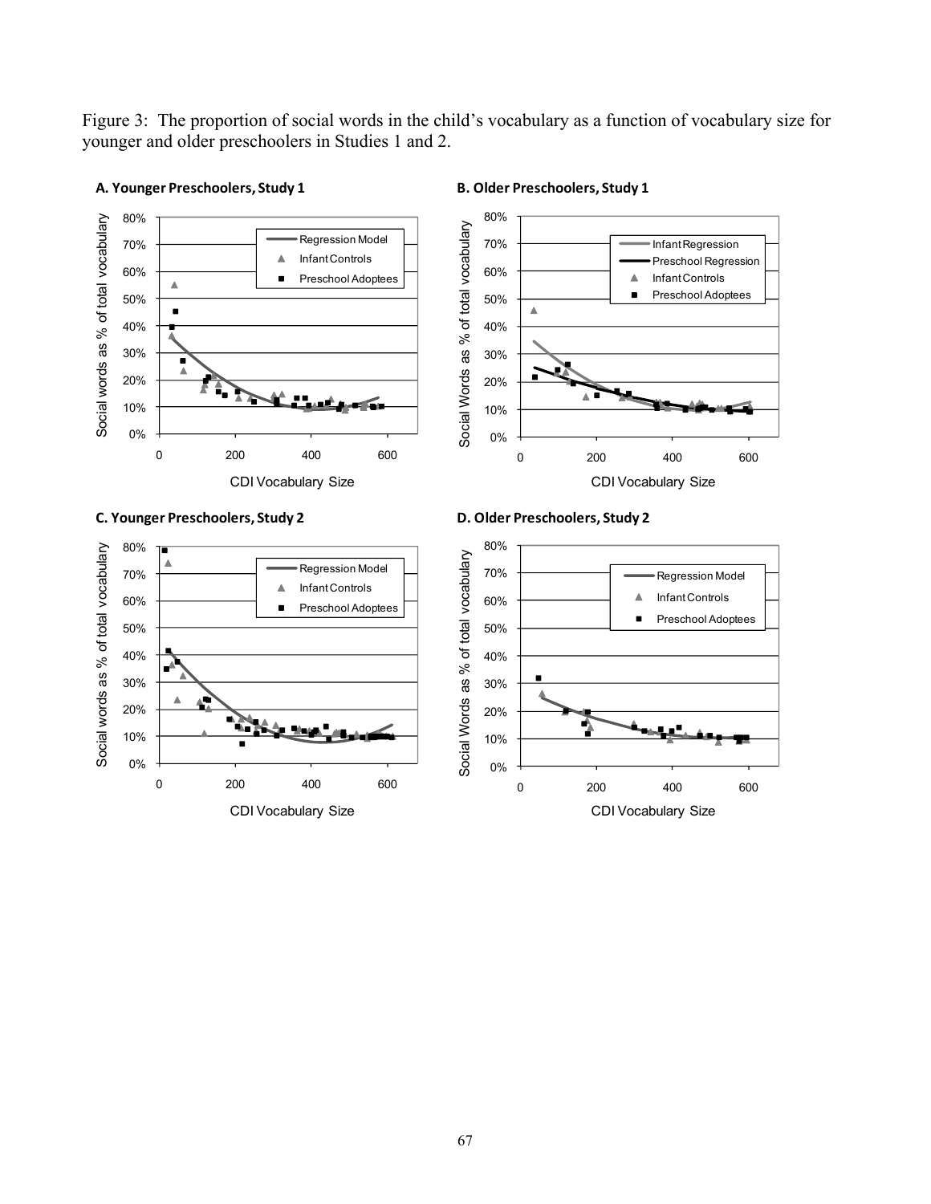Figure 3: The proportion of social words in the child's vocabulary as a function of vocabulary size for younger and older preschoolers in Studies 1 and 2.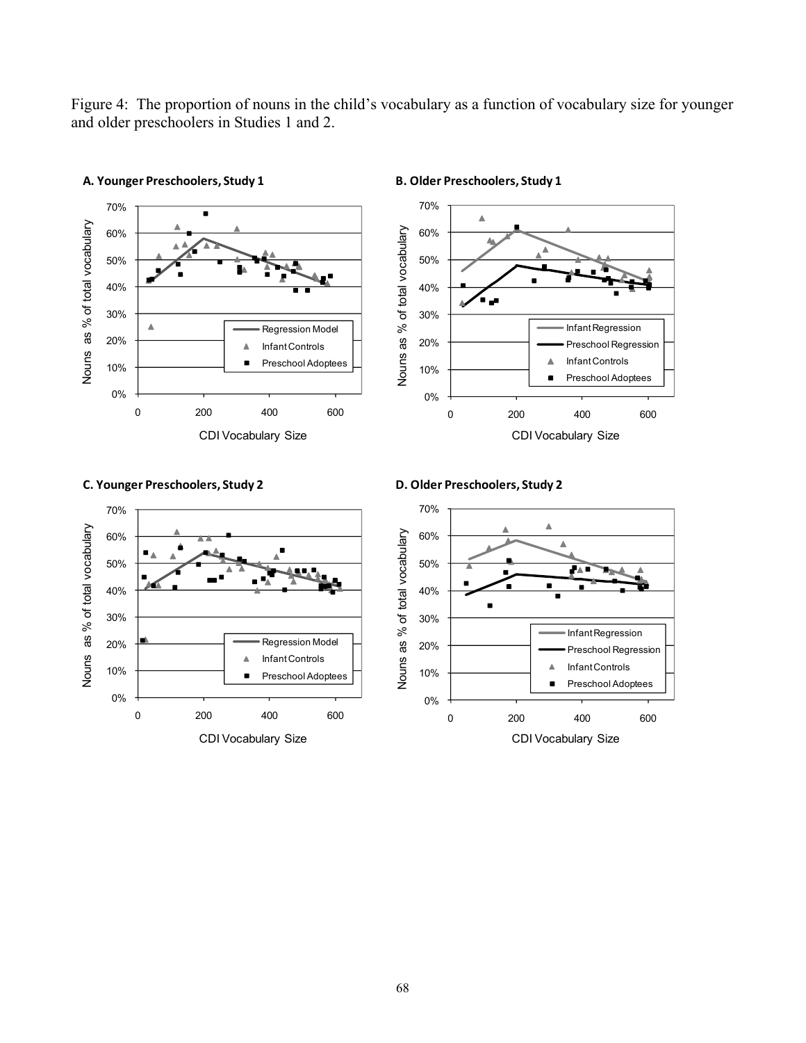Figure 4: The proportion of nouns in the child's vocabulary as a function of vocabulary size for younger and older preschoolers in Studies 1 and 2.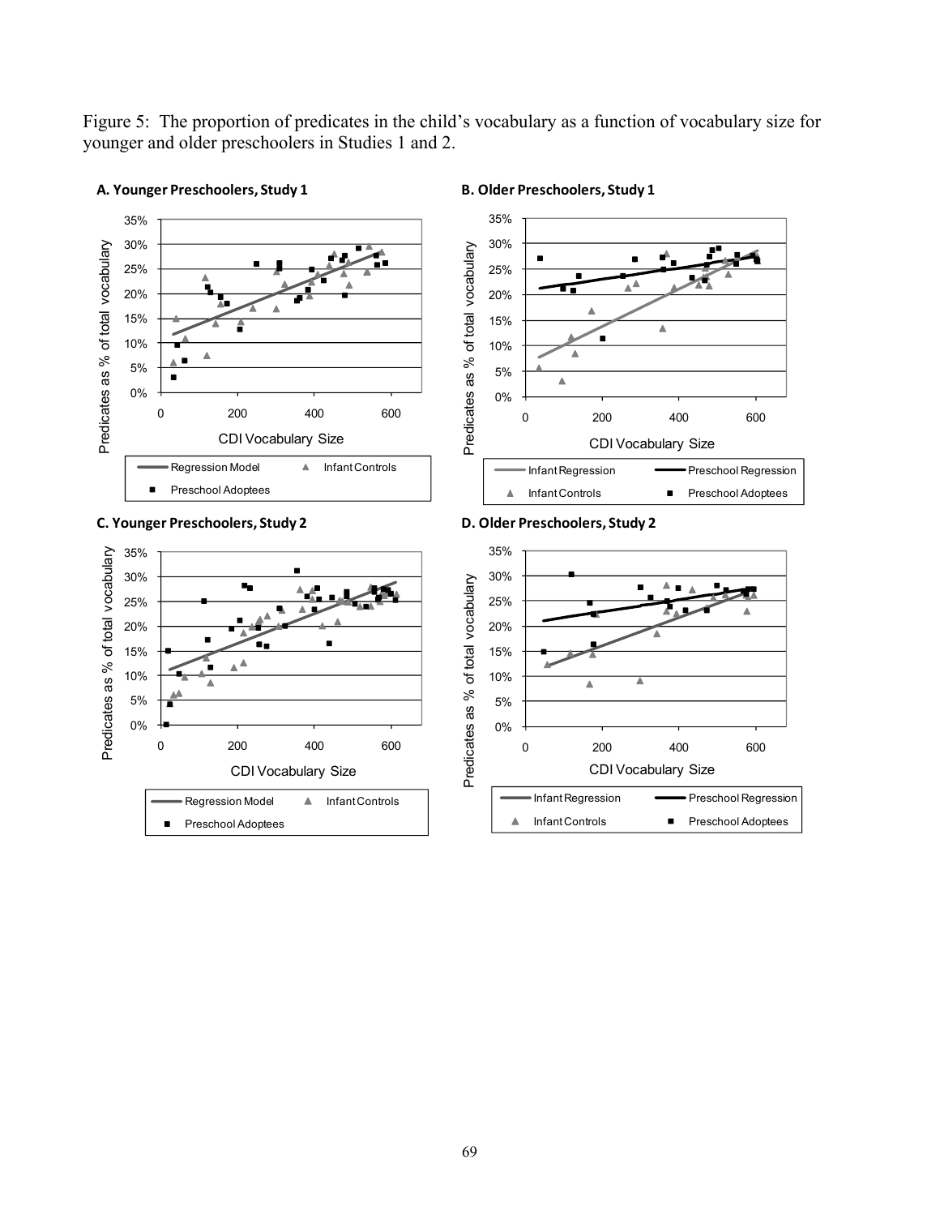Figure 5: The proportion of predicates in the child's vocabulary as a function of vocabulary size for younger and older preschoolers in Studies 1 and 2.

**A. Younger Preschoolers, Study 1**

**B. Older Preschoolers, Study 1**

**C. Younger Preschoolers, Study 2**

**D. Older Preschoolers, Study 2**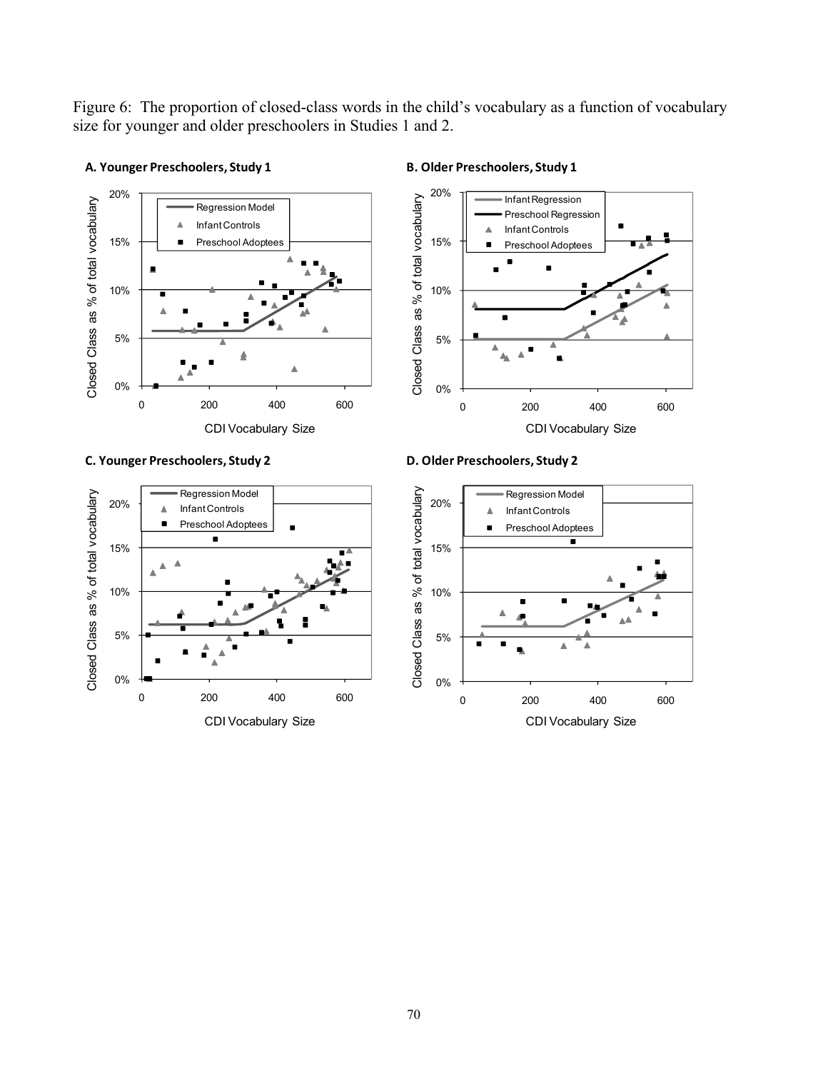Figure 6: The proportion of closed-class words in the child's vocabulary as a function of vocabulary size for younger and older preschoolers in Studies 1 and 2.

**A. Younger Preschoolers, Study 1**

**B. Older Preschoolers, Study 1**

**C. Younger Preschoolers, Study 2**

**D. Older Preschoolers, Study 2**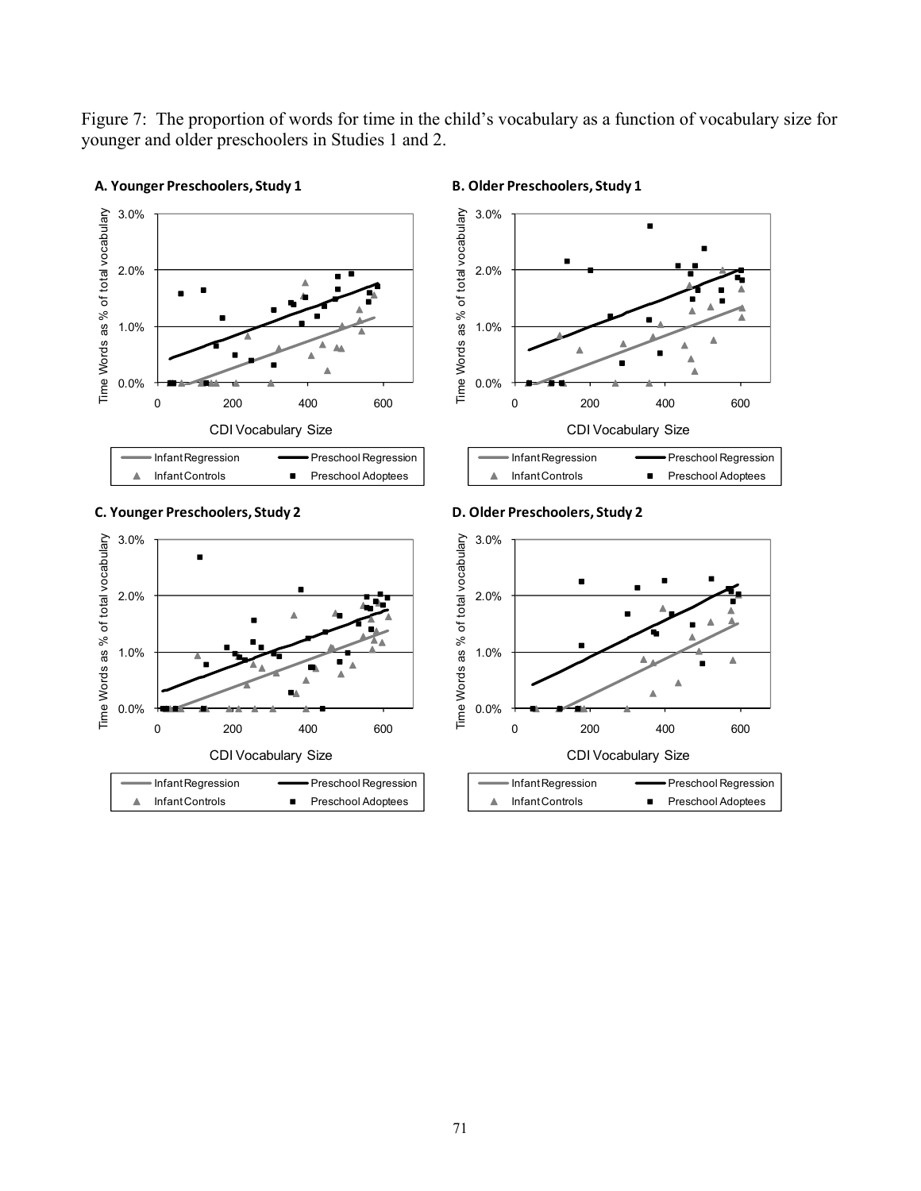Figure 7: The proportion of words for time in the child's vocabulary as a function of vocabulary size for younger and older preschoolers in Studies 1 and 2.

**A. Younger Preschoolers, Study 1**

**B. Older Preschoolers, Study 1**

**C. Younger Preschoolers, Study 2**

**D. Older Preschoolers, Study 2**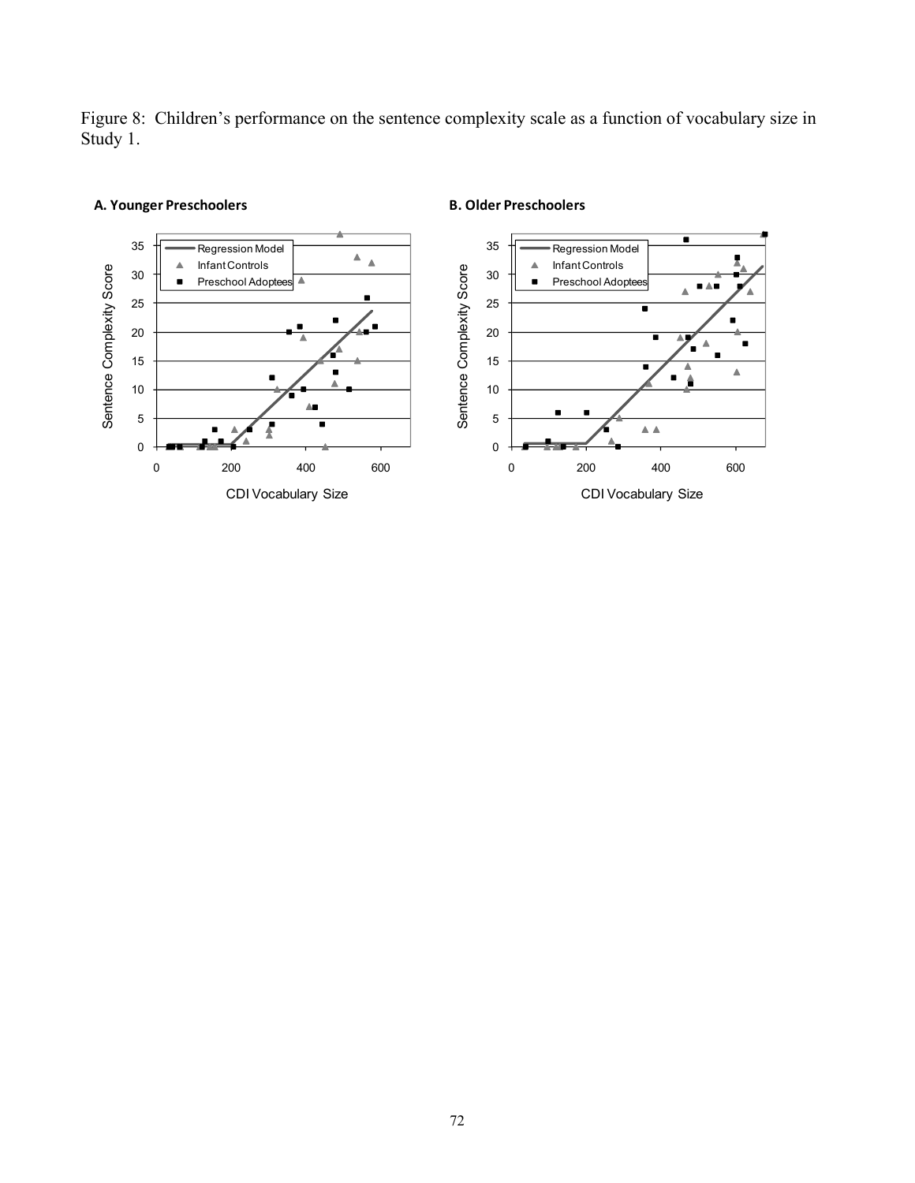Figure 8: Children's performance on the sentence complexity scale as a function of vocabulary size in Study 1.

**A. Younger Preschoolers**

**B. Older Preschoolers**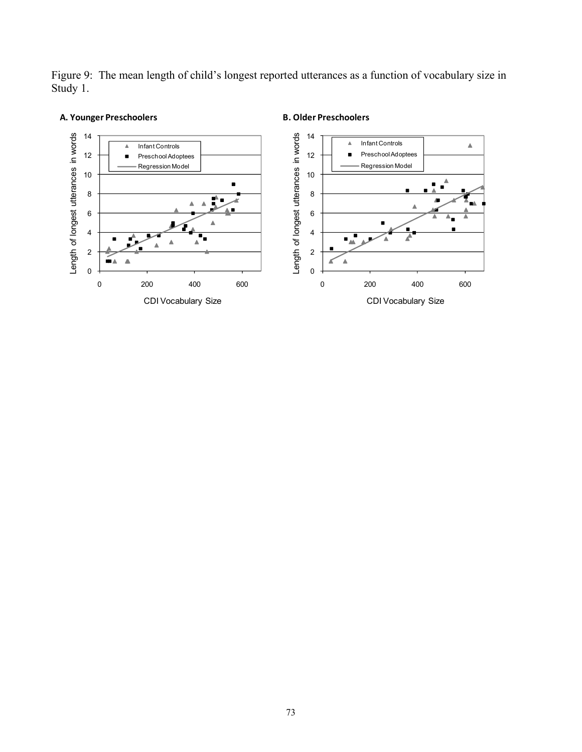Figure 9: The mean length of child's longest reported utterances as a function of vocabulary size in Study 1.

**A. Younger Preschoolers**

**B. Older Preschoolers**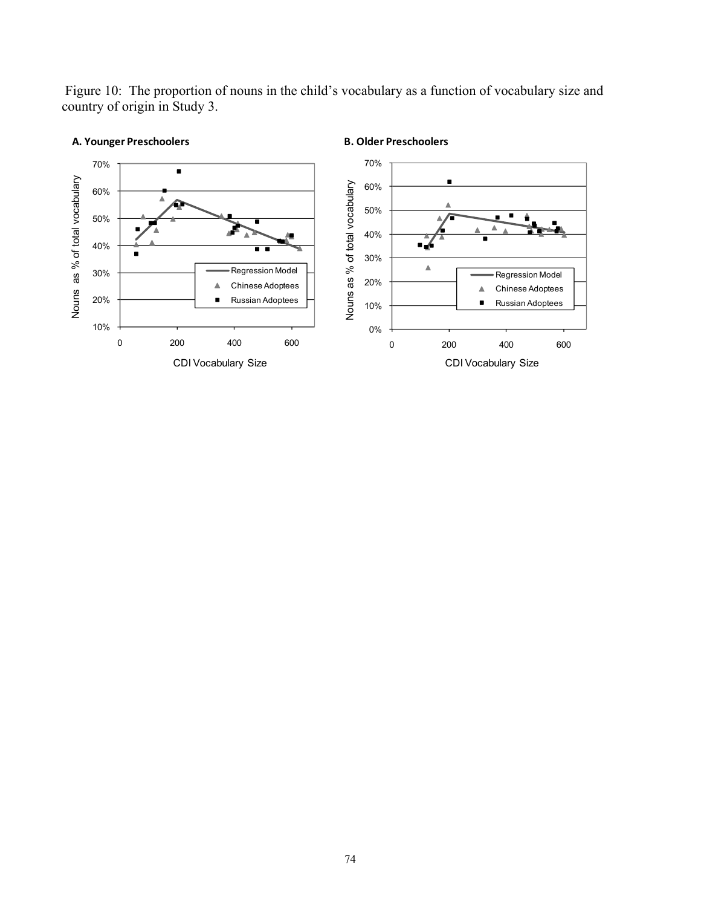Figure 10: The proportion of nouns in the child's vocabulary as a function of vocabulary size and country of origin in Study 3.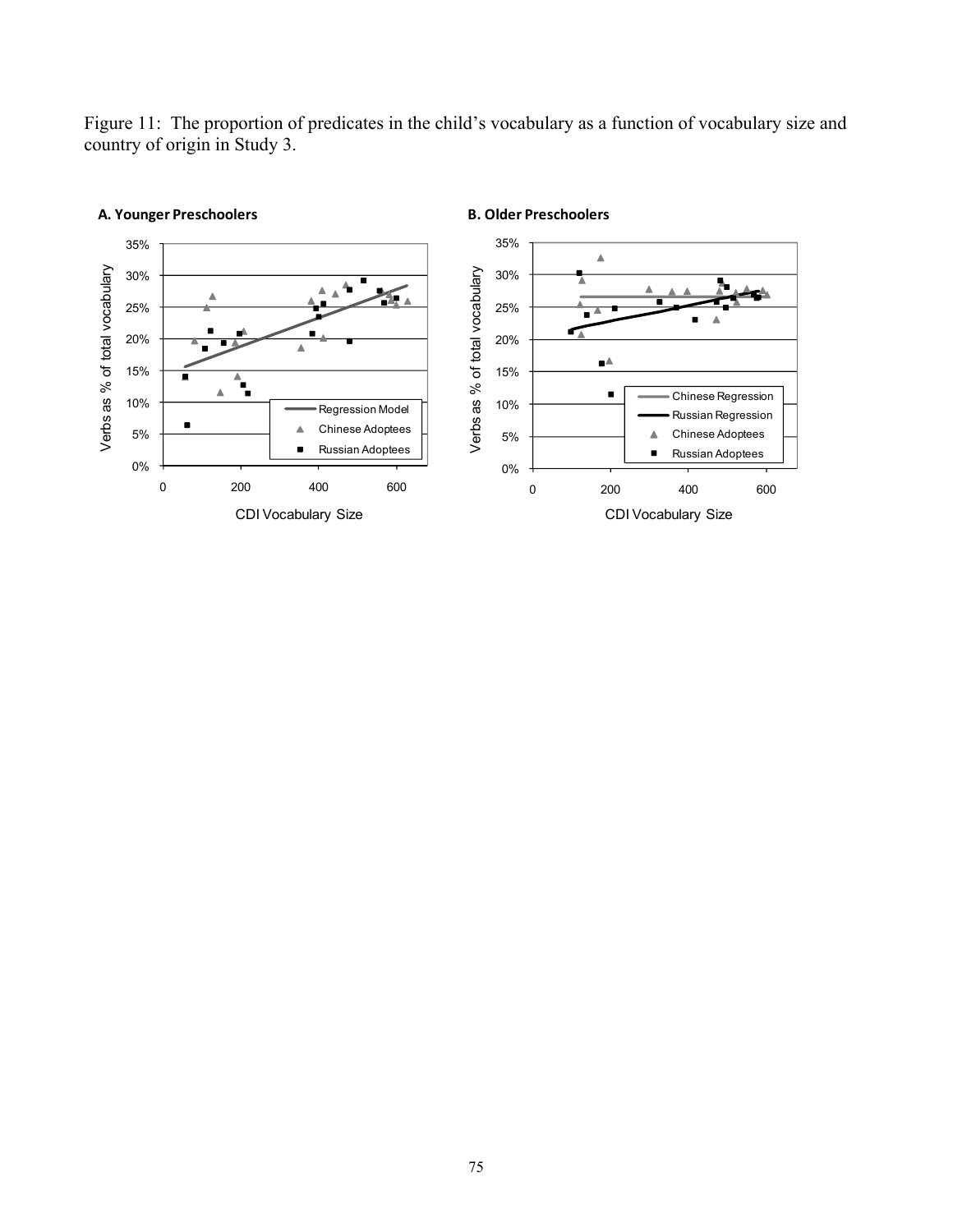Figure 11: The proportion of predicates in the child's vocabulary as a function of vocabulary size and country of origin in Study 3.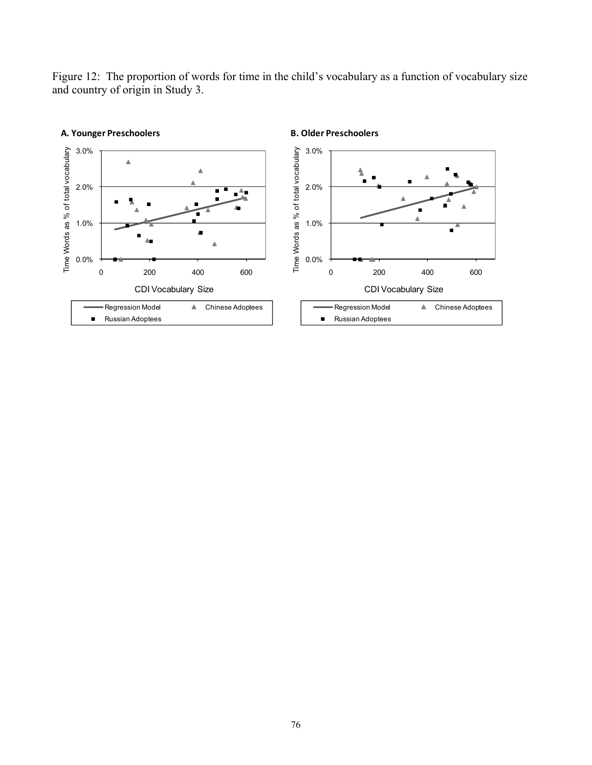Figure 12: The proportion of words for time in the child's vocabulary as a function of vocabulary size and country of origin in Study 3.

**A. Younger Preschoolers**

**B. Older Preschoolers**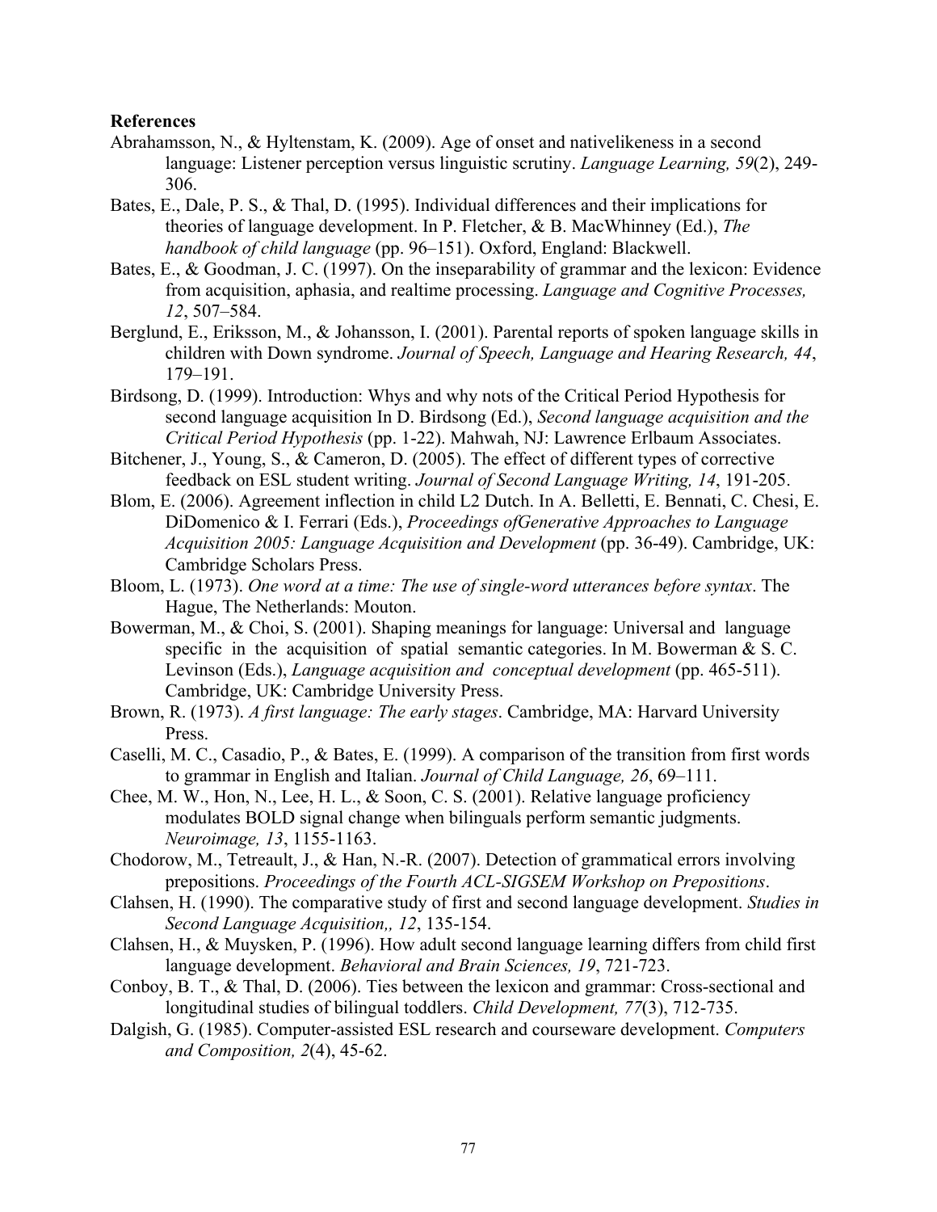**References**

Abrahamsson, N., & Hyltenstam, K. (2009). Age of onset and nativelikeness in a second language: Listener perception versus linguistic scrutiny. *Language Learning, 59*(2), 249-306.

Bates, E., Dale, P. S., & Thal, D. (1995). Individual differences and their implications for theories of language development. In P. Fletcher, & B. MacWhinney (Ed.), *The handbook of child language* (pp. 96–151). Oxford, England: Blackwell.

Bates, E., & Goodman, J. C. (1997). On the inseparability of grammar and the lexicon: Evidence from acquisition, aphasia, and realtime processing. *Language and Cognitive Processes, 12*, 507–584.

Berglund, E., Eriksson, M., & Johansson, I. (2001). Parental reports of spoken language skills in children with Down syndrome. *Journal of Speech, Language and Hearing Research, 44*, 179–191.

Birdsong, D. (1999). Introduction: Whys and why nots of the Critical Period Hypothesis for second language acquisition In D. Birdsong (Ed.), *Second language acquisition and the Critical Period Hypothesis* (pp. 1-22). Mahwah, NJ: Lawrence Erlbaum Associates.

Bitchener, J., Young, S., & Cameron, D. (2005). The effect of different types of corrective feedback on ESL student writing. *Journal of Second Language Writing, 14*, 191-205.

Blom, E. (2006). Agreement inflection in child L2 Dutch. In A. Belletti, E. Bennati, C. Chesi, E. DiDomenico & I. Ferrari (Eds.), *Proceedings ofGenerative Approaches to Language Acquisition 2005: Language Acquisition and Development* (pp. 36-49). Cambridge, UK: Cambridge Scholars Press.

Bloom, L. (1973). *One word at a time: The use of single-word utterances before syntax*. The Hague, The Netherlands: Mouton.

Bowerman, M., & Choi, S. (2001). Shaping meanings for language: Universal and language specific in the acquisition of spatial semantic categories. In M. Bowerman & S. C. Levinson (Eds.), *Language acquisition and conceptual development* (pp. 465-511). Cambridge, UK: Cambridge University Press.

Brown, R. (1973). *A first language: The early stages*. Cambridge, MA: Harvard University Press.

Caselli, M. C., Casadio, P., & Bates, E. (1999). A comparison of the transition from first words to grammar in English and Italian. *Journal of Child Language, 26*, 69–111.

Chee, M. W., Hon, N., Lee, H. L., & Soon, C. S. (2001). Relative language proficiency modulates BOLD signal change when bilinguals perform semantic judgments. *Neuroimage, 13*, 1155-1163.

Chodorow, M., Tetreault, J., & Han, N.-R. (2007). Detection of grammatical errors involving prepositions. *Proceedings of the Fourth ACL-SIGSEM Workshop on Prepositions*.

Clahsen, H. (1990). The comparative study of first and second language development. *Studies in Second Language Acquisition,, 12*, 135-154.

Clahsen, H., & Muysken, P. (1996). How adult second language learning differs from child first language development. *Behavioral and Brain Sciences, 19*, 721-723.

Conboy, B. T., & Thal, D. (2006). Ties between the lexicon and grammar: Cross-sectional and longitudinal studies of bilingual toddlers. *Child Development, 77*(3), 712-735.

Dalgish, G. (1985). Computer-assisted ESL research and courseware development. *Computers and Composition, 2*(4), 45-62.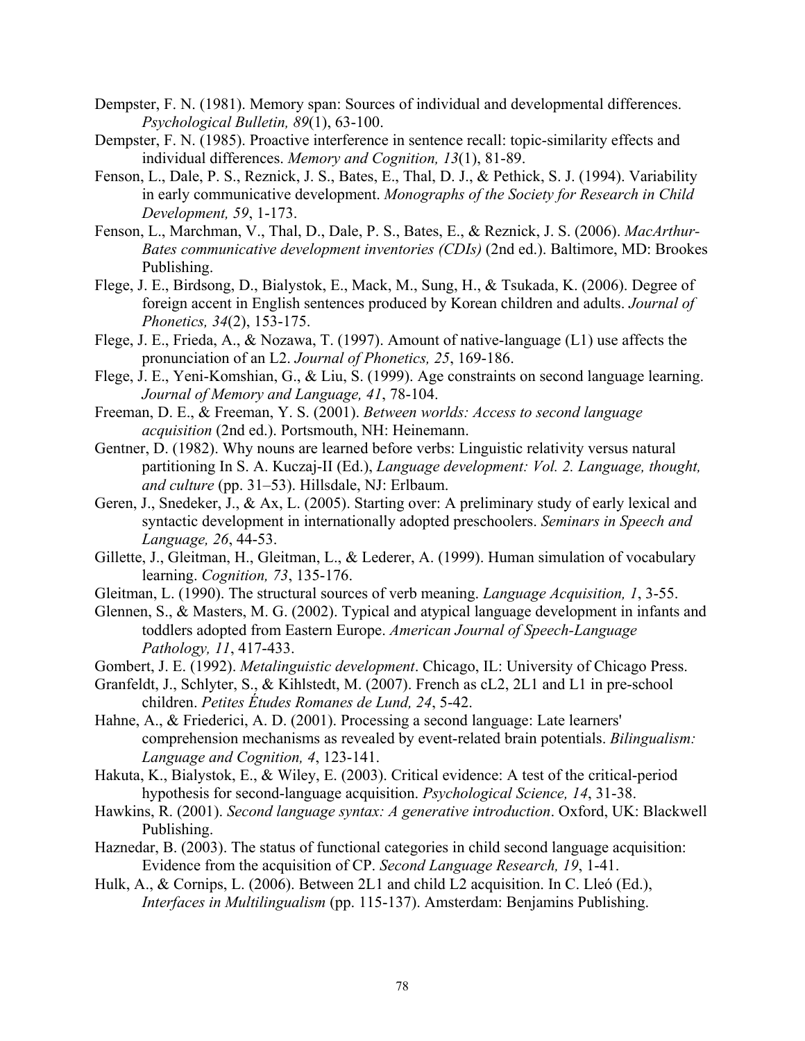Dempster, F. N. (1981). Memory span: Sources of individual and developmental differences. *Psychological Bulletin, 89*(1), 63-100.

Dempster, F. N. (1985). Proactive interference in sentence recall: topic-similarity effects and individual differences. *Memory and Cognition, 13*(1), 81-89.

Fenson, L., Dale, P. S., Reznick, J. S., Bates, E., Thal, D. J., & Pethick, S. J. (1994). Variability in early communicative development. *Monographs of the Society for Research in Child Development, 59*, 1-173.

Fenson, L., Marchman, V., Thal, D., Dale, P. S., Bates, E., & Reznick, J. S. (2006). *MacArthur-Bates communicative development inventories (CDIs)* (2nd ed.). Baltimore, MD: Brookes Publishing.

Flege, J. E., Birdsong, D., Bialystok, E., Mack, M., Sung, H., & Tsukada, K. (2006). Degree of foreign accent in English sentences produced by Korean children and adults. *Journal of Phonetics, 34*(2), 153-175.

Flege, J. E., Frieda, A., & Nozawa, T. (1997). Amount of native-language (L1) use affects the pronunciation of an L2. *Journal of Phonetics, 25*, 169-186.

Flege, J. E., Yeni-Komshian, G., & Liu, S. (1999). Age constraints on second language learning. *Journal of Memory and Language, 41*, 78-104.

Freeman, D. E., & Freeman, Y. S. (2001). *Between worlds: Access to second language acquisition* (2nd ed.). Portsmouth, NH: Heinemann.

Gentner, D. (1982). Why nouns are learned before verbs: Linguistic relativity versus natural partitioning In S. A. Kuczaj-II (Ed.), *Language development: Vol. 2. Language, thought, and culture* (pp. 31–53). Hillsdale, NJ: Erlbaum.

Geren, J., Snedeker, J., & Ax, L. (2005). Starting over: A preliminary study of early lexical and syntactic development in internationally adopted preschoolers. *Seminars in Speech and Language, 26*, 44-53.

Gillette, J., Gleitman, H., Gleitman, L., & Lederer, A. (1999). Human simulation of vocabulary learning. *Cognition, 73*, 135-176.

Gleitman, L. (1990). The structural sources of verb meaning. *Language Acquisition, 1*, 3-55.

Glennen, S., & Masters, M. G. (2002). Typical and atypical language development in infants and toddlers adopted from Eastern Europe. *American Journal of Speech-Language Pathology, 11*, 417-433.

Gombert, J. E. (1992). *Metalinguistic development*. Chicago, IL: University of Chicago Press.

Granfeldt, J., Schlyter, S., & Kihlstedt, M. (2007). French as cL2, 2L1 and L1 in pre-school children. *Petites Études Romanes de Lund, 24*, 5-42.

Hahne, A., & Friederici, A. D. (2001). Processing a second language: Late learners' comprehension mechanisms as revealed by event-related brain potentials. *Bilingualism: Language and Cognition, 4*, 123-141.

Hakuta, K., Bialystok, E., & Wiley, E. (2003). Critical evidence: A test of the critical-period hypothesis for second-language acquisition. *Psychological Science, 14*, 31-38.

Hawkins, R. (2001). *Second language syntax: A generative introduction*. Oxford, UK: Blackwell Publishing.

Haznedar, B. (2003). The status of functional categories in child second language acquisition: Evidence from the acquisition of CP. *Second Language Research, 19*, 1-41.

Hulk, A., & Cornips, L. (2006). Between 2L1 and child L2 acquisition. In C. Lleó (Ed.), *Interfaces in Multilingualism* (pp. 115-137). Amsterdam: Benjamins Publishing.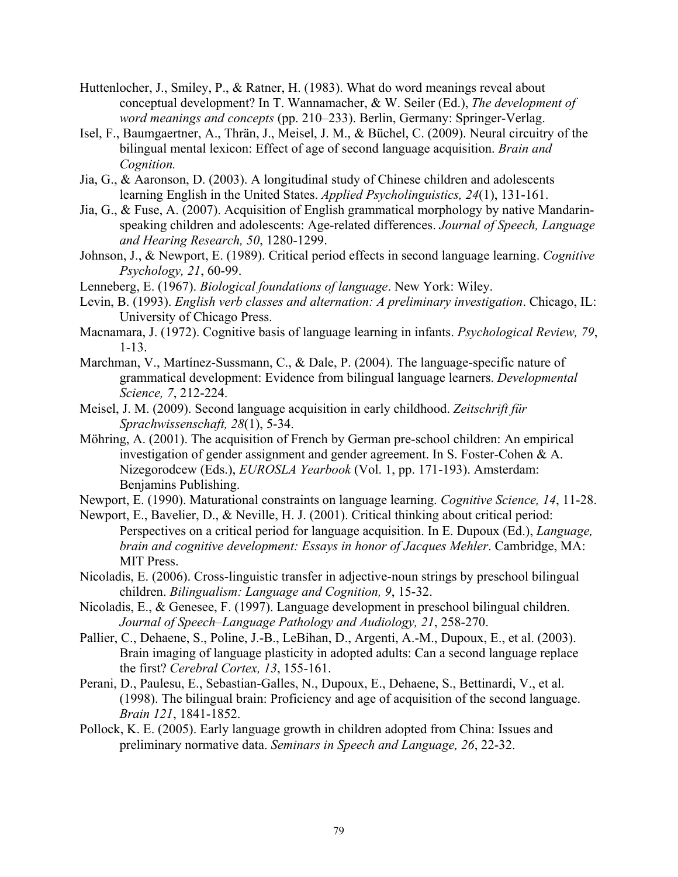Huttenlocher, J., Smiley, P., & Ratner, H. (1983). What do word meanings reveal about conceptual development? In T. Wannamacher, & W. Seiler (Ed.), *The development of word meanings and concepts* (pp. 210–233). Berlin, Germany: Springer-Verlag.

Isel, F., Baumgaertner, A., Thrän, J., Meisel, J. M., & Büchel, C. (2009). Neural circuitry of the bilingual mental lexicon: Effect of age of second language acquisition. *Brain and Cognition.*

Jia, G., & Aaronson, D. (2003). A longitudinal study of Chinese children and adolescents learning English in the United States. *Applied Psycholinguistics, 24*(1), 131-161.

Jia, G., & Fuse, A. (2007). Acquisition of English grammatical morphology by native Mandarin-speaking children and adolescents: Age-related differences. *Journal of Speech, Language and Hearing Research, 50*, 1280-1299.

Johnson, J., & Newport, E. (1989). Critical period effects in second language learning. *Cognitive Psychology, 21*, 60-99.

Lenneberg, E. (1967). *Biological foundations of language*. New York: Wiley.

Levin, B. (1993). *English verb classes and alternation: A preliminary investigation*. Chicago, IL: University of Chicago Press.

Macnamara, J. (1972). Cognitive basis of language learning in infants. *Psychological Review, 79*, 1-13.

Marchman, V., Martínez-Sussmann, C., & Dale, P. (2004). The language-specific nature of grammatical development: Evidence from bilingual language learners. *Developmental Science, 7*, 212-224.

Meisel, J. M. (2009). Second language acquisition in early childhood. *Zeitschrift für Sprachwissenschaft, 28*(1), 5-34.

Möhring, A. (2001). The acquisition of French by German pre-school children: An empirical investigation of gender assignment and gender agreement. In S. Foster-Cohen & A. Nizegorodcew (Eds.), *EUROSLA Yearbook* (Vol. 1, pp. 171-193). Amsterdam: Benjamins Publishing.

Newport, E. (1990). Maturational constraints on language learning. *Cognitive Science, 14*, 11-28.

Newport, E., Bavelier, D., & Neville, H. J. (2001). Critical thinking about critical period: Perspectives on a critical period for language acquisition. In E. Dupoux (Ed.), *Language, brain and cognitive development: Essays in honor of Jacques Mehler*. Cambridge, MA: MIT Press.

Nicoladis, E. (2006). Cross-linguistic transfer in adjective-noun strings by preschool bilingual children. *Bilingualism: Language and Cognition, 9*, 15-32.

Nicoladis, E., & Genesee, F. (1997). Language development in preschool bilingual children. *Journal of Speech–Language Pathology and Audiology, 21*, 258-270.

Pallier, C., Dehaene, S., Poline, J.-B., LeBihan, D., Argenti, A.-M., Dupoux, E., et al. (2003). Brain imaging of language plasticity in adopted adults: Can a second language replace the first? *Cerebral Cortex, 13*, 155-161.

Perani, D., Paulesu, E., Sebastian-Galles, N., Dupoux, E., Dehaene, S., Bettinardi, V., et al. (1998). The bilingual brain: Proficiency and age of acquisition of the second language. *Brain 121*, 1841-1852.

Pollock, K. E. (2005). Early language growth in children adopted from China: Issues and preliminary normative data. *Seminars in Speech and Language, 26*, 22-32.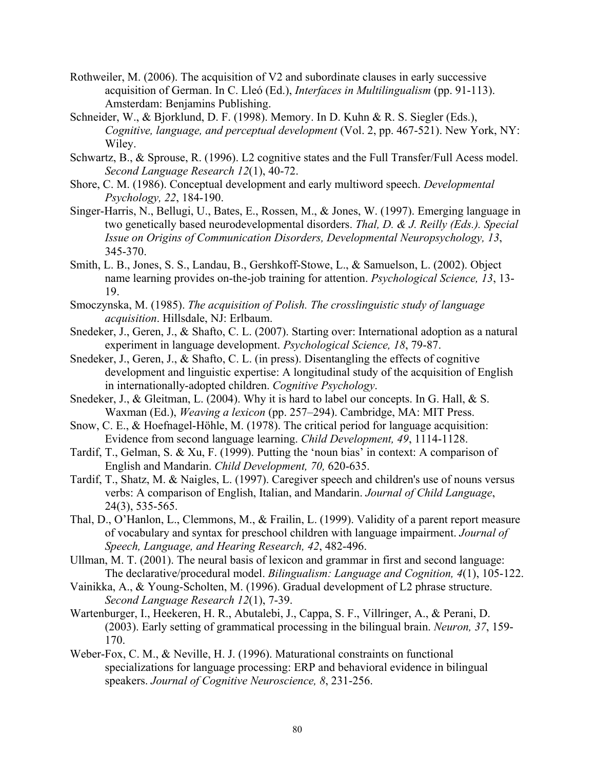Rothweiler, M. (2006). The acquisition of V2 and subordinate clauses in early successive acquisition of German. In C. Lleó (Ed.), *Interfaces in Multilingualism* (pp. 91-113). Amsterdam: Benjamins Publishing.

Schneider, W., & Bjorklund, D. F. (1998). Memory. In D. Kuhn & R. S. Siegler (Eds.), *Cognitive, language, and perceptual development* (Vol. 2, pp. 467-521). New York, NY: Wiley.

Schwartz, B., & Sprouse, R. (1996). L2 cognitive states and the Full Transfer/Full Acess model. *Second Language Research 12*(1), 40-72.

Shore, C. M. (1986). Conceptual development and early multiword speech. *Developmental Psychology, 22*, 184-190.

Singer-Harris, N., Bellugi, U., Bates, E., Rossen, M., & Jones, W. (1997). Emerging language in two genetically based neurodevelopmental disorders. *Thal, D. & J. Reilly (Eds.). Special Issue on Origins of Communication Disorders, Developmental Neuropsychology, 13*, 345-370.

Smith, L. B., Jones, S. S., Landau, B., Gershkoff-Stowe, L., & Samuelson, L. (2002). Object name learning provides on-the-job training for attention. *Psychological Science, 13*, 13-19.

Smoczynska, M. (1985). *The acquisition of Polish. The crosslinguistic study of language acquisition*. Hillsdale, NJ: Erlbaum.

Snedeker, J., Geren, J., & Shafto, C. L. (2007). Starting over: International adoption as a natural experiment in language development. *Psychological Science, 18*, 79-87.

Snedeker, J., Geren, J., & Shafto, C. L. (in press). Disentangling the effects of cognitive development and linguistic expertise: A longitudinal study of the acquisition of English in internationally-adopted children. *Cognitive Psychology*.

Snedeker, J., & Gleitman, L. (2004). Why it is hard to label our concepts. In G. Hall, & S. Waxman (Ed.), *Weaving a lexicon* (pp. 257–294). Cambridge, MA: MIT Press.

Snow, C. E., & Hoefnagel-Höhle, M. (1978). The critical period for language acquisition: Evidence from second language learning. *Child Development, 49*, 1114-1128.

Tardif, T., Gelman, S. & Xu, F. (1999). Putting the 'noun bias' in context: A comparison of English and Mandarin. *Child Development, 70,* 620-635.

Tardif, T., Shatz, M. & Naigles, L. (1997). Caregiver speech and children's use of nouns versus verbs: A comparison of English, Italian, and Mandarin. *Journal of Child Language*, 24(3), 535-565.

Thal, D., O'Hanlon, L., Clemmons, M., & Frailin, L. (1999). Validity of a parent report measure of vocabulary and syntax for preschool children with language impairment. *Journal of Speech, Language, and Hearing Research, 42*, 482-496.

Ullman, M. T. (2001). The neural basis of lexicon and grammar in first and second language: The declarative/procedural model. *Bilingualism: Language and Cognition, 4*(1), 105-122.

Vainikka, A., & Young-Scholten, M. (1996). Gradual development of L2 phrase structure. *Second Language Research 12*(1), 7-39.

Wartenburger, I., Heekeren, H. R., Abutalebi, J., Cappa, S. F., Villringer, A., & Perani, D. (2003). Early setting of grammatical processing in the bilingual brain. *Neuron, 37*, 159-170.

Weber-Fox, C. M., & Neville, H. J. (1996). Maturational constraints on functional specializations for language processing: ERP and behavioral evidence in bilingual speakers. *Journal of Cognitive Neuroscience, 8*, 231-256.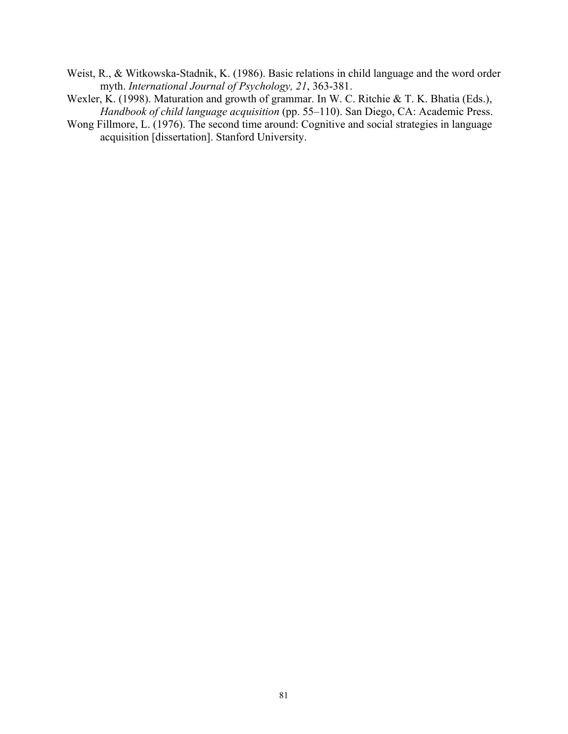Weist, R., & Witkowska-Stadnik, K. (1986). Basic relations in child language and the word order myth. *International Journal of Psychology, 21*, 363-381.

Wexler, K. (1998). Maturation and growth of grammar. In W. C. Ritchie & T. K. Bhatia (Eds.), *Handbook of child language acquisition* (pp. 55–110). San Diego, CA: Academic Press.

Wong Fillmore, L. (1976). The second time around: Cognitive and social strategies in language acquisition [dissertation]. Stanford University.